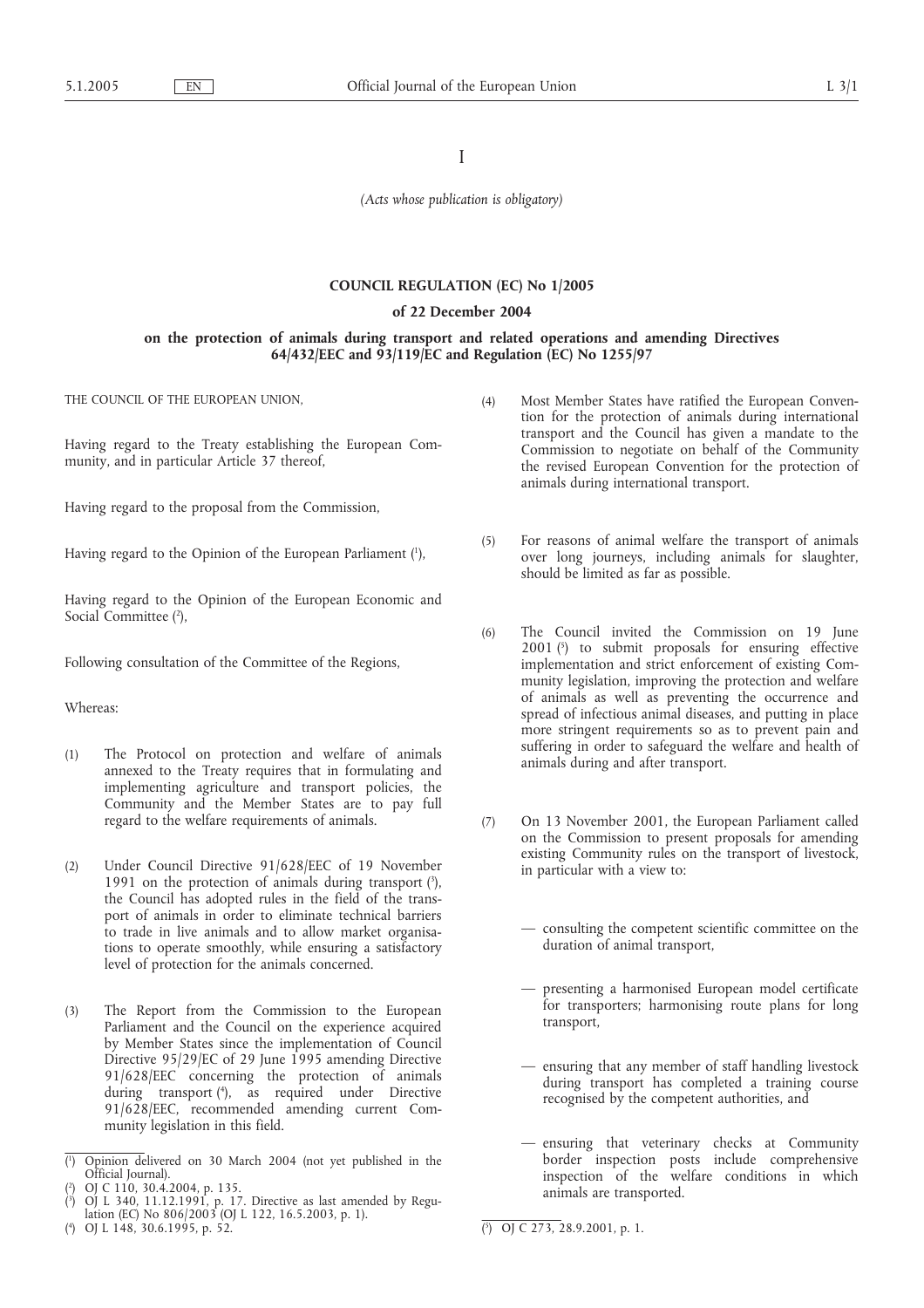I

*(Acts whose publication is obligatory)*

**COUNCIL REGULATION (EC) No 1/2005**

**of 22 December 2004**

**on the protection of animals during transport and related operations and amending Directives 64/432/EEC and 93/119/EC and Regulation (EC) No 1255/97**

THE COUNCIL OF THE EUROPEAN UNION,

Having regard to the Treaty establishing the European Community, and in particular Article 37 thereof,

Having regard to the proposal from the Commission,

Having regard to the Opinion of the European Parliament ([1]),

Having regard to the Opinion of the European Economic and Social Committee ([2]),

Following consultation of the Committee of the Regions,

Whereas:

(1) The Protocol on protection and welfare of animals annexed to the Treaty requires that in formulating and implementing agriculture and transport policies, the Community and the Member States are to pay full regard to the welfare requirements of animals.

(2) Under Council Directive 91/628/EEC of 19 November 1991 on the protection of animals during transport ([3]), the Council has adopted rules in the field of the transport of animals in order to eliminate technical barriers to trade in live animals and to allow market organisations to operate smoothly, while ensuring a satisfactory level of protection for the animals concerned.

(3) The Report from the Commission to the European Parliament and the Council on the experience acquired by Member States since the implementation of Council Directive 95/29/EC of 29 June 1995 amending Directive 91/628/EEC concerning the protection of animals during transport ([4]), as required under Directive 91/628/EEC, recommended amending current Community legislation in this field.

(4) Most Member States have ratified the European Convention for the protection of animals during international transport and the Council has given a mandate to the Commission to negotiate on behalf of the Community the revised European Convention for the protection of animals during international transport.

(5) For reasons of animal welfare the transport of animals over long journeys, including animals for slaughter, should be limited as far as possible.

(6) The Council invited the Commission on 19 June 2001 ([5]) to submit proposals for ensuring effective implementation and strict enforcement of existing Community legislation, improving the protection and welfare of animals as well as preventing the occurrence and spread of infectious animal diseases, and putting in place more stringent requirements so as to prevent pain and suffering in order to safeguard the welfare and health of animals during and after transport.

(7) On 13 November 2001, the European Parliament called on the Commission to present proposals for amending existing Community rules on the transport of livestock, in particular with a view to:

— consulting the competent scientific committee on the duration of animal transport,

— presenting a harmonised European model certificate for transporters; harmonising route plans for long transport,

— ensuring that any member of staff handling livestock during transport has completed a training course recognised by the competent authorities, and

— ensuring that veterinary checks at Community border inspection posts include comprehensive inspection of the welfare conditions in which animals are transported.

([1]) Opinion delivered on 30 March 2004 (not yet published in the Official Journal).

([2]) OJ C 110, 30.4.2004, p. 135.

([3]) OJ L 340, 11.12.1991, p. 17. Directive as last amended by Regulation (EC) No 806/2003 (OJ L 122, 16.5.2003, p. 1).

([4]) OJ L 148, 30.6.1995, p. 52.

([5]) OJ C 273, 28.9.2001, p. 1.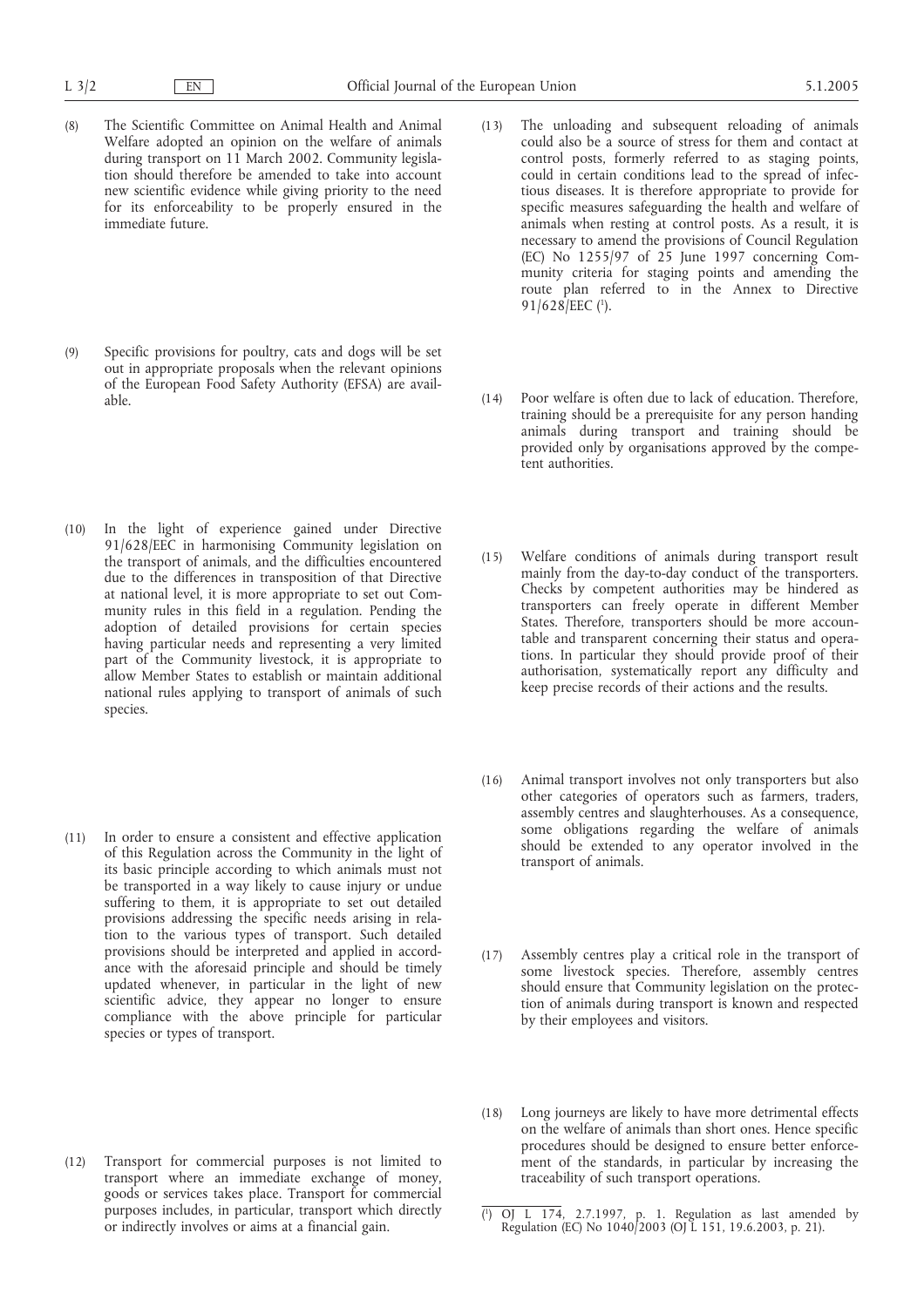(8) The Scientific Committee on Animal Health and Animal Welfare adopted an opinion on the welfare of animals during transport on 11 March 2002. Community legislation should therefore be amended to take into account new scientific evidence while giving priority to the need for its enforceability to be properly ensured in the immediate future.

(9) Specific provisions for poultry, cats and dogs will be set out in appropriate proposals when the relevant opinions of the European Food Safety Authority (EFSA) are available.

(10) In the light of experience gained under Directive 91/628/EEC in harmonising Community legislation on the transport of animals, and the difficulties encountered due to the differences in transposition of that Directive at national level, it is more appropriate to set out Community rules in this field in a regulation. Pending the adoption of detailed provisions for certain species having particular needs and representing a very limited part of the Community livestock, it is appropriate to allow Member States to establish or maintain additional national rules applying to transport of animals of such species.

(11) In order to ensure a consistent and effective application of this Regulation across the Community in the light of its basic principle according to which animals must not be transported in a way likely to cause injury or undue suffering to them, it is appropriate to set out detailed provisions addressing the specific needs arising in relation to the various types of transport. Such detailed provisions should be interpreted and applied in accordance with the aforesaid principle and should be timely updated whenever, in particular in the light of new scientific advice, they appear no longer to ensure compliance with the above principle for particular species or types of transport.

(12) Transport for commercial purposes is not limited to transport where an immediate exchange of money, goods or services takes place. Transport for commercial purposes includes, in particular, transport which directly or indirectly involves or aims at a financial gain.

(13) The unloading and subsequent reloading of animals could also be a source of stress for them and contact at control posts, formerly referred to as staging points, could in certain conditions lead to the spread of infectious diseases. It is therefore appropriate to provide for specific measures safeguarding the health and welfare of animals when resting at control posts. As a result, it is necessary to amend the provisions of Council Regulation (EC) No 1255/97 of 25 June 1997 concerning Community criteria for staging points and amending the route plan referred to in the Annex to Directive 91/628/EEC [1].

(14) Poor welfare is often due to lack of education. Therefore, training should be a prerequisite for any person handing animals during transport and training should be provided only by organisations approved by the competent authorities.

(15) Welfare conditions of animals during transport result mainly from the day-to-day conduct of the transporters. Checks by competent authorities may be hindered as transporters can freely operate in different Member States. Therefore, transporters should be more accountable and transparent concerning their status and operations. In particular they should provide proof of their authorisation, systematically report any difficulty and keep precise records of their actions and the results.

(16) Animal transport involves not only transporters but also other categories of operators such as farmers, traders, assembly centres and slaughterhouses. As a consequence, some obligations regarding the welfare of animals should be extended to any operator involved in the transport of animals.

(17) Assembly centres play a critical role in the transport of some livestock species. Therefore, assembly centres should ensure that Community legislation on the protection of animals during transport is known and respected by their employees and visitors.

(18) Long journeys are likely to have more detrimental effects on the welfare of animals than short ones. Hence specific procedures should be designed to ensure better enforcement of the standards, in particular by increasing the traceability of such transport operations.

[1] OJ L 174, 2.7.1997, p. 1. Regulation as last amended by Regulation (EC) No 1040/2003 (OJ L 151, 19.6.2003, p. 21).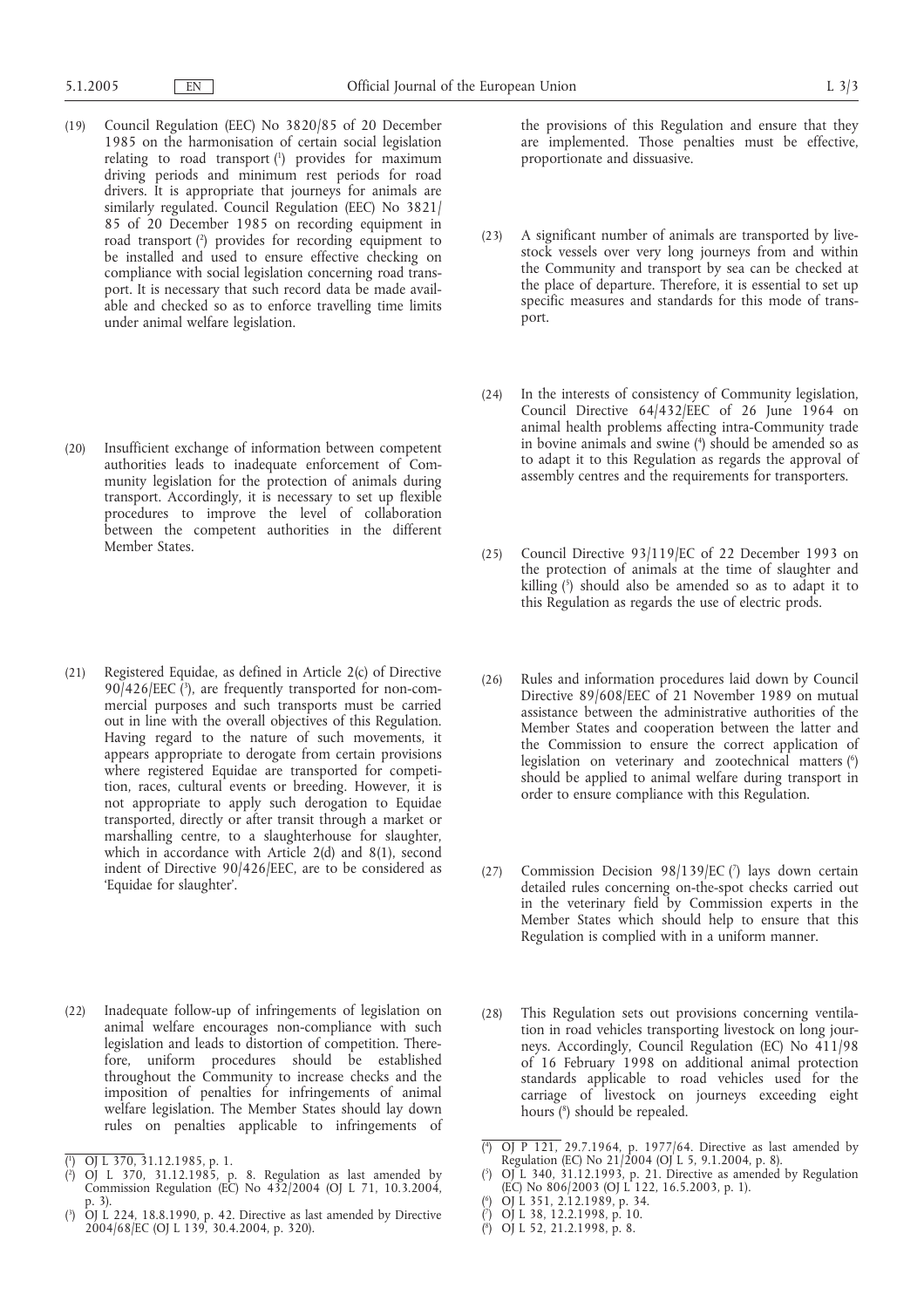(19) Council Regulation (EEC) No 3820/85 of 20 December 1985 on the harmonisation of certain social legislation relating to road transport [1] provides for maximum driving periods and minimum rest periods for road drivers. It is appropriate that journeys for animals are similarly regulated. Council Regulation (EEC) No 3821/85 of 20 December 1985 on recording equipment in road transport [2] provides for recording equipment to be installed and used to ensure effective checking on compliance with social legislation concerning road transport. It is necessary that such record data be made available and checked so as to enforce travelling time limits under animal welfare legislation.

(20) Insufficient exchange of information between competent authorities leads to inadequate enforcement of Community legislation for the protection of animals during transport. Accordingly, it is necessary to set up flexible procedures to improve the level of collaboration between the competent authorities in the different Member States.

(21) Registered Equidae, as defined in Article 2(c) of Directive 90/426/EEC [3], are frequently transported for non-commercial purposes and such transports must be carried out in line with the overall objectives of this Regulation. Having regard to the nature of such movements, it appears appropriate to derogate from certain provisions where registered Equidae are transported for competition, races, cultural events or breeding. However, it is not appropriate to apply such derogation to Equidae transported, directly or after transit through a market or marshalling centre, to a slaughterhouse for slaughter, which in accordance with Article 2(d) and 8(1), second indent of Directive 90/426/EEC, are to be considered as 'Equidae for slaughter'.

(22) Inadequate follow-up of infringements of legislation on animal welfare encourages non-compliance with such legislation and leads to distortion of competition. Therefore, uniform procedures should be established throughout the Community to increase checks and the imposition of penalties for infringements of animal welfare legislation. The Member States should lay down rules on penalties applicable to infringements of the provisions of this Regulation and ensure that they are implemented. Those penalties must be effective, proportionate and dissuasive.

(23) A significant number of animals are transported by livestock vessels over very long journeys from and within the Community and transport by sea can be checked at the place of departure. Therefore, it is essential to set up specific measures and standards for this mode of transport.

(24) In the interests of consistency of Community legislation, Council Directive 64/432/EEC of 26 June 1964 on animal health problems affecting intra-Community trade in bovine animals and swine [4] should be amended so as to adapt it to this Regulation as regards the approval of assembly centres and the requirements for transporters.

(25) Council Directive 93/119/EC of 22 December 1993 on the protection of animals at the time of slaughter and killing [5] should also be amended so as to adapt it to this Regulation as regards the use of electric prods.

(26) Rules and information procedures laid down by Council Directive 89/608/EEC of 21 November 1989 on mutual assistance between the administrative authorities of the Member States and cooperation between the latter and the Commission to ensure the correct application of legislation on veterinary and zootechnical matters [6] should be applied to animal welfare during transport in order to ensure compliance with this Regulation.

(27) Commission Decision 98/139/EC [7] lays down certain detailed rules concerning on-the-spot checks carried out in the veterinary field by Commission experts in the Member States which should help to ensure that this Regulation is complied with in a uniform manner.

(28) This Regulation sets out provisions concerning ventilation in road vehicles transporting livestock on long journeys. Accordingly, Council Regulation (EC) No 411/98 of 16 February 1998 on additional animal protection standards applicable to road vehicles used for the carriage of livestock on journeys exceeding eight hours [8] should be repealed.

---

[1] OJ L 370, 31.12.1985, p. 1.

[2] OJ L 370, 31.12.1985, p. 8. Regulation as last amended by Commission Regulation (EC) No 432/2004 (OJ L 71, 10.3.2004, p. 3).

[3] OJ L 224, 18.8.1990, p. 42. Directive as last amended by Directive 2004/68/EC (OJ L 139, 30.4.2004, p. 320).

[4] OJ P 121, 29.7.1964, p. 1977/64. Directive as last amended by Regulation (EC) No 21/2004 (OJ L 5, 9.1.2004, p. 8).

[5] OJ L 340, 31.12.1993, p. 21. Directive as amended by Regulation (EC) No 806/2003 (OJ L 122, 16.5.2003, p. 1).

[6] OJ L 351, 2.12.1989, p. 34.

[7] OJ L 38, 12.2.1998, p. 10.

[8] OJ L 52, 21.2.1998, p. 8.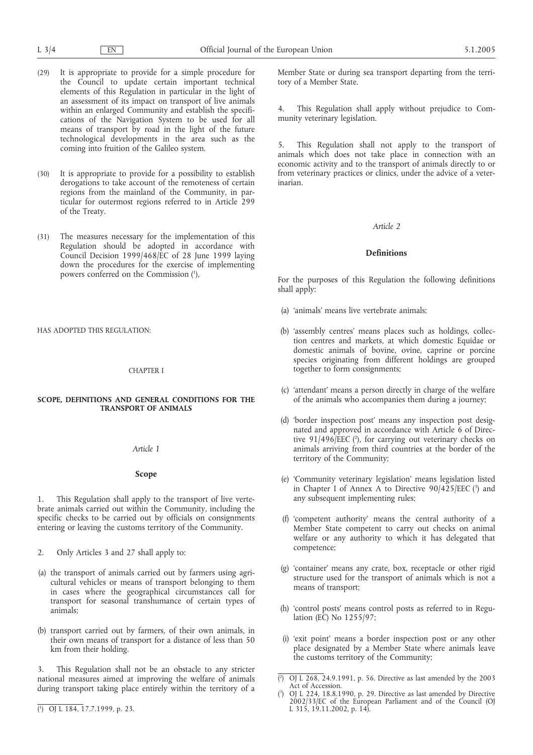(29) It is appropriate to provide for a simple procedure for the Council to update certain important technical elements of this Regulation in particular in the light of an assessment of its impact on transport of live animals within an enlarged Community and establish the specifications of the Navigation System to be used for all means of transport by road in the light of the future technological developments in the area such as the coming into fruition of the Galileo system.

(30) It is appropriate to provide for a possibility to establish derogations to take account of the remoteness of certain regions from the mainland of the Community, in particular for outermost regions referred to in Article 299 of the Treaty.

(31) The measures necessary for the implementation of this Regulation should be adopted in accordance with Council Decision 1999/468/EC of 28 June 1999 laying down the procedures for the exercise of implementing powers conferred on the Commission [1],

HAS ADOPTED THIS REGULATION:

CHAPTER I

**SCOPE, DEFINITIONS AND GENERAL CONDITIONS FOR THE TRANSPORT OF ANIMALS**

*Article 1*

**Scope**

1. This Regulation shall apply to the transport of live vertebrate animals carried out within the Community, including the specific checks to be carried out by officials on consignments entering or leaving the customs territory of the Community.

2. Only Articles 3 and 27 shall apply to:

(a) the transport of animals carried out by farmers using agricultural vehicles or means of transport belonging to them in cases where the geographical circumstances call for transport for seasonal transhumance of certain types of animals;

(b) transport carried out by farmers, of their own animals, in their own means of transport for a distance of less than 50 km from their holding.

3. This Regulation shall not be an obstacle to any stricter national measures aimed at improving the welfare of animals during transport taking place entirely within the territory of a Member State or during sea transport departing from the territory of a Member State.

4. This Regulation shall apply without prejudice to Community veterinary legislation.

5. This Regulation shall not apply to the transport of animals which does not take place in connection with an economic activity and to the transport of animals directly to or from veterinary practices or clinics, under the advice of a veterinarian.

*Article 2*

**Definitions**

For the purposes of this Regulation the following definitions shall apply:

(a) 'animals' means live vertebrate animals;

(b) 'assembly centres' means places such as holdings, collection centres and markets, at which domestic Equidae or domestic animals of bovine, ovine, caprine or porcine species originating from different holdings are grouped together to form consignments;

(c) 'attendant' means a person directly in charge of the welfare of the animals who accompanies them during a journey;

(d) 'border inspection post' means any inspection post designated and approved in accordance with Article 6 of Directive 91/496/EEC [2], for carrying out veterinary checks on animals arriving from third countries at the border of the territory of the Community;

(e) 'Community veterinary legislation' means legislation listed in Chapter I of Annex A to Directive 90/425/EEC [3] and any subsequent implementing rules;

(f) 'competent authority' means the central authority of a Member State competent to carry out checks on animal welfare or any authority to which it has delegated that competence;

(g) 'container' means any crate, box, receptacle or other rigid structure used for the transport of animals which is not a means of transport;

(h) 'control posts' means control posts as referred to in Regulation (EC) No 1255/97;

(i) 'exit point' means a border inspection post or any other place designated by a Member State where animals leave the customs territory of the Community;

[1] OJ L 184, 17.7.1999, p. 23.

[2] OJ L 268, 24.9.1991, p. 56. Directive as last amended by the 2003 Act of Accession.

[3] OJ L 224, 18.8.1990, p. 29. Directive as last amended by Directive 2002/33/EC of the European Parliament and of the Council (OJ L 315, 19.11.2002, p. 14).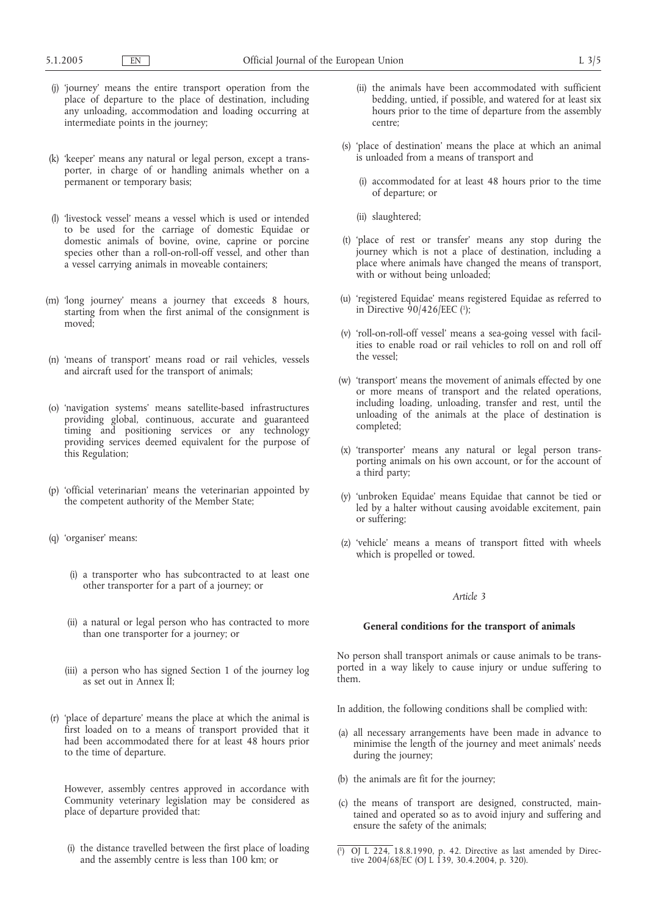(j) 'journey' means the entire transport operation from the place of departure to the place of destination, including any unloading, accommodation and loading occurring at intermediate points in the journey;

(k) 'keeper' means any natural or legal person, except a transporter, in charge of or handling animals whether on a permanent or temporary basis;

(l) 'livestock vessel' means a vessel which is used or intended to be used for the carriage of domestic Equidae or domestic animals of bovine, ovine, caprine or porcine species other than a roll-on-roll-off vessel, and other than a vessel carrying animals in moveable containers;

(m) 'long journey' means a journey that exceeds 8 hours, starting from when the first animal of the consignment is moved;

(n) 'means of transport' means road or rail vehicles, vessels and aircraft used for the transport of animals;

(o) 'navigation systems' means satellite-based infrastructures providing global, continuous, accurate and guaranteed timing and positioning services or any technology providing services deemed equivalent for the purpose of this Regulation;

(p) 'official veterinarian' means the veterinarian appointed by the competent authority of the Member State;

(q) 'organiser' means:

(i) a transporter who has subcontracted to at least one other transporter for a part of a journey; or

(ii) a natural or legal person who has contracted to more than one transporter for a journey; or

(iii) a person who has signed Section 1 of the journey log as set out in Annex II;

(r) 'place of departure' means the place at which the animal is first loaded on to a means of transport provided that it had been accommodated there for at least 48 hours prior to the time of departure.

However, assembly centres approved in accordance with Community veterinary legislation may be considered as place of departure provided that:

(i) the distance travelled between the first place of loading and the assembly centre is less than 100 km; or

(ii) the animals have been accommodated with sufficient bedding, untied, if possible, and watered for at least six hours prior to the time of departure from the assembly centre;

(s) 'place of destination' means the place at which an animal is unloaded from a means of transport and

(i) accommodated for at least 48 hours prior to the time of departure; or

(ii) slaughtered;

(t) 'place of rest or transfer' means any stop during the journey which is not a place of destination, including a place where animals have changed the means of transport, with or without being unloaded;

(u) 'registered Equidae' means registered Equidae as referred to in Directive 90/426/EEC [1];

(v) 'roll-on-roll-off vessel' means a sea-going vessel with facilities to enable road or rail vehicles to roll on and roll off the vessel;

(w) 'transport' means the movement of animals effected by one or more means of transport and the related operations, including loading, unloading, transfer and rest, until the unloading of the animals at the place of destination is completed;

(x) 'transporter' means any natural or legal person transporting animals on his own account, or for the account of a third party;

(y) 'unbroken Equidae' means Equidae that cannot be tied or led by a halter without causing avoidable excitement, pain or suffering;

(z) 'vehicle' means a means of transport fitted with wheels which is propelled or towed.

*Article 3*

**General conditions for the transport of animals**

No person shall transport animals or cause animals to be transported in a way likely to cause injury or undue suffering to them.

In addition, the following conditions shall be complied with:

(a) all necessary arrangements have been made in advance to minimise the length of the journey and meet animals' needs during the journey;

(b) the animals are fit for the journey;

(c) the means of transport are designed, constructed, maintained and operated so as to avoid injury and suffering and ensure the safety of the animals;

---

[1] OJ L 224, 18.8.1990, p. 42. Directive as last amended by Directive 2004/68/EC (OJ L 139, 30.4.2004, p. 320).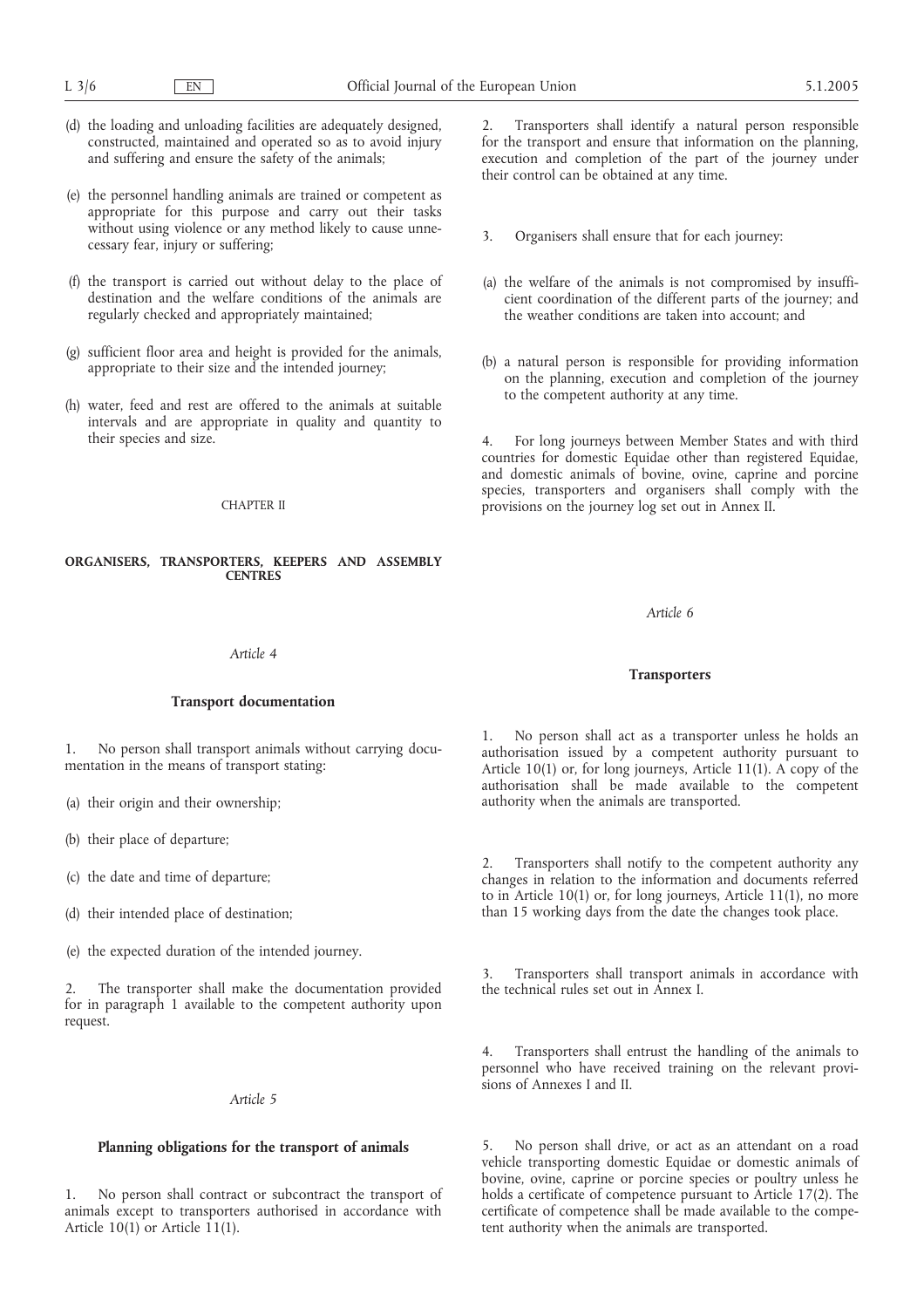(d) the loading and unloading facilities are adequately designed, constructed, maintained and operated so as to avoid injury and suffering and ensure the safety of the animals;

(e) the personnel handling animals are trained or competent as appropriate for this purpose and carry out their tasks without using violence or any method likely to cause unnecessary fear, injury or suffering;

(f) the transport is carried out without delay to the place of destination and the welfare conditions of the animals are regularly checked and appropriately maintained;

(g) sufficient floor area and height is provided for the animals, appropriate to their size and the intended journey;

(h) water, feed and rest are offered to the animals at suitable intervals and are appropriate in quality and quantity to their species and size.

CHAPTER II

## ORGANISERS, TRANSPORTERS, KEEPERS AND ASSEMBLY CENTRES

*Article 4*

### Transport documentation

1. No person shall transport animals without carrying documentation in the means of transport stating:

(a) their origin and their ownership;

(b) their place of departure;

(c) the date and time of departure;

(d) their intended place of destination;

(e) the expected duration of the intended journey.

2. The transporter shall make the documentation provided for in paragraph 1 available to the competent authority upon request.

*Article 5*

### Planning obligations for the transport of animals

1. No person shall contract or subcontract the transport of animals except to transporters authorised in accordance with Article 10(1) or Article 11(1).

2. Transporters shall identify a natural person responsible for the transport and ensure that information on the planning, execution and completion of the part of the journey under their control can be obtained at any time.

3. Organisers shall ensure that for each journey:

(a) the welfare of the animals is not compromised by insufficient coordination of the different parts of the journey; and the weather conditions are taken into account; and

(b) a natural person is responsible for providing information on the planning, execution and completion of the journey to the competent authority at any time.

4. For long journeys between Member States and with third countries for domestic Equidae other than registered Equidae, and domestic animals of bovine, ovine, caprine and porcine species, transporters and organisers shall comply with the provisions on the journey log set out in Annex II.

*Article 6*

### Transporters

1. No person shall act as a transporter unless he holds an authorisation issued by a competent authority pursuant to Article 10(1) or, for long journeys, Article 11(1). A copy of the authorisation shall be made available to the competent authority when the animals are transported.

2. Transporters shall notify to the competent authority any changes in relation to the information and documents referred to in Article 10(1) or, for long journeys, Article 11(1), no more than 15 working days from the date the changes took place.

3. Transporters shall transport animals in accordance with the technical rules set out in Annex I.

4. Transporters shall entrust the handling of the animals to personnel who have received training on the relevant provisions of Annexes I and II.

5. No person shall drive, or act as an attendant on a road vehicle transporting domestic Equidae or domestic animals of bovine, ovine, caprine or porcine species or poultry unless he holds a certificate of competence pursuant to Article 17(2). The certificate of competence shall be made available to the competent authority when the animals are transported.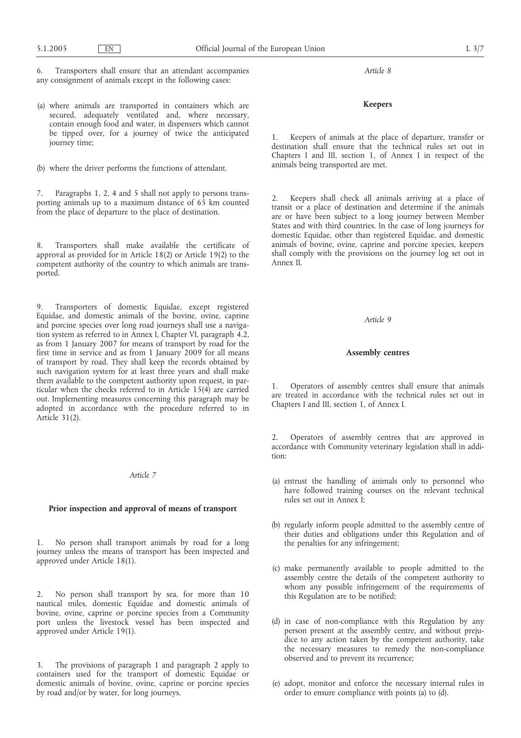6. Transporters shall ensure that an attendant accompanies any consignment of animals except in the following cases:

(a) where animals are transported in containers which are secured, adequately ventilated and, where necessary, contain enough food and water, in dispensers which cannot be tipped over, for a journey of twice the anticipated journey time;

(b) where the driver performs the functions of attendant.

7. Paragraphs 1, 2, 4 and 5 shall not apply to persons transporting animals up to a maximum distance of 65 km counted from the place of departure to the place of destination.

8. Transporters shall make available the certificate of approval as provided for in Article 18(2) or Article 19(2) to the competent authority of the country to which animals are transported.

9. Transporters of domestic Equidae, except registered Equidae, and domestic animals of the bovine, ovine, caprine and porcine species over long road journeys shall use a navigation system as referred to in Annex I, Chapter VI, paragraph 4.2, as from 1 January 2007 for means of transport by road for the first time in service and as from 1 January 2009 for all means of transport by road. They shall keep the records obtained by such navigation system for at least three years and shall make them available to the competent authority upon request, in particular when the checks referred to in Article 15(4) are carried out. Implementing measures concerning this paragraph may be adopted in accordance with the procedure referred to in Article 31(2).

*Article 7*

**Prior inspection and approval of means of transport**

1. No person shall transport animals by road for a long journey unless the means of transport has been inspected and approved under Article 18(1).

2. No person shall transport by sea, for more than 10 nautical miles, domestic Equidae and domestic animals of bovine, ovine, caprine or porcine species from a Community port unless the livestock vessel has been inspected and approved under Article 19(1).

3. The provisions of paragraph 1 and paragraph 2 apply to containers used for the transport of domestic Equidae or domestic animals of bovine, ovine, caprine or porcine species by road and/or by water, for long journeys.

*Article 8*

**Keepers**

1. Keepers of animals at the place of departure, transfer or destination shall ensure that the technical rules set out in Chapters I and III, section 1, of Annex I in respect of the animals being transported are met.

2. Keepers shall check all animals arriving at a place of transit or a place of destination and determine if the animals are or have been subject to a long journey between Member States and with third countries. In the case of long journeys for domestic Equidae, other than registered Equidae, and domestic animals of bovine, ovine, caprine and porcine species, keepers shall comply with the provisions on the journey log set out in Annex II.

*Article 9*

**Assembly centres**

1. Operators of assembly centres shall ensure that animals are treated in accordance with the technical rules set out in Chapters I and III, section 1, of Annex I.

2. Operators of assembly centres that are approved in accordance with Community veterinary legislation shall in addition:

(a) entrust the handling of animals only to personnel who have followed training courses on the relevant technical rules set out in Annex I;

(b) regularly inform people admitted to the assembly centre of their duties and obligations under this Regulation and of the penalties for any infringement;

(c) make permanently available to people admitted to the assembly centre the details of the competent authority to whom any possible infringement of the requirements of this Regulation are to be notified;

(d) in case of non-compliance with this Regulation by any person present at the assembly centre, and without prejudice to any action taken by the competent authority, take the necessary measures to remedy the non-compliance observed and to prevent its recurrence;

(e) adopt, monitor and enforce the necessary internal rules in order to ensure compliance with points (a) to (d).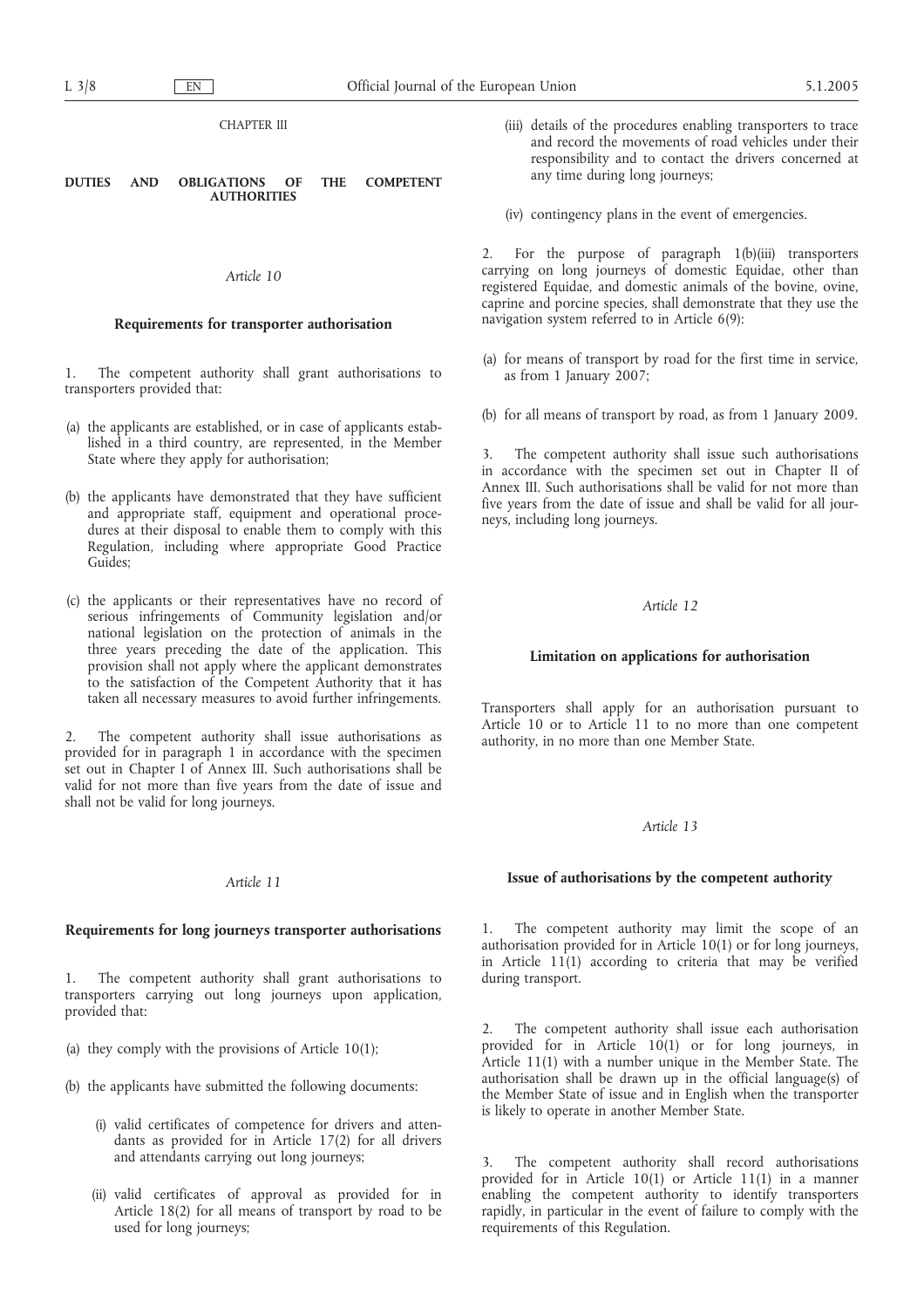## CHAPTER III

## DUTIES AND OBLIGATIONS OF THE COMPETENT AUTHORITIES

### *Article 10*

### Requirements for transporter authorisation

1. The competent authority shall grant authorisations to transporters provided that:

(a) the applicants are established, or in case of applicants established in a third country, are represented, in the Member State where they apply for authorisation;

(b) the applicants have demonstrated that they have sufficient and appropriate staff, equipment and operational procedures at their disposal to enable them to comply with this Regulation, including where appropriate Good Practice Guides;

(c) the applicants or their representatives have no record of serious infringements of Community legislation and/or national legislation on the protection of animals in the three years preceding the date of the application. This provision shall not apply where the applicant demonstrates to the satisfaction of the Competent Authority that it has taken all necessary measures to avoid further infringements.

2. The competent authority shall issue authorisations as provided for in paragraph 1 in accordance with the specimen set out in Chapter I of Annex III. Such authorisations shall be valid for not more than five years from the date of issue and shall not be valid for long journeys.

### *Article 11*

### Requirements for long journeys transporter authorisations

1. The competent authority shall grant authorisations to transporters carrying out long journeys upon application, provided that:

(a) they comply with the provisions of Article 10(1);

(b) the applicants have submitted the following documents:

(i) valid certificates of competence for drivers and attendants as provided for in Article 17(2) for all drivers and attendants carrying out long journeys;

(ii) valid certificates of approval as provided for in Article 18(2) for all means of transport by road to be used for long journeys;

(iii) details of the procedures enabling transporters to trace and record the movements of road vehicles under their responsibility and to contact the drivers concerned at any time during long journeys;

(iv) contingency plans in the event of emergencies.

2. For the purpose of paragraph 1(b)(iii) transporters carrying on long journeys of domestic Equidae, other than registered Equidae, and domestic animals of the bovine, ovine, caprine and porcine species, shall demonstrate that they use the navigation system referred to in Article 6(9):

(a) for means of transport by road for the first time in service, as from 1 January 2007;

(b) for all means of transport by road, as from 1 January 2009.

3. The competent authority shall issue such authorisations in accordance with the specimen set out in Chapter II of Annex III. Such authorisations shall be valid for not more than five years from the date of issue and shall be valid for all journeys, including long journeys.

### *Article 12*

### Limitation on applications for authorisation

Transporters shall apply for an authorisation pursuant to Article 10 or to Article 11 to no more than one competent authority, in no more than one Member State.

### *Article 13*

### Issue of authorisations by the competent authority

1. The competent authority may limit the scope of an authorisation provided for in Article 10(1) or for long journeys, in Article 11(1) according to criteria that may be verified during transport.

2. The competent authority shall issue each authorisation provided for in Article 10(1) or for long journeys, in Article 11(1) with a number unique in the Member State. The authorisation shall be drawn up in the official language(s) of the Member State of issue and in English when the transporter is likely to operate in another Member State.

3. The competent authority shall record authorisations provided for in Article 10(1) or Article 11(1) in a manner enabling the competent authority to identify transporters rapidly, in particular in the event of failure to comply with the requirements of this Regulation.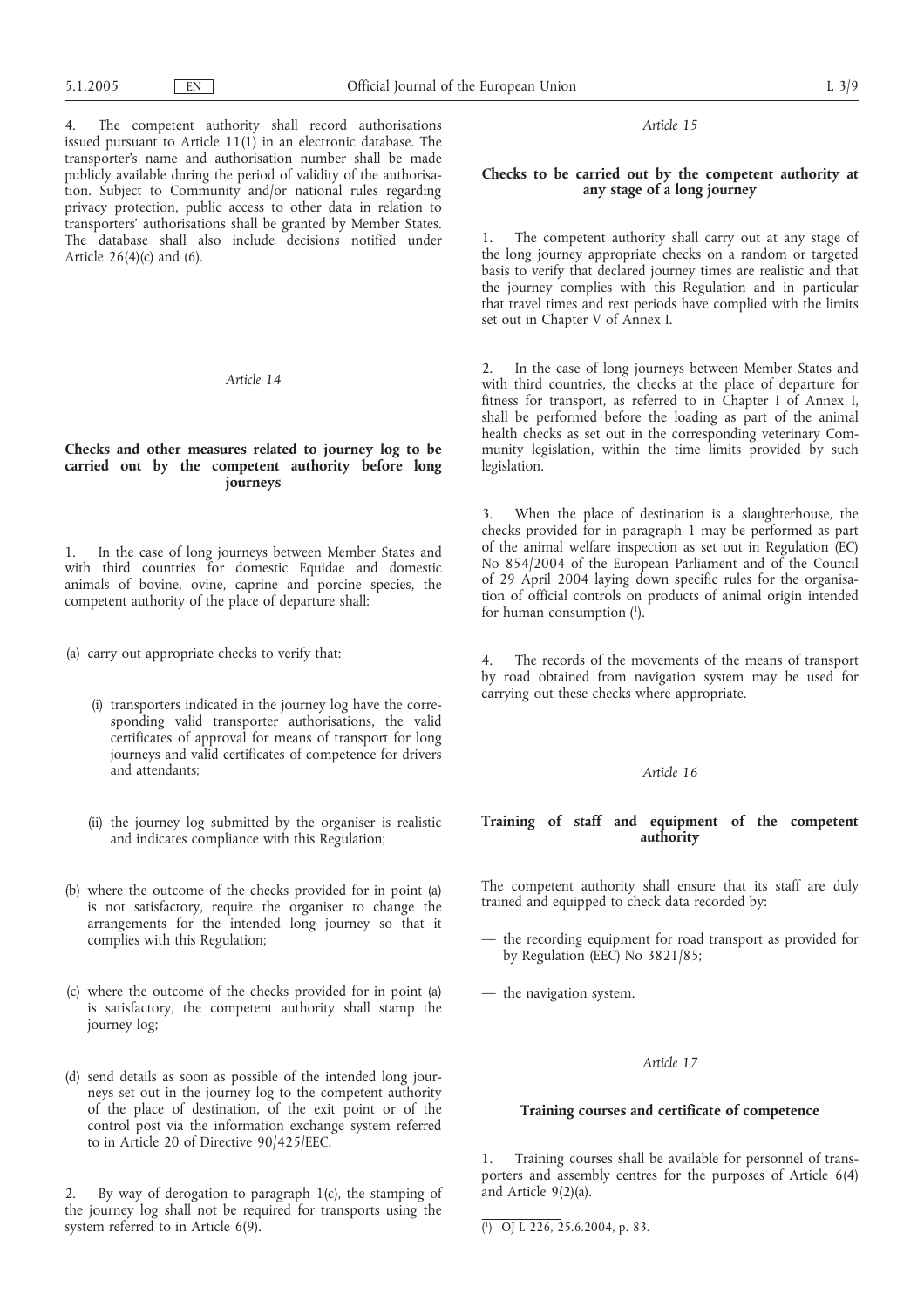4. The competent authority shall record authorisations issued pursuant to Article 11(1) in an electronic database. The transporter's name and authorisation number shall be made publicly available during the period of validity of the authorisation. Subject to Community and/or national rules regarding privacy protection, public access to other data in relation to transporters' authorisations shall be granted by Member States. The database shall also include decisions notified under Article 26(4)(c) and (6).

*Article 14*

**Checks and other measures related to journey log to be carried out by the competent authority before long journeys**

1. In the case of long journeys between Member States and with third countries for domestic Equidae and domestic animals of bovine, ovine, caprine and porcine species, the competent authority of the place of departure shall:

(a) carry out appropriate checks to verify that:

(i) transporters indicated in the journey log have the corresponding valid transporter authorisations, the valid certificates of approval for means of transport for long journeys and valid certificates of competence for drivers and attendants;

(ii) the journey log submitted by the organiser is realistic and indicates compliance with this Regulation;

(b) where the outcome of the checks provided for in point (a) is not satisfactory, require the organiser to change the arrangements for the intended long journey so that it complies with this Regulation;

(c) where the outcome of the checks provided for in point (a) is satisfactory, the competent authority shall stamp the journey log;

(d) send details as soon as possible of the intended long journeys set out in the journey log to the competent authority of the place of destination, of the exit point or of the control post via the information exchange system referred to in Article 20 of Directive 90/425/EEC.

2. By way of derogation to paragraph 1(c), the stamping of the journey log shall not be required for transports using the system referred to in Article 6(9).

*Article 15*

**Checks to be carried out by the competent authority at any stage of a long journey**

1. The competent authority shall carry out at any stage of the long journey appropriate checks on a random or targeted basis to verify that declared journey times are realistic and that the journey complies with this Regulation and in particular that travel times and rest periods have complied with the limits set out in Chapter V of Annex I.

2. In the case of long journeys between Member States and with third countries, the checks at the place of departure for fitness for transport, as referred to in Chapter I of Annex I, shall be performed before the loading as part of the animal health checks as set out in the corresponding veterinary Community legislation, within the time limits provided by such legislation.

3. When the place of destination is a slaughterhouse, the checks provided for in paragraph 1 may be performed as part of the animal welfare inspection as set out in Regulation (EC) No 854/2004 of the European Parliament and of the Council of 29 April 2004 laying down specific rules for the organisation of official controls on products of animal origin intended for human consumption [1].

4. The records of the movements of the means of transport by road obtained from navigation system may be used for carrying out these checks where appropriate.

*Article 16*

**Training of staff and equipment of the competent authority**

The competent authority shall ensure that its staff are duly trained and equipped to check data recorded by:

— the recording equipment for road transport as provided for by Regulation (EEC) No 3821/85;

— the navigation system.

*Article 17*

**Training courses and certificate of competence**

1. Training courses shall be available for personnel of transporters and assembly centres for the purposes of Article 6(4) and Article 9(2)(a).

[1] OJ L 226, 25.6.2004, p. 83.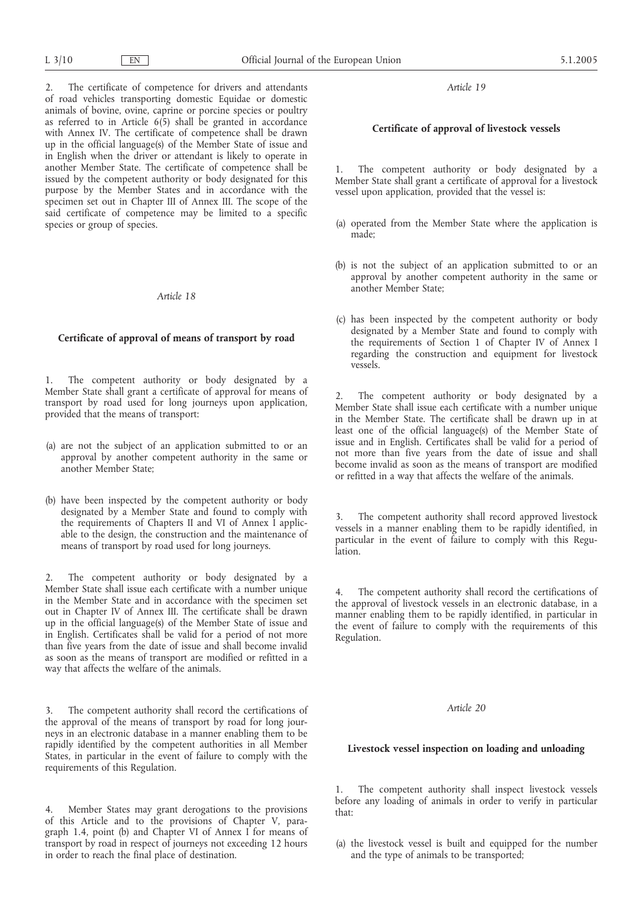2. The certificate of competence for drivers and attendants of road vehicles transporting domestic Equidae or domestic animals of bovine, ovine, caprine or porcine species or poultry as referred to in Article 6(5) shall be granted in accordance with Annex IV. The certificate of competence shall be drawn up in the official language(s) of the Member State of issue and in English when the driver or attendant is likely to operate in another Member State. The certificate of competence shall be issued by the competent authority or body designated for this purpose by the Member States and in accordance with the specimen set out in Chapter III of Annex III. The scope of the said certificate of competence may be limited to a specific species or group of species.

*Article 18*

**Certificate of approval of means of transport by road**

1. The competent authority or body designated by a Member State shall grant a certificate of approval for means of transport by road used for long journeys upon application, provided that the means of transport:

(a) are not the subject of an application submitted to or an approval by another competent authority in the same or another Member State;

(b) have been inspected by the competent authority or body designated by a Member State and found to comply with the requirements of Chapters II and VI of Annex I applicable to the design, the construction and the maintenance of means of transport by road used for long journeys.

2. The competent authority or body designated by a Member State shall issue each certificate with a number unique in the Member State and in accordance with the specimen set out in Chapter IV of Annex III. The certificate shall be drawn up in the official language(s) of the Member State of issue and in English. Certificates shall be valid for a period of not more than five years from the date of issue and shall become invalid as soon as the means of transport are modified or refitted in a way that affects the welfare of the animals.

3. The competent authority shall record the certifications of the approval of the means of transport by road for long journeys in an electronic database in a manner enabling them to be rapidly identified by the competent authorities in all Member States, in particular in the event of failure to comply with the requirements of this Regulation.

4. Member States may grant derogations to the provisions of this Article and to the provisions of Chapter V, paragraph 1.4, point (b) and Chapter VI of Annex I for means of transport by road in respect of journeys not exceeding 12 hours in order to reach the final place of destination.

*Article 19*

**Certificate of approval of livestock vessels**

1. The competent authority or body designated by a Member State shall grant a certificate of approval for a livestock vessel upon application, provided that the vessel is:

(a) operated from the Member State where the application is made;

(b) is not the subject of an application submitted to or an approval by another competent authority in the same or another Member State;

(c) has been inspected by the competent authority or body designated by a Member State and found to comply with the requirements of Section 1 of Chapter IV of Annex I regarding the construction and equipment for livestock vessels.

2. The competent authority or body designated by a Member State shall issue each certificate with a number unique in the Member State. The certificate shall be drawn up in at least one of the official language(s) of the Member State of issue and in English. Certificates shall be valid for a period of not more than five years from the date of issue and shall become invalid as soon as the means of transport are modified or refitted in a way that affects the welfare of the animals.

3. The competent authority shall record approved livestock vessels in a manner enabling them to be rapidly identified, in particular in the event of failure to comply with this Regulation.

4. The competent authority shall record the certifications of the approval of livestock vessels in an electronic database, in a manner enabling them to be rapidly identified, in particular in the event of failure to comply with the requirements of this Regulation.

*Article 20*

**Livestock vessel inspection on loading and unloading**

1. The competent authority shall inspect livestock vessels before any loading of animals in order to verify in particular that:

(a) the livestock vessel is built and equipped for the number and the type of animals to be transported;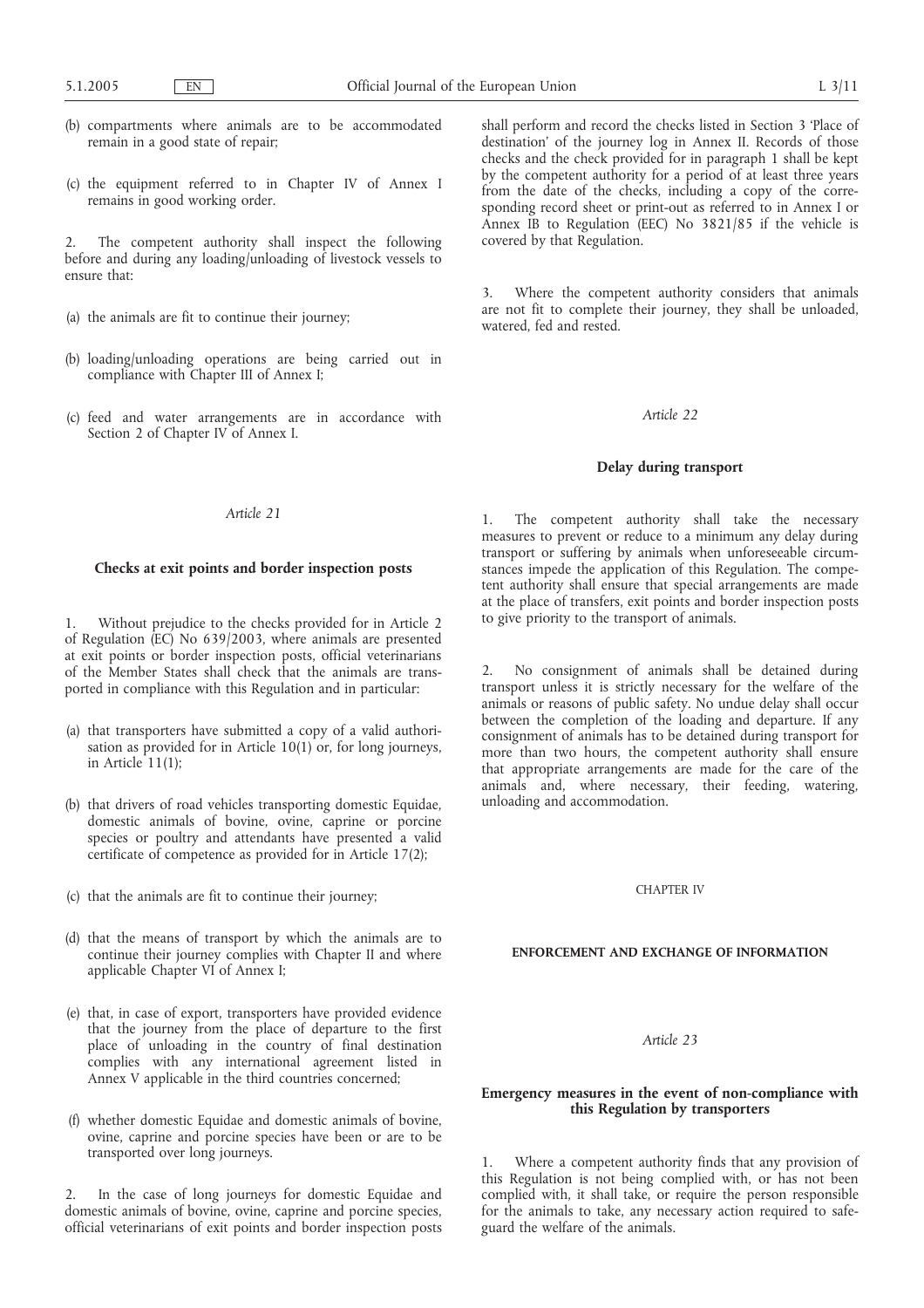(b) compartments where animals are to be accommodated remain in a good state of repair;

(c) the equipment referred to in Chapter IV of Annex I remains in good working order.

2. The competent authority shall inspect the following before and during any loading/unloading of livestock vessels to ensure that:

(a) the animals are fit to continue their journey;

(b) loading/unloading operations are being carried out in compliance with Chapter III of Annex I;

(c) feed and water arrangements are in accordance with Section 2 of Chapter IV of Annex I.

*Article 21*

**Checks at exit points and border inspection posts**

1. Without prejudice to the checks provided for in Article 2 of Regulation (EC) No 639/2003, where animals are presented at exit points or border inspection posts, official veterinarians of the Member States shall check that the animals are transported in compliance with this Regulation and in particular:

(a) that transporters have submitted a copy of a valid authorisation as provided for in Article 10(1) or, for long journeys, in Article 11(1);

(b) that drivers of road vehicles transporting domestic Equidae, domestic animals of bovine, ovine, caprine or porcine species or poultry and attendants have presented a valid certificate of competence as provided for in Article 17(2);

(c) that the animals are fit to continue their journey;

(d) that the means of transport by which the animals are to continue their journey complies with Chapter II and where applicable Chapter VI of Annex I;

(e) that, in case of export, transporters have provided evidence that the journey from the place of departure to the first place of unloading in the country of final destination complies with any international agreement listed in Annex V applicable in the third countries concerned;

(f) whether domestic Equidae and domestic animals of bovine, ovine, caprine and porcine species have been or are to be transported over long journeys.

2. In the case of long journeys for domestic Equidae and domestic animals of bovine, ovine, caprine and porcine species, official veterinarians of exit points and border inspection posts shall perform and record the checks listed in Section 3 'Place of destination' of the journey log in Annex II. Records of those checks and the check provided for in paragraph 1 shall be kept by the competent authority for a period of at least three years from the date of the checks, including a copy of the corresponding record sheet or print-out as referred to in Annex I or Annex IB to Regulation (EEC) No 3821/85 if the vehicle is covered by that Regulation.

3. Where the competent authority considers that animals are not fit to complete their journey, they shall be unloaded, watered, fed and rested.

*Article 22*

**Delay during transport**

1. The competent authority shall take the necessary measures to prevent or reduce to a minimum any delay during transport or suffering by animals when unforeseeable circumstances impede the application of this Regulation. The competent authority shall ensure that special arrangements are made at the place of transfers, exit points and border inspection posts to give priority to the transport of animals.

2. No consignment of animals shall be detained during transport unless it is strictly necessary for the welfare of the animals or reasons of public safety. No undue delay shall occur between the completion of the loading and departure. If any consignment of animals has to be detained during transport for more than two hours, the competent authority shall ensure that appropriate arrangements are made for the care of the animals and, where necessary, their feeding, watering, unloading and accommodation.

## CHAPTER IV

## ENFORCEMENT AND EXCHANGE OF INFORMATION

*Article 23*

**Emergency measures in the event of non-compliance with this Regulation by transporters**

1. Where a competent authority finds that any provision of this Regulation is not being complied with, or has not been complied with, it shall take, or require the person responsible for the animals to take, any necessary action required to safeguard the welfare of the animals.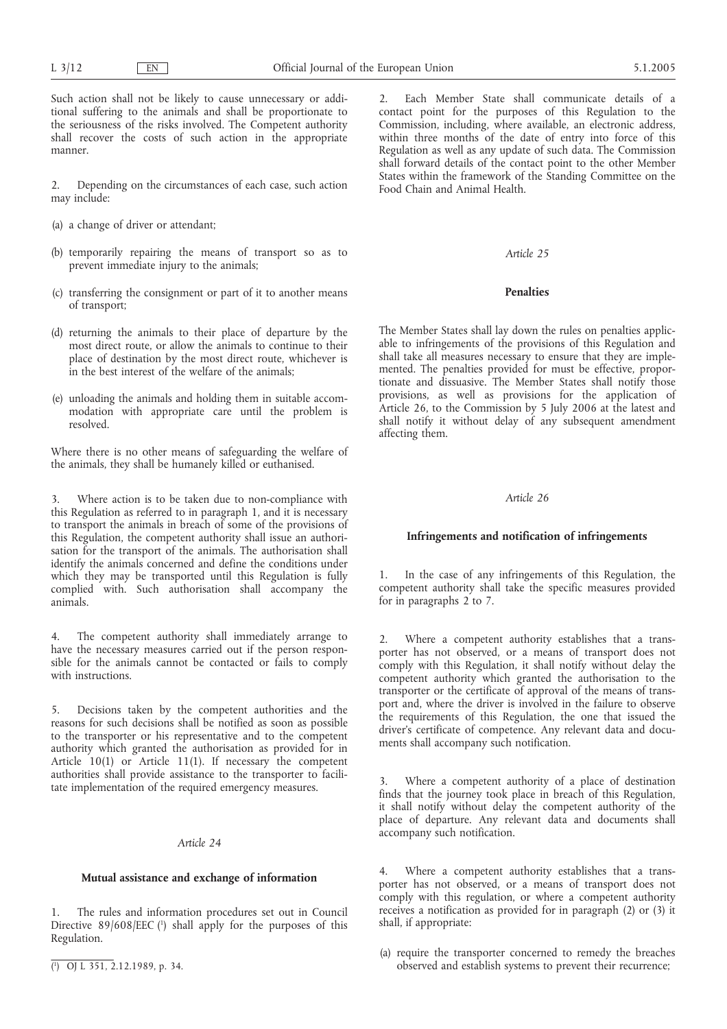Such action shall not be likely to cause unnecessary or additional suffering to the animals and shall be proportionate to the seriousness of the risks involved. The Competent authority shall recover the costs of such action in the appropriate manner.

2. Depending on the circumstances of each case, such action may include:

(a) a change of driver or attendant;

(b) temporarily repairing the means of transport so as to prevent immediate injury to the animals;

(c) transferring the consignment or part of it to another means of transport;

(d) returning the animals to their place of departure by the most direct route, or allow the animals to continue to their place of destination by the most direct route, whichever is in the best interest of the welfare of the animals;

(e) unloading the animals and holding them in suitable accommodation with appropriate care until the problem is resolved.

Where there is no other means of safeguarding the welfare of the animals, they shall be humanely killed or euthanised.

3. Where action is to be taken due to non-compliance with this Regulation as referred to in paragraph 1, and it is necessary to transport the animals in breach of some of the provisions of this Regulation, the competent authority shall issue an authorisation for the transport of the animals. The authorisation shall identify the animals concerned and define the conditions under which they may be transported until this Regulation is fully complied with. Such authorisation shall accompany the animals.

4. The competent authority shall immediately arrange to have the necessary measures carried out if the person responsible for the animals cannot be contacted or fails to comply with instructions.

5. Decisions taken by the competent authorities and the reasons for such decisions shall be notified as soon as possible to the transporter or his representative and to the competent authority which granted the authorisation as provided for in Article 10(1) or Article 11(1). If necessary the competent authorities shall provide assistance to the transporter to facilitate implementation of the required emergency measures.

*Article 24*

**Mutual assistance and exchange of information**

1. The rules and information procedures set out in Council Directive 89/608/EEC [1] shall apply for the purposes of this Regulation.

2. Each Member State shall communicate details of a contact point for the purposes of this Regulation to the Commission, including, where available, an electronic address, within three months of the date of entry into force of this Regulation as well as any update of such data. The Commission shall forward details of the contact point to the other Member States within the framework of the Standing Committee on the Food Chain and Animal Health.

*Article 25*

**Penalties**

The Member States shall lay down the rules on penalties applicable to infringements of the provisions of this Regulation and shall take all measures necessary to ensure that they are implemented. The penalties provided for must be effective, proportionate and dissuasive. The Member States shall notify those provisions, as well as provisions for the application of Article 26, to the Commission by 5 July 2006 at the latest and shall notify it without delay of any subsequent amendment affecting them.

*Article 26*

**Infringements and notification of infringements**

1. In the case of any infringements of this Regulation, the competent authority shall take the specific measures provided for in paragraphs 2 to 7.

2. Where a competent authority establishes that a transporter has not observed, or a means of transport does not comply with this Regulation, it shall notify without delay the competent authority which granted the authorisation to the transporter or the certificate of approval of the means of transport and, where the driver is involved in the failure to observe the requirements of this Regulation, the one that issued the driver's certificate of competence. Any relevant data and documents shall accompany such notification.

3. Where a competent authority of a place of destination finds that the journey took place in breach of this Regulation, it shall notify without delay the competent authority of the place of departure. Any relevant data and documents shall accompany such notification.

4. Where a competent authority establishes that a transporter has not observed, or a means of transport does not comply with this regulation, or where a competent authority receives a notification as provided for in paragraph (2) or (3) it shall, if appropriate:

(a) require the transporter concerned to remedy the breaches observed and establish systems to prevent their recurrence;

---

[1] OJ L 351, 2.12.1989, p. 34.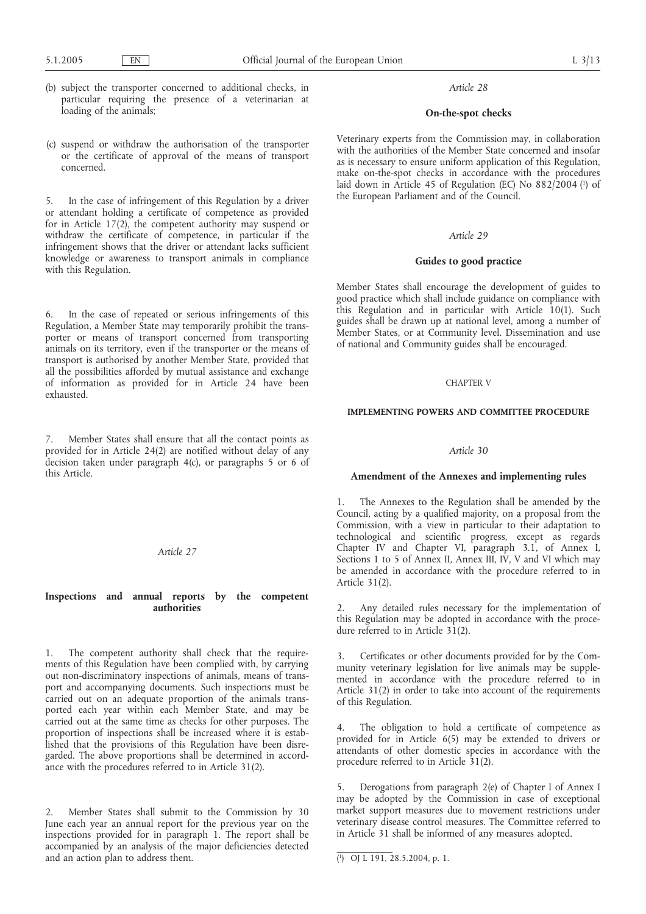(b) subject the transporter concerned to additional checks, in particular requiring the presence of a veterinarian at loading of the animals;

(c) suspend or withdraw the authorisation of the transporter or the certificate of approval of the means of transport concerned.

5. In the case of infringement of this Regulation by a driver or attendant holding a certificate of competence as provided for in Article 17(2), the competent authority may suspend or withdraw the certificate of competence, in particular if the infringement shows that the driver or attendant lacks sufficient knowledge or awareness to transport animals in compliance with this Regulation.

6. In the case of repeated or serious infringements of this Regulation, a Member State may temporarily prohibit the transporter or means of transport concerned from transporting animals on its territory, even if the transporter or the means of transport is authorised by another Member State, provided that all the possibilities afforded by mutual assistance and exchange of information as provided for in Article 24 have been exhausted.

7. Member States shall ensure that all the contact points as provided for in Article 24(2) are notified without delay of any decision taken under paragraph 4(c), or paragraphs 5 or 6 of this Article.

*Article 27*

**Inspections and annual reports by the competent authorities**

1. The competent authority shall check that the requirements of this Regulation have been complied with, by carrying out non-discriminatory inspections of animals, means of transport and accompanying documents. Such inspections must be carried out on an adequate proportion of the animals transported each year within each Member State, and may be carried out at the same time as checks for other purposes. The proportion of inspections shall be increased where it is established that the provisions of this Regulation have been disregarded. The above proportions shall be determined in accordance with the procedures referred to in Article 31(2).

2. Member States shall submit to the Commission by 30 June each year an annual report for the previous year on the inspections provided for in paragraph 1. The report shall be accompanied by an analysis of the major deficiencies detected and an action plan to address them.

*Article 28*

**On-the-spot checks**

Veterinary experts from the Commission may, in collaboration with the authorities of the Member State concerned and insofar as is necessary to ensure uniform application of this Regulation, make on-the-spot checks in accordance with the procedures laid down in Article 45 of Regulation (EC) No 882/2004 [1] of the European Parliament and of the Council.

*Article 29*

**Guides to good practice**

Member States shall encourage the development of guides to good practice which shall include guidance on compliance with this Regulation and in particular with Article 10(1). Such guides shall be drawn up at national level, among a number of Member States, or at Community level. Dissemination and use of national and Community guides shall be encouraged.

CHAPTER V

**IMPLEMENTING POWERS AND COMMITTEE PROCEDURE**

*Article 30*

**Amendment of the Annexes and implementing rules**

1. The Annexes to the Regulation shall be amended by the Council, acting by a qualified majority, on a proposal from the Commission, with a view in particular to their adaptation to technological and scientific progress, except as regards Chapter IV and Chapter VI, paragraph 3.1, of Annex I, Sections 1 to 5 of Annex II, Annex III, IV, V and VI which may be amended in accordance with the procedure referred to in Article 31(2).

2. Any detailed rules necessary for the implementation of this Regulation may be adopted in accordance with the procedure referred to in Article 31(2).

3. Certificates or other documents provided for by the Community veterinary legislation for live animals may be supplemented in accordance with the procedure referred to in Article 31(2) in order to take into account of the requirements of this Regulation.

4. The obligation to hold a certificate of competence as provided for in Article 6(5) may be extended to drivers or attendants of other domestic species in accordance with the procedure referred to in Article 31(2).

5. Derogations from paragraph 2(e) of Chapter I of Annex I may be adopted by the Commission in case of exceptional market support measures due to movement restrictions under veterinary disease control measures. The Committee referred to in Article 31 shall be informed of any measures adopted.

---

[1] OJ L 191, 28.5.2004, p. 1.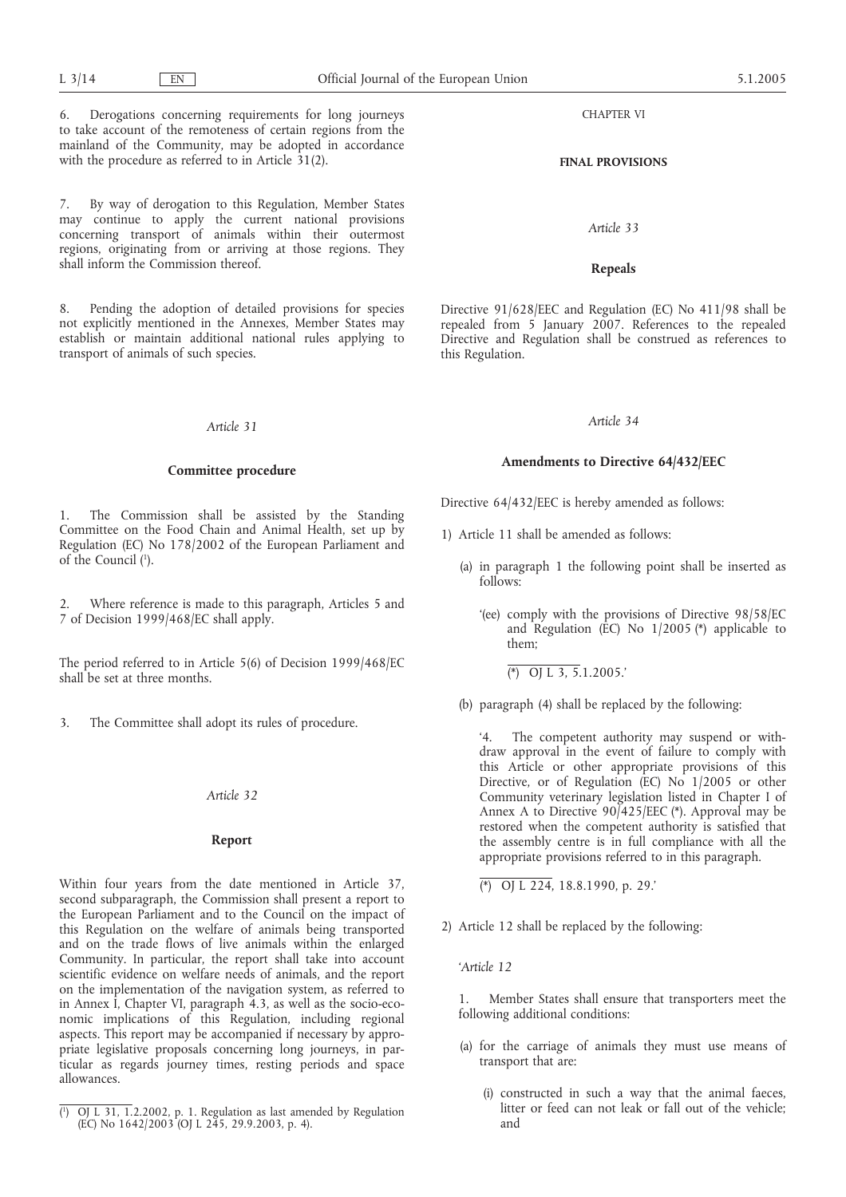6. Derogations concerning requirements for long journeys to take account of the remoteness of certain regions from the mainland of the Community, may be adopted in accordance with the procedure as referred to in Article 31(2).

7. By way of derogation to this Regulation, Member States may continue to apply the current national provisions concerning transport of animals within their outermost regions, originating from or arriving at those regions. They shall inform the Commission thereof.

8. Pending the adoption of detailed provisions for species not explicitly mentioned in the Annexes, Member States may establish or maintain additional national rules applying to transport of animals of such species.

*Article 31*

**Committee procedure**

1. The Commission shall be assisted by the Standing Committee on the Food Chain and Animal Health, set up by Regulation (EC) No 178/2002 of the European Parliament and of the Council [1].

2. Where reference is made to this paragraph, Articles 5 and 7 of Decision 1999/468/EC shall apply.

The period referred to in Article 5(6) of Decision 1999/468/EC shall be set at three months.

3. The Committee shall adopt its rules of procedure.

*Article 32*

**Report**

Within four years from the date mentioned in Article 37, second subparagraph, the Commission shall present a report to the European Parliament and to the Council on the impact of this Regulation on the welfare of animals being transported and on the trade flows of live animals within the enlarged Community. In particular, the report shall take into account scientific evidence on welfare needs of animals, and the report on the implementation of the navigation system, as referred to in Annex I, Chapter VI, paragraph 4.3, as well as the socio-economic implications of this Regulation, including regional aspects. This report may be accompanied if necessary by appropriate legislative proposals concerning long journeys, in particular as regards journey times, resting periods and space allowances.

[1] OJ L 31, 1.2.2002, p. 1. Regulation as last amended by Regulation (EC) No 1642/2003 (OJ L 245, 29.9.2003, p. 4).

CHAPTER VI

**FINAL PROVISIONS**

*Article 33*

**Repeals**

Directive 91/628/EEC and Regulation (EC) No 411/98 shall be repealed from 5 January 2007. References to the repealed Directive and Regulation shall be construed as references to this Regulation.

*Article 34*

**Amendments to Directive 64/432/EEC**

Directive 64/432/EEC is hereby amended as follows:

1) Article 11 shall be amended as follows:

   (a) in paragraph 1 the following point shall be inserted as follows:

   '(ee) comply with the provisions of Directive 98/58/EC and Regulation (EC) No 1/2005 (*) applicable to them;

   (*) OJ L 3, 5.1.2005.'

   (b) paragraph (4) shall be replaced by the following:

   '4. The competent authority may suspend or withdraw approval in the event of failure to comply with this Article or other appropriate provisions of this Directive, or of Regulation (EC) No 1/2005 or other Community veterinary legislation listed in Chapter I of Annex A to Directive 90/425/EEC (*). Approval may be restored when the competent authority is satisfied that the assembly centre is in full compliance with all the appropriate provisions referred to in this paragraph.

   (*) OJ L 224, 18.8.1990, p. 29.'

2) Article 12 shall be replaced by the following:

'*Article 12*

1. Member States shall ensure that transporters meet the following additional conditions:

(a) for the carriage of animals they must use means of transport that are:

   (i) constructed in such a way that the animal faeces, litter or feed can not leak or fall out of the vehicle; and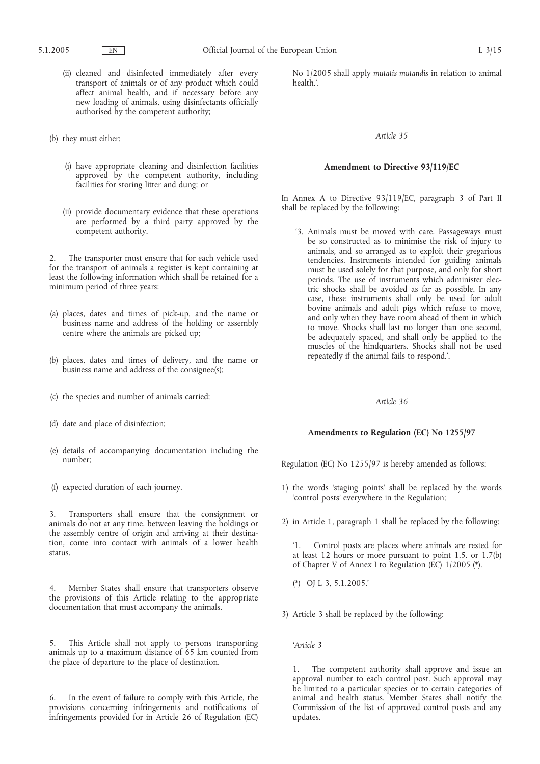(ii) cleaned and disinfected immediately after every transport of animals or of any product which could affect animal health, and if necessary before any new loading of animals, using disinfectants officially authorised by the competent authority;

(b) they must either:

(i) have appropriate cleaning and disinfection facilities approved by the competent authority, including facilities for storing litter and dung; or

(ii) provide documentary evidence that these operations are performed by a third party approved by the competent authority.

2. The transporter must ensure that for each vehicle used for the transport of animals a register is kept containing at least the following information which shall be retained for a minimum period of three years:

(a) places, dates and times of pick-up, and the name or business name and address of the holding or assembly centre where the animals are picked up;

(b) places, dates and times of delivery, and the name or business name and address of the consignee(s);

(c) the species and number of animals carried;

(d) date and place of disinfection;

(e) details of accompanying documentation including the number;

(f) expected duration of each journey.

3. Transporters shall ensure that the consignment or animals do not at any time, between leaving the holdings or the assembly centre of origin and arriving at their destination, come into contact with animals of a lower health status.

4. Member States shall ensure that transporters observe the provisions of this Article relating to the appropriate documentation that must accompany the animals.

5. This Article shall not apply to persons transporting animals up to a maximum distance of 65 km counted from the place of departure to the place of destination.

6. In the event of failure to comply with this Article, the provisions concerning infringements and notifications of infringements provided for in Article 26 of Regulation (EC) No 1/2005 shall apply *mutatis mutandis* in relation to animal health.'.

*Article 35*

**Amendment to Directive 93/119/EC**

In Annex A to Directive 93/119/EC, paragraph 3 of Part II shall be replaced by the following:

'3. Animals must be moved with care. Passageways must be so constructed as to minimise the risk of injury to animals, and so arranged as to exploit their gregarious tendencies. Instruments intended for guiding animals must be used solely for that purpose, and only for short periods. The use of instruments which administer electric shocks shall be avoided as far as possible. In any case, these instruments shall only be used for adult bovine animals and adult pigs which refuse to move, and only when they have room ahead of them in which to move. Shocks shall last no longer than one second, be adequately spaced, and shall only be applied to the muscles of the hindquarters. Shocks shall not be used repeatedly if the animal fails to respond.'.

*Article 36*

**Amendments to Regulation (EC) No 1255/97**

Regulation (EC) No 1255/97 is hereby amended as follows:

1) the words 'staging points' shall be replaced by the words 'control posts' everywhere in the Regulation;

2) in Article 1, paragraph 1 shall be replaced by the following:

'1. Control posts are places where animals are rested for at least 12 hours or more pursuant to point 1.5. or 1.7(b) of Chapter V of Annex I to Regulation (EC) 1/2005 (*).

(*) OJ L 3, 5.1.2005.'

3) Article 3 shall be replaced by the following:

'*Article 3*

1. The competent authority shall approve and issue an approval number to each control post. Such approval may be limited to a particular species or to certain categories of animal and health status. Member States shall notify the Commission of the list of approved control posts and any updates.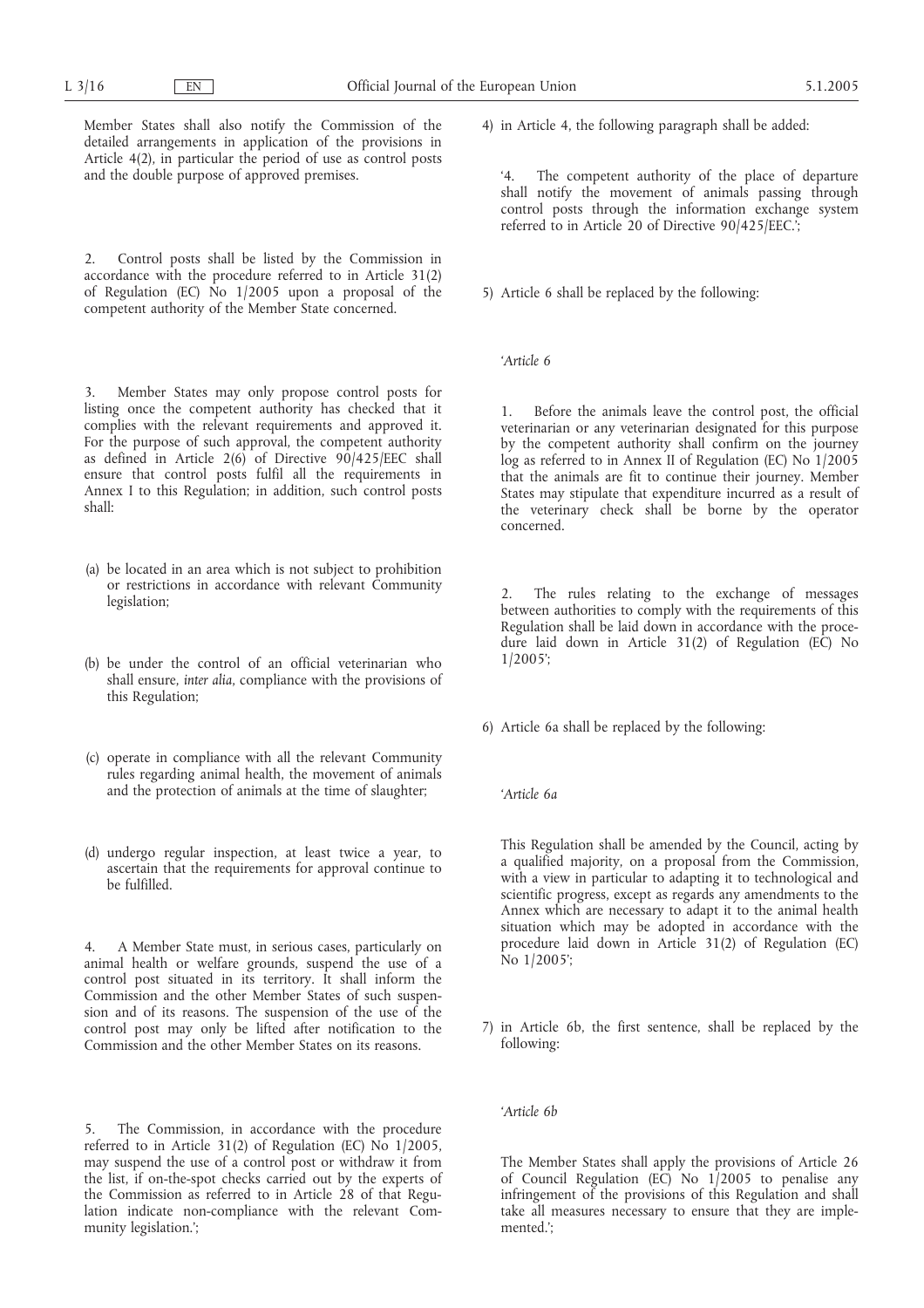Member States shall also notify the Commission of the detailed arrangements in application of the provisions in Article 4(2), in particular the period of use as control posts and the double purpose of approved premises.

2. Control posts shall be listed by the Commission in accordance with the procedure referred to in Article 31(2) of Regulation (EC) No 1/2005 upon a proposal of the competent authority of the Member State concerned.

3. Member States may only propose control posts for listing once the competent authority has checked that it complies with the relevant requirements and approved it. For the purpose of such approval, the competent authority as defined in Article 2(6) of Directive 90/425/EEC shall ensure that control posts fulfil all the requirements in Annex I to this Regulation; in addition, such control posts shall:

(a) be located in an area which is not subject to prohibition or restrictions in accordance with relevant Community legislation;

(b) be under the control of an official veterinarian who shall ensure, *inter alia*, compliance with the provisions of this Regulation;

(c) operate in compliance with all the relevant Community rules regarding animal health, the movement of animals and the protection of animals at the time of slaughter;

(d) undergo regular inspection, at least twice a year, to ascertain that the requirements for approval continue to be fulfilled.

4. A Member State must, in serious cases, particularly on animal health or welfare grounds, suspend the use of a control post situated in its territory. It shall inform the Commission and the other Member States of such suspension and of its reasons. The suspension of the use of the control post may only be lifted after notification to the Commission and the other Member States on its reasons.

5. The Commission, in accordance with the procedure referred to in Article 31(2) of Regulation (EC) No 1/2005, may suspend the use of a control post or withdraw it from the list, if on-the-spot checks carried out by the experts of the Commission as referred to in Article 28 of that Regulation indicate non-compliance with the relevant Community legislation.';

4) in Article 4, the following paragraph shall be added:

'4. The competent authority of the place of departure shall notify the movement of animals passing through control posts through the information exchange system referred to in Article 20 of Directive 90/425/EEC.';

5) Article 6 shall be replaced by the following:

'*Article 6*

1. Before the animals leave the control post, the official veterinarian or any veterinarian designated for this purpose by the competent authority shall confirm on the journey log as referred to in Annex II of Regulation (EC) No 1/2005 that the animals are fit to continue their journey. Member States may stipulate that expenditure incurred as a result of the veterinary check shall be borne by the operator concerned.

2. The rules relating to the exchange of messages between authorities to comply with the requirements of this Regulation shall be laid down in accordance with the procedure laid down in Article 31(2) of Regulation (EC) No 1/2005';

6) Article 6a shall be replaced by the following:

'*Article 6a*

This Regulation shall be amended by the Council, acting by a qualified majority, on a proposal from the Commission, with a view in particular to adapting it to technological and scientific progress, except as regards any amendments to the Annex which are necessary to adapt it to the animal health situation which may be adopted in accordance with the procedure laid down in Article 31(2) of Regulation (EC) No 1/2005';

7) in Article 6b, the first sentence, shall be replaced by the following:

'*Article 6b*

The Member States shall apply the provisions of Article 26 of Council Regulation (EC) No 1/2005 to penalise any infringement of the provisions of this Regulation and shall take all measures necessary to ensure that they are implemented.';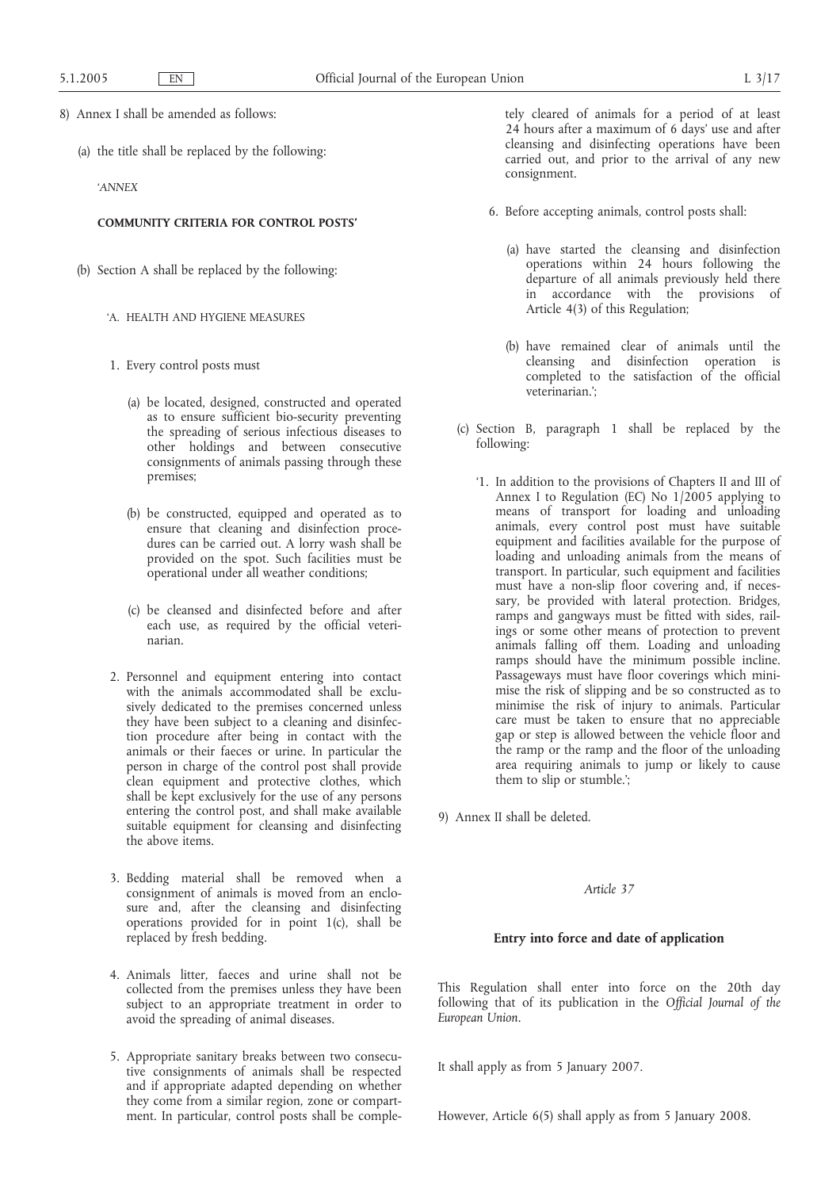8) Annex I shall be amended as follows:

(a) the title shall be replaced by the following:

'*ANNEX*

**COMMUNITY CRITERIA FOR CONTROL POSTS'**

(b) Section A shall be replaced by the following:

'A. HEALTH AND HYGIENE MEASURES

1. Every control posts must

(a) be located, designed, constructed and operated as to ensure sufficient bio-security preventing the spreading of serious infectious diseases to other holdings and between consecutive consignments of animals passing through these premises;

(b) be constructed, equipped and operated as to ensure that cleaning and disinfection procedures can be carried out. A lorry wash shall be provided on the spot. Such facilities must be operational under all weather conditions;

(c) be cleansed and disinfected before and after each use, as required by the official veterinarian.

2. Personnel and equipment entering into contact with the animals accommodated shall be exclusively dedicated to the premises concerned unless they have been subject to a cleaning and disinfection procedure after being in contact with the animals or their faeces or urine. In particular the person in charge of the control post shall provide clean equipment and protective clothes, which shall be kept exclusively for the use of any persons entering the control post, and shall make available suitable equipment for cleansing and disinfecting the above items.

3. Bedding material shall be removed when a consignment of animals is moved from an enclosure and, after the cleansing and disinfecting operations provided for in point 1(c), shall be replaced by fresh bedding.

4. Animals litter, faeces and urine shall not be collected from the premises unless they have been subject to an appropriate treatment in order to avoid the spreading of animal diseases.

5. Appropriate sanitary breaks between two consecutive consignments of animals shall be respected and if appropriate adapted depending on whether they come from a similar region, zone or compartment. In particular, control posts shall be completely cleared of animals for a period of at least 24 hours after a maximum of 6 days' use and after cleansing and disinfecting operations have been carried out, and prior to the arrival of any new consignment.

6. Before accepting animals, control posts shall:

(a) have started the cleansing and disinfection operations within 24 hours following the departure of all animals previously held there in accordance with the provisions of Article 4(3) of this Regulation;

(b) have remained clear of animals until the cleansing and disinfection operation is completed to the satisfaction of the official veterinarian.';

(c) Section B, paragraph 1 shall be replaced by the following:

'1. In addition to the provisions of Chapters II and III of Annex I to Regulation (EC) No 1/2005 applying to means of transport for loading and unloading animals, every control post must have suitable equipment and facilities available for the purpose of loading and unloading animals from the means of transport. In particular, such equipment and facilities must have a non-slip floor covering and, if necessary, be provided with lateral protection. Bridges, ramps and gangways must be fitted with sides, railings or some other means of protection to prevent animals falling off them. Loading and unloading ramps should have the minimum possible incline. Passageways must have floor coverings which minimise the risk of slipping and be so constructed as to minimise the risk of injury to animals. Particular care must be taken to ensure that no appreciable gap or step is allowed between the vehicle floor and the ramp or the ramp and the floor of the unloading area requiring animals to jump or likely to cause them to slip or stumble.';

9) Annex II shall be deleted.

*Article 37*

**Entry into force and date of application**

This Regulation shall enter into force on the 20th day following that of its publication in the *Official Journal of the European Union*.

It shall apply as from 5 January 2007.

However, Article 6(5) shall apply as from 5 January 2008.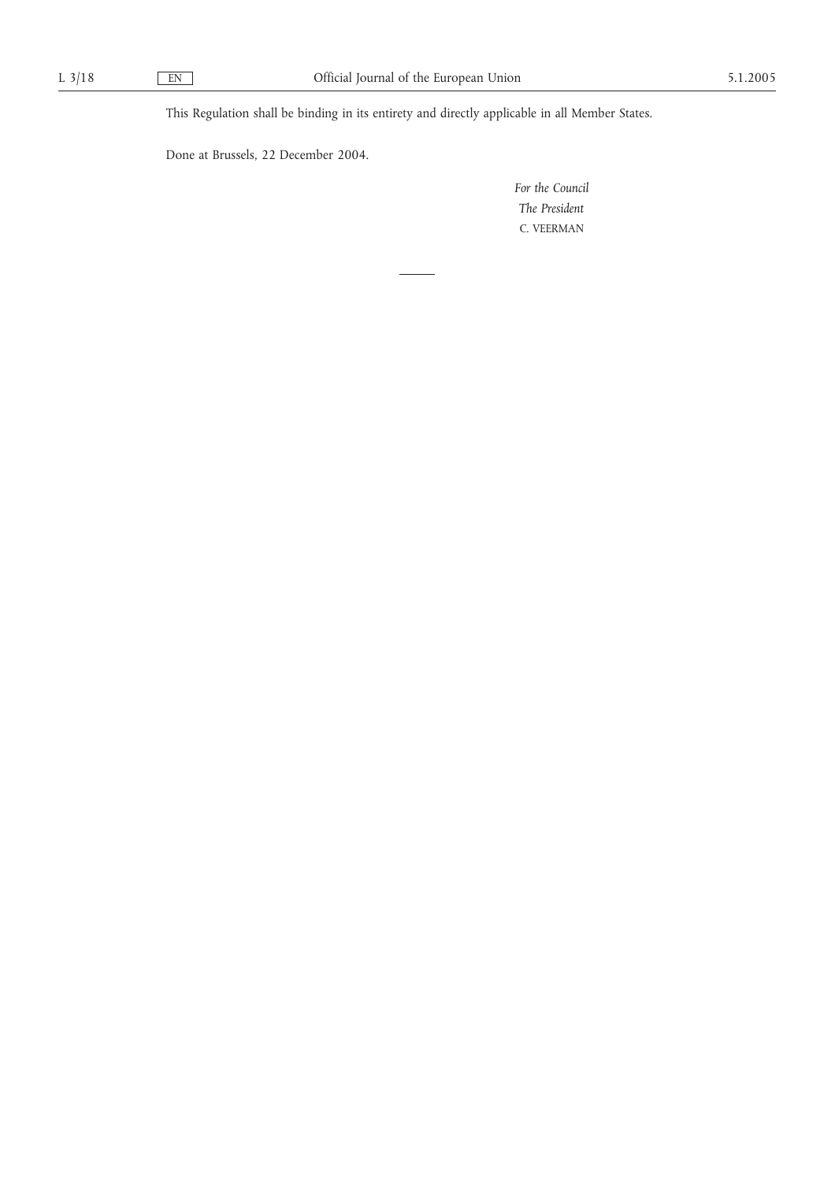This Regulation shall be binding in its entirety and directly applicable in all Member States.

Done at Brussels, 22 December 2004.

*For the Council*

*The President*

C. VEERMAN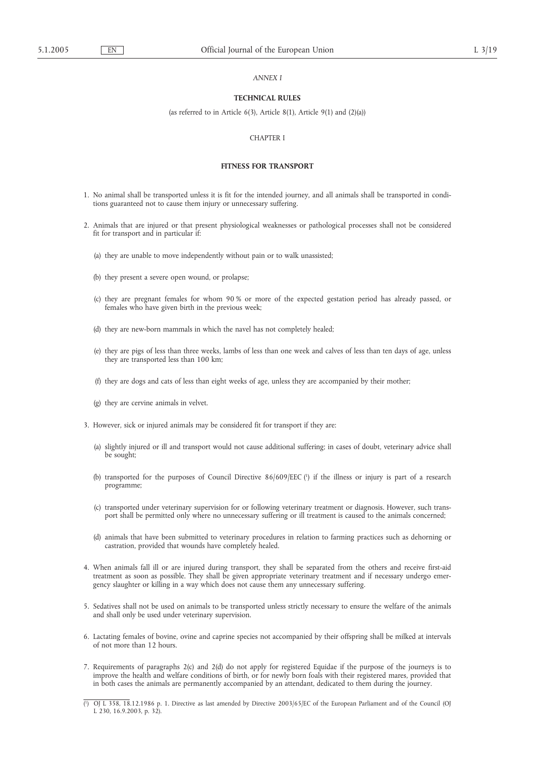*ANNEX I*

## TECHNICAL RULES

(as referred to in Article 6(3), Article 8(1), Article 9(1) and (2)(a))

CHAPTER I

### FITNESS FOR TRANSPORT

1. No animal shall be transported unless it is fit for the intended journey, and all animals shall be transported in conditions guaranteed not to cause them injury or unnecessary suffering.

2. Animals that are injured or that present physiological weaknesses or pathological processes shall not be considered fit for transport and in particular if:

   (a) they are unable to move independently without pain or to walk unassisted;

   (b) they present a severe open wound, or prolapse;

   (c) they are pregnant females for whom 90 % or more of the expected gestation period has already passed, or females who have given birth in the previous week;

   (d) they are new-born mammals in which the navel has not completely healed;

   (e) they are pigs of less than three weeks, lambs of less than one week and calves of less than ten days of age, unless they are transported less than 100 km;

   (f) they are dogs and cats of less than eight weeks of age, unless they are accompanied by their mother;

   (g) they are cervine animals in velvet.

3. However, sick or injured animals may be considered fit for transport if they are:

   (a) slightly injured or ill and transport would not cause additional suffering; in cases of doubt, veterinary advice shall be sought;

   (b) transported for the purposes of Council Directive 86/609/EEC [1] if the illness or injury is part of a research programme;

   (c) transported under veterinary supervision for or following veterinary treatment or diagnosis. However, such transport shall be permitted only where no unnecessary suffering or ill treatment is caused to the animals concerned;

   (d) animals that have been submitted to veterinary procedures in relation to farming practices such as dehorning or castration, provided that wounds have completely healed.

4. When animals fall ill or are injured during transport, they shall be separated from the others and receive first-aid treatment as soon as possible. They shall be given appropriate veterinary treatment and if necessary undergo emergency slaughter or killing in a way which does not cause them any unnecessary suffering.

5. Sedatives shall not be used on animals to be transported unless strictly necessary to ensure the welfare of the animals and shall only be used under veterinary supervision.

6. Lactating females of bovine, ovine and caprine species not accompanied by their offspring shall be milked at intervals of not more than 12 hours.

7. Requirements of paragraphs 2(c) and 2(d) do not apply for registered Equidae if the purpose of the journeys is to improve the health and welfare conditions of birth, or for newly born foals with their registered mares, provided that in both cases the animals are permanently accompanied by an attendant, dedicated to them during the journey.

---

[1] OJ L 358, 18.12.1986 p. 1. Directive as last amended by Directive 2003/65/EC of the European Parliament and of the Council (OJ L 230, 16.9.2003, p. 32).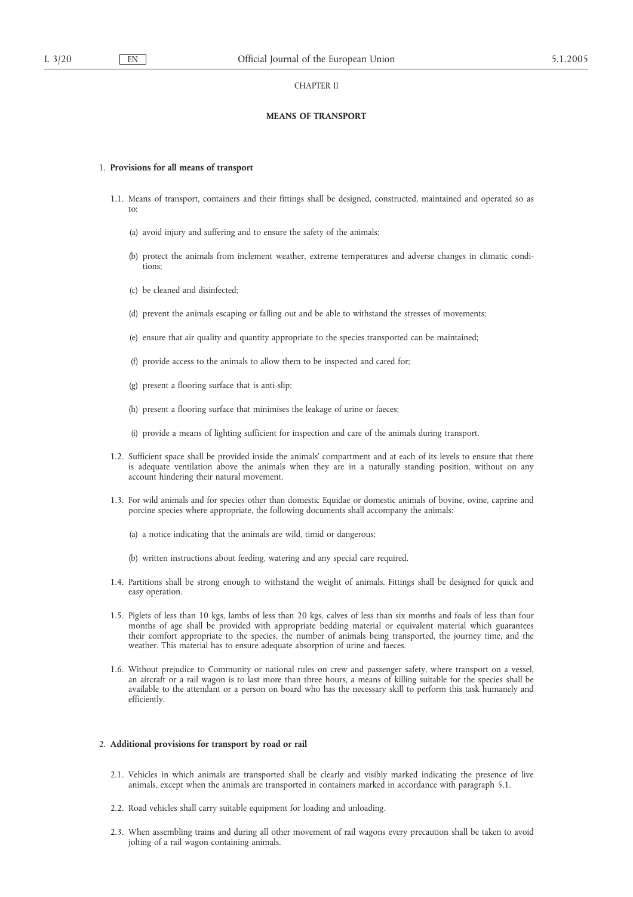## CHAPTER II

## MEANS OF TRANSPORT

### 1. **Provisions for all means of transport**

1.1. Means of transport, containers and their fittings shall be designed, constructed, maintained and operated so as to:

(a) avoid injury and suffering and to ensure the safety of the animals;

(b) protect the animals from inclement weather, extreme temperatures and adverse changes in climatic conditions;

(c) be cleaned and disinfected;

(d) prevent the animals escaping or falling out and be able to withstand the stresses of movements;

(e) ensure that air quality and quantity appropriate to the species transported can be maintained;

(f) provide access to the animals to allow them to be inspected and cared for;

(g) present a flooring surface that is anti-slip;

(h) present a flooring surface that minimises the leakage of urine or faeces;

(i) provide a means of lighting sufficient for inspection and care of the animals during transport.

1.2. Sufficient space shall be provided inside the animals' compartment and at each of its levels to ensure that there is adequate ventilation above the animals when they are in a naturally standing position, without on any account hindering their natural movement.

1.3. For wild animals and for species other than domestic Equidae or domestic animals of bovine, ovine, caprine and porcine species where appropriate, the following documents shall accompany the animals:

(a) a notice indicating that the animals are wild, timid or dangerous;

(b) written instructions about feeding, watering and any special care required.

1.4. Partitions shall be strong enough to withstand the weight of animals. Fittings shall be designed for quick and easy operation.

1.5. Piglets of less than 10 kgs, lambs of less than 20 kgs, calves of less than six months and foals of less than four months of age shall be provided with appropriate bedding material or equivalent material which guarantees their comfort appropriate to the species, the number of animals being transported, the journey time, and the weather. This material has to ensure adequate absorption of urine and faeces.

1.6. Without prejudice to Community or national rules on crew and passenger safety, where transport on a vessel, an aircraft or a rail wagon is to last more than three hours, a means of killing suitable for the species shall be available to the attendant or a person on board who has the necessary skill to perform this task humanely and efficiently.

### 2. **Additional provisions for transport by road or rail**

2.1. Vehicles in which animals are transported shall be clearly and visibly marked indicating the presence of live animals, except when the animals are transported in containers marked in accordance with paragraph 5.1.

2.2. Road vehicles shall carry suitable equipment for loading and unloading.

2.3. When assembling trains and during all other movement of rail wagons every precaution shall be taken to avoid jolting of a rail wagon containing animals.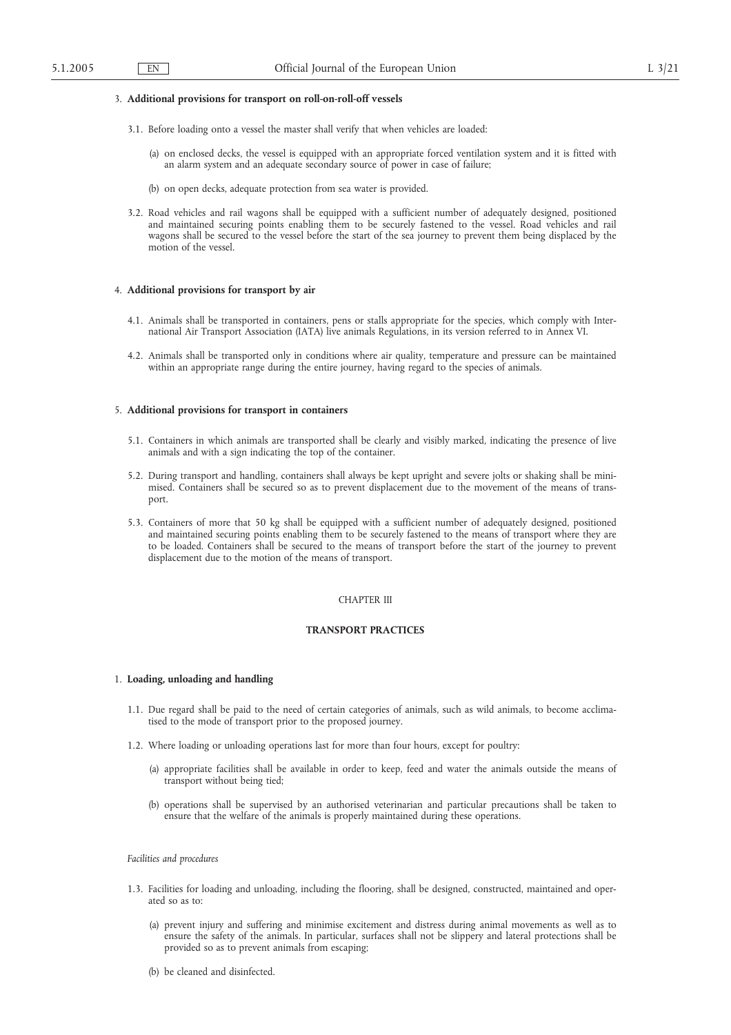3. **Additional provisions for transport on roll-on-roll-off vessels**

3.1. Before loading onto a vessel the master shall verify that when vehicles are loaded:

(a) on enclosed decks, the vessel is equipped with an appropriate forced ventilation system and it is fitted with an alarm system and an adequate secondary source of power in case of failure;

(b) on open decks, adequate protection from sea water is provided.

3.2. Road vehicles and rail wagons shall be equipped with a sufficient number of adequately designed, positioned and maintained securing points enabling them to be securely fastened to the vessel. Road vehicles and rail wagons shall be secured to the vessel before the start of the sea journey to prevent them being displaced by the motion of the vessel.

4. **Additional provisions for transport by air**

4.1. Animals shall be transported in containers, pens or stalls appropriate for the species, which comply with International Air Transport Association (IATA) live animals Regulations, in its version referred to in Annex VI.

4.2. Animals shall be transported only in conditions where air quality, temperature and pressure can be maintained within an appropriate range during the entire journey, having regard to the species of animals.

5. **Additional provisions for transport in containers**

5.1. Containers in which animals are transported shall be clearly and visibly marked, indicating the presence of live animals and with a sign indicating the top of the container.

5.2. During transport and handling, containers shall always be kept upright and severe jolts or shaking shall be minimised. Containers shall be secured so as to prevent displacement due to the movement of the means of transport.

5.3. Containers of more that 50 kg shall be equipped with a sufficient number of adequately designed, positioned and maintained securing points enabling them to be securely fastened to the means of transport where they are to be loaded. Containers shall be secured to the means of transport before the start of the journey to prevent displacement due to the motion of the means of transport.

## CHAPTER III

## TRANSPORT PRACTICES

1. **Loading, unloading and handling**

1.1. Due regard shall be paid to the need of certain categories of animals, such as wild animals, to become acclimatised to the mode of transport prior to the proposed journey.

1.2. Where loading or unloading operations last for more than four hours, except for poultry:

(a) appropriate facilities shall be available in order to keep, feed and water the animals outside the means of transport without being tied;

(b) operations shall be supervised by an authorised veterinarian and particular precautions shall be taken to ensure that the welfare of the animals is properly maintained during these operations.

*Facilities and procedures*

1.3. Facilities for loading and unloading, including the flooring, shall be designed, constructed, maintained and operated so as to:

(a) prevent injury and suffering and minimise excitement and distress during animal movements as well as to ensure the safety of the animals. In particular, surfaces shall not be slippery and lateral protections shall be provided so as to prevent animals from escaping;

(b) be cleaned and disinfected.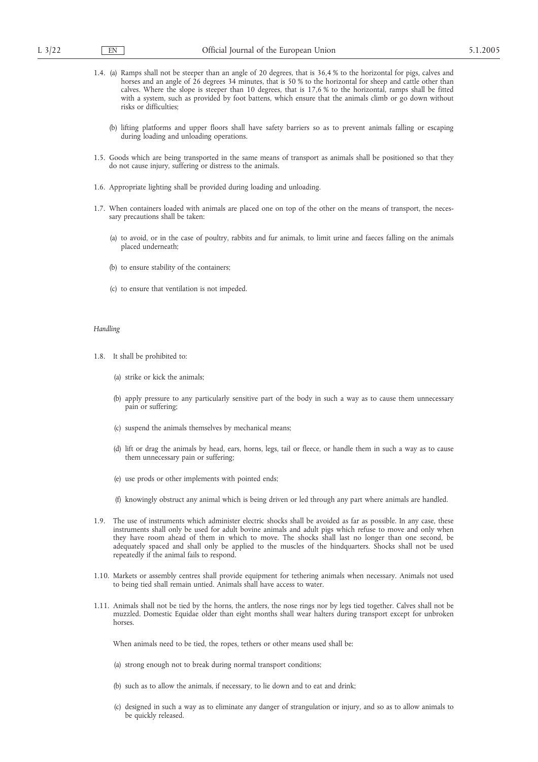1.4. (a) Ramps shall not be steeper than an angle of 20 degrees, that is 36,4 % to the horizontal for pigs, calves and horses and an angle of 26 degrees 34 minutes, that is 50 % to the horizontal for sheep and cattle other than calves. Where the slope is steeper than 10 degrees, that is 17,6 % to the horizontal, ramps shall be fitted with a system, such as provided by foot battens, which ensure that the animals climb or go down without risks or difficulties;

(b) lifting platforms and upper floors shall have safety barriers so as to prevent animals falling or escaping during loading and unloading operations.

1.5. Goods which are being transported in the same means of transport as animals shall be positioned so that they do not cause injury, suffering or distress to the animals.

1.6. Appropriate lighting shall be provided during loading and unloading.

1.7. When containers loaded with animals are placed one on top of the other on the means of transport, the necessary precautions shall be taken:

(a) to avoid, or in the case of poultry, rabbits and fur animals, to limit urine and faeces falling on the animals placed underneath;

(b) to ensure stability of the containers;

(c) to ensure that ventilation is not impeded.

*Handling*

1.8. It shall be prohibited to:

(a) strike or kick the animals;

(b) apply pressure to any particularly sensitive part of the body in such a way as to cause them unnecessary pain or suffering;

(c) suspend the animals themselves by mechanical means;

(d) lift or drag the animals by head, ears, horns, legs, tail or fleece, or handle them in such a way as to cause them unnecessary pain or suffering;

(e) use prods or other implements with pointed ends;

(f) knowingly obstruct any animal which is being driven or led through any part where animals are handled.

1.9. The use of instruments which administer electric shocks shall be avoided as far as possible. In any case, these instruments shall only be used for adult bovine animals and adult pigs which refuse to move and only when they have room ahead of them in which to move. The shocks shall last no longer than one second, be adequately spaced and shall only be applied to the muscles of the hindquarters. Shocks shall not be used repeatedly if the animal fails to respond.

1.10. Markets or assembly centres shall provide equipment for tethering animals when necessary. Animals not used to being tied shall remain untied. Animals shall have access to water.

1.11. Animals shall not be tied by the horns, the antlers, the nose rings nor by legs tied together. Calves shall not be muzzled. Domestic Equidae older than eight months shall wear halters during transport except for unbroken horses.

When animals need to be tied, the ropes, tethers or other means used shall be:

(a) strong enough not to break during normal transport conditions;

(b) such as to allow the animals, if necessary, to lie down and to eat and drink;

(c) designed in such a way as to eliminate any danger of strangulation or injury, and so as to allow animals to be quickly released.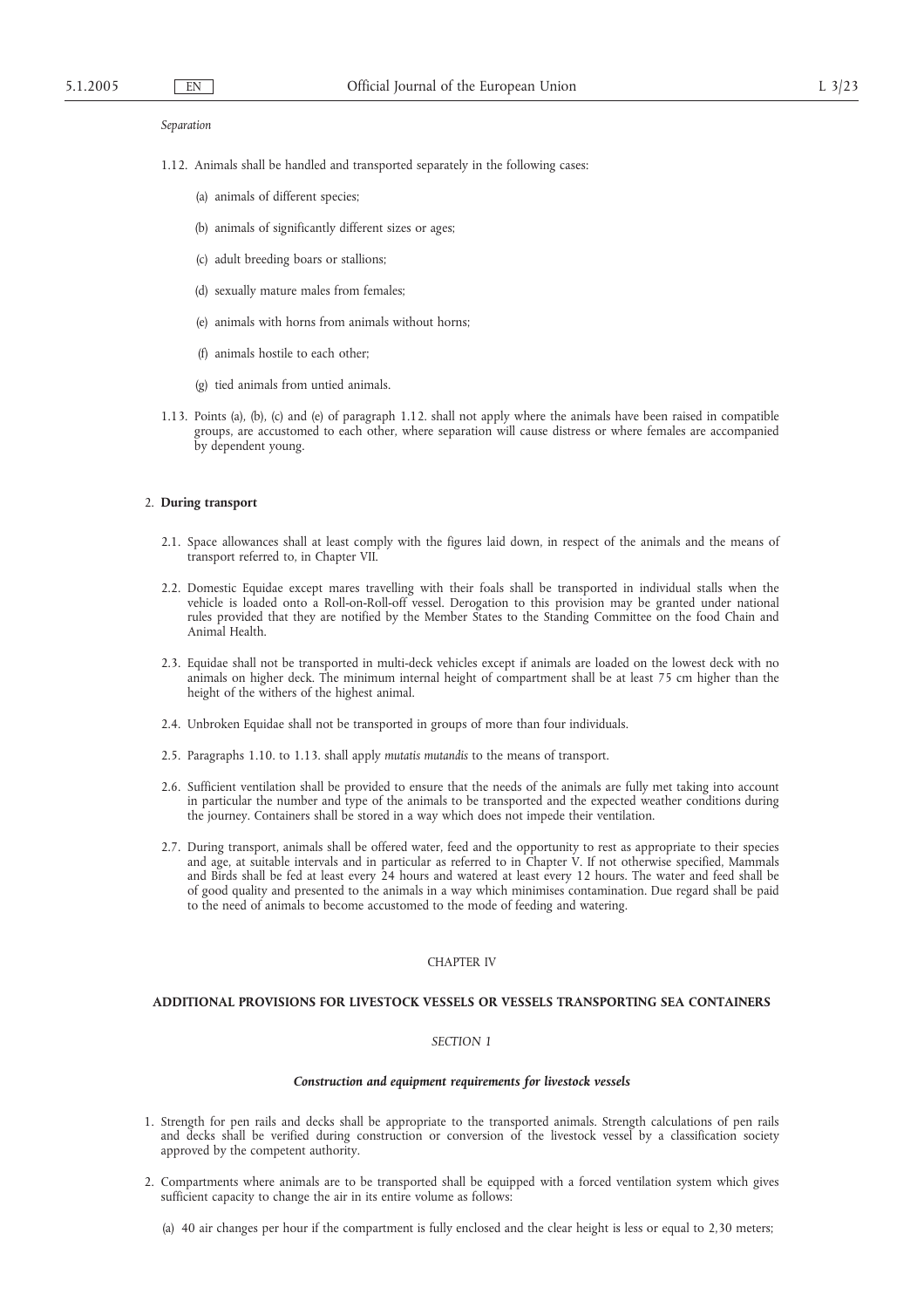*Separation*

1.12. Animals shall be handled and transported separately in the following cases:

(a) animals of different species;

(b) animals of significantly different sizes or ages;

(c) adult breeding boars or stallions;

(d) sexually mature males from females;

(e) animals with horns from animals without horns;

(f) animals hostile to each other;

(g) tied animals from untied animals.

1.13. Points (a), (b), (c) and (e) of paragraph 1.12. shall not apply where the animals have been raised in compatible groups, are accustomed to each other, where separation will cause distress or where females are accompanied by dependent young.

2. **During transport**

2.1. Space allowances shall at least comply with the figures laid down, in respect of the animals and the means of transport referred to, in Chapter VII.

2.2. Domestic Equidae except mares travelling with their foals shall be transported in individual stalls when the vehicle is loaded onto a Roll-on-Roll-off vessel. Derogation to this provision may be granted under national rules provided that they are notified by the Member States to the Standing Committee on the food Chain and Animal Health.

2.3. Equidae shall not be transported in multi-deck vehicles except if animals are loaded on the lowest deck with no animals on higher deck. The minimum internal height of compartment shall be at least 75 cm higher than the height of the withers of the highest animal.

2.4. Unbroken Equidae shall not be transported in groups of more than four individuals.

2.5. Paragraphs 1.10. to 1.13. shall apply *mutatis mutandis* to the means of transport.

2.6. Sufficient ventilation shall be provided to ensure that the needs of the animals are fully met taking into account in particular the number and type of the animals to be transported and the expected weather conditions during the journey. Containers shall be stored in a way which does not impede their ventilation.

2.7. During transport, animals shall be offered water, feed and the opportunity to rest as appropriate to their species and age, at suitable intervals and in particular as referred to in Chapter V. If not otherwise specified, Mammals and Birds shall be fed at least every 24 hours and watered at least every 12 hours. The water and feed shall be of good quality and presented to the animals in a way which minimises contamination. Due regard shall be paid to the need of animals to become accustomed to the mode of feeding and watering.

CHAPTER IV

**ADDITIONAL PROVISIONS FOR LIVESTOCK VESSELS OR VESSELS TRANSPORTING SEA CONTAINERS**

*SECTION 1*

***Construction and equipment requirements for livestock vessels***

1. Strength for pen rails and decks shall be appropriate to the transported animals. Strength calculations of pen rails and decks shall be verified during construction or conversion of the livestock vessel by a classification society approved by the competent authority.

2. Compartments where animals are to be transported shall be equipped with a forced ventilation system which gives sufficient capacity to change the air in its entire volume as follows:

(a) 40 air changes per hour if the compartment is fully enclosed and the clear height is less or equal to 2,30 meters;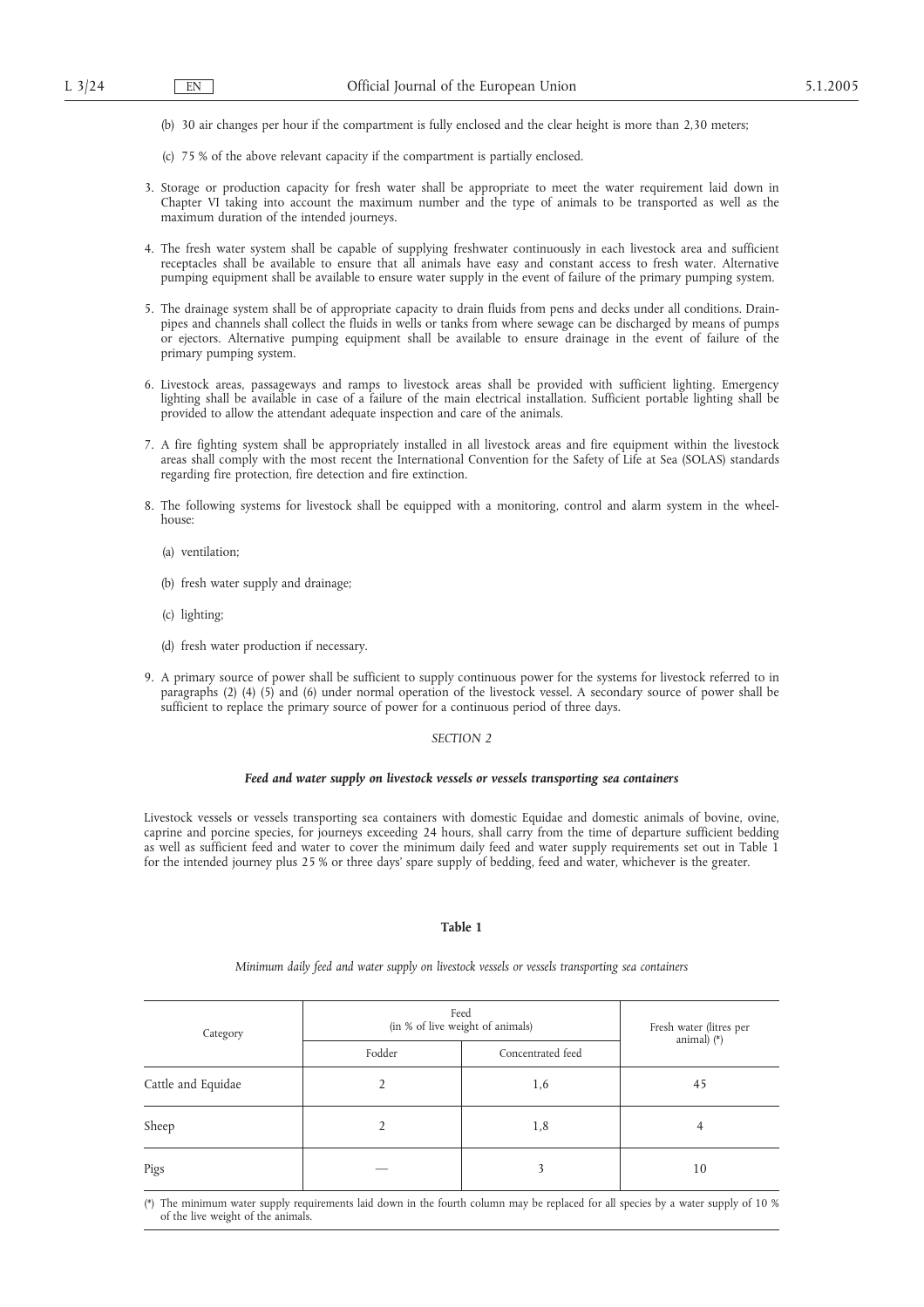(b) 30 air changes per hour if the compartment is fully enclosed and the clear height is more than 2,30 meters;

(c) 75 % of the above relevant capacity if the compartment is partially enclosed.

3. Storage or production capacity for fresh water shall be appropriate to meet the water requirement laid down in Chapter VI taking into account the maximum number and the type of animals to be transported as well as the maximum duration of the intended journeys.

4. The fresh water system shall be capable of supplying freshwater continuously in each livestock area and sufficient receptacles shall be available to ensure that all animals have easy and constant access to fresh water. Alternative pumping equipment shall be available to ensure water supply in the event of failure of the primary pumping system.

5. The drainage system shall be of appropriate capacity to drain fluids from pens and decks under all conditions. Drain-pipes and channels shall collect the fluids in wells or tanks from where sewage can be discharged by means of pumps or ejectors. Alternative pumping equipment shall be available to ensure drainage in the event of failure of the primary pumping system.

6. Livestock areas, passageways and ramps to livestock areas shall be provided with sufficient lighting. Emergency lighting shall be available in case of a failure of the main electrical installation. Sufficient portable lighting shall be provided to allow the attendant adequate inspection and care of the animals.

7. A fire fighting system shall be appropriately installed in all livestock areas and fire equipment within the livestock areas shall comply with the most recent the International Convention for the Safety of Life at Sea (SOLAS) standards regarding fire protection, fire detection and fire extinction.

8. The following systems for livestock shall be equipped with a monitoring, control and alarm system in the wheel-house:

   (a) ventilation;

   (b) fresh water supply and drainage;

   (c) lighting;

   (d) fresh water production if necessary.

9. A primary source of power shall be sufficient to supply continuous power for the systems for livestock referred to in paragraphs (2) (4) (5) and (6) under normal operation of the livestock vessel. A secondary source of power shall be sufficient to replace the primary source of power for a continuous period of three days.

*SECTION 2*

***Feed and water supply on livestock vessels or vessels transporting sea containers***

Livestock vessels or vessels transporting sea containers with domestic Equidae and domestic animals of bovine, ovine, caprine and porcine species, for journeys exceeding 24 hours, shall carry from the time of departure sufficient bedding as well as sufficient feed and water to cover the minimum daily feed and water supply requirements set out in Table 1 for the intended journey plus 25 % or three days' spare supply of bedding, feed and water, whichever is the greater.

**Table 1**

*Minimum daily feed and water supply on livestock vessels or vessels transporting sea containers*

| Category | Feed (in % of live weight of animals) | | Fresh water (litres per animal) (*) |
|---|---|---|---|
| | Fodder | Concentrated feed | |
| Cattle and Equidae | 2 | 1,6 | 45 |
| Sheep | 2 | 1,8 | 4 |
| Pigs | — | 3 | 10 |

(*) The minimum water supply requirements laid down in the fourth column may be replaced for all species by a water supply of 10 % of the live weight of the animals.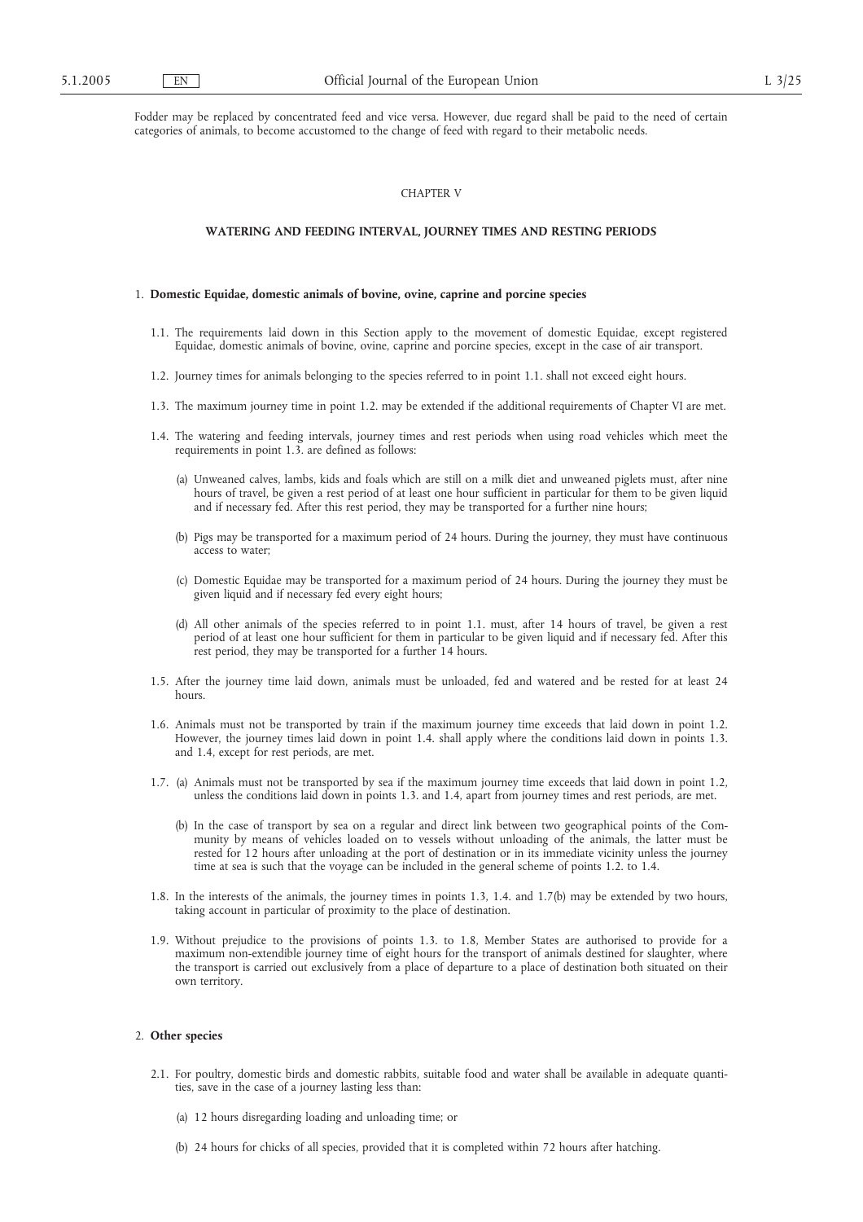Fodder may be replaced by concentrated feed and vice versa. However, due regard shall be paid to the need of certain categories of animals, to become accustomed to the change of feed with regard to their metabolic needs.

## CHAPTER V

## WATERING AND FEEDING INTERVAL, JOURNEY TIMES AND RESTING PERIODS

1. **Domestic Equidae, domestic animals of bovine, ovine, caprine and porcine species**

   1.1. The requirements laid down in this Section apply to the movement of domestic Equidae, except registered Equidae, domestic animals of bovine, ovine, caprine and porcine species, except in the case of air transport.

   1.2. Journey times for animals belonging to the species referred to in point 1.1. shall not exceed eight hours.

   1.3. The maximum journey time in point 1.2. may be extended if the additional requirements of Chapter VI are met.

   1.4. The watering and feeding intervals, journey times and rest periods when using road vehicles which meet the requirements in point 1.3. are defined as follows:

   (a) Unweaned calves, lambs, kids and foals which are still on a milk diet and unweaned piglets must, after nine hours of travel, be given a rest period of at least one hour sufficient in particular for them to be given liquid and if necessary fed. After this rest period, they may be transported for a further nine hours;

   (b) Pigs may be transported for a maximum period of 24 hours. During the journey, they must have continuous access to water;

   (c) Domestic Equidae may be transported for a maximum period of 24 hours. During the journey they must be given liquid and if necessary fed every eight hours;

   (d) All other animals of the species referred to in point 1.1. must, after 14 hours of travel, be given a rest period of at least one hour sufficient for them in particular to be given liquid and if necessary fed. After this rest period, they may be transported for a further 14 hours.

   1.5. After the journey time laid down, animals must be unloaded, fed and watered and be rested for at least 24 hours.

   1.6. Animals must not be transported by train if the maximum journey time exceeds that laid down in point 1.2. However, the journey times laid down in point 1.4. shall apply where the conditions laid down in points 1.3. and 1.4, except for rest periods, are met.

   1.7. (a) Animals must not be transported by sea if the maximum journey time exceeds that laid down in point 1.2, unless the conditions laid down in points 1.3. and 1.4, apart from journey times and rest periods, are met.

   (b) In the case of transport by sea on a regular and direct link between two geographical points of the Community by means of vehicles loaded on to vessels without unloading of the animals, the latter must be rested for 12 hours after unloading at the port of destination or in its immediate vicinity unless the journey time at sea is such that the voyage can be included in the general scheme of points 1.2. to 1.4.

   1.8. In the interests of the animals, the journey times in points 1.3, 1.4. and 1.7(b) may be extended by two hours, taking account in particular of proximity to the place of destination.

   1.9. Without prejudice to the provisions of points 1.3. to 1.8, Member States are authorised to provide for a maximum non-extendible journey time of eight hours for the transport of animals destined for slaughter, where the transport is carried out exclusively from a place of departure to a place of destination both situated on their own territory.

2. **Other species**

   2.1. For poultry, domestic birds and domestic rabbits, suitable food and water shall be available in adequate quantities, save in the case of a journey lasting less than:

   (a) 12 hours disregarding loading and unloading time; or

   (b) 24 hours for chicks of all species, provided that it is completed within 72 hours after hatching.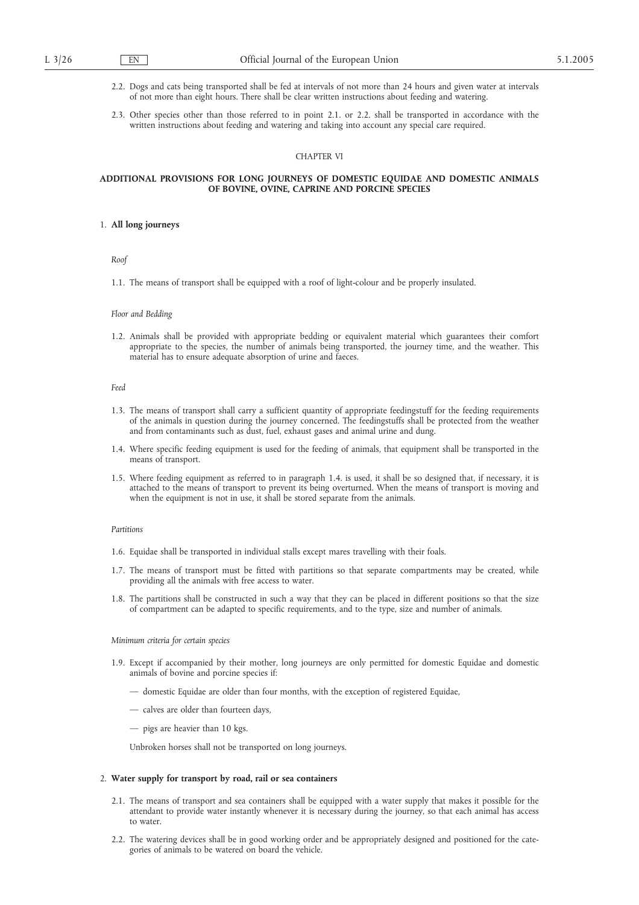2.2. Dogs and cats being transported shall be fed at intervals of not more than 24 hours and given water at intervals of not more than eight hours. There shall be clear written instructions about feeding and watering.

2.3. Other species other than those referred to in point 2.1. or 2.2. shall be transported in accordance with the written instructions about feeding and watering and taking into account any special care required.

## CHAPTER VI

## ADDITIONAL PROVISIONS FOR LONG JOURNEYS OF DOMESTIC EQUIDAE AND DOMESTIC ANIMALS OF BOVINE, OVINE, CAPRINE AND PORCINE SPECIES

1. **All long journeys**

*Roof*

1.1. The means of transport shall be equipped with a roof of light-colour and be properly insulated.

*Floor and Bedding*

1.2. Animals shall be provided with appropriate bedding or equivalent material which guarantees their comfort appropriate to the species, the number of animals being transported, the journey time, and the weather. This material has to ensure adequate absorption of urine and faeces.

*Feed*

1.3. The means of transport shall carry a sufficient quantity of appropriate feedingstuff for the feeding requirements of the animals in question during the journey concerned. The feedingstuffs shall be protected from the weather and from contaminants such as dust, fuel, exhaust gases and animal urine and dung.

1.4. Where specific feeding equipment is used for the feeding of animals, that equipment shall be transported in the means of transport.

1.5. Where feeding equipment as referred to in paragraph 1.4. is used, it shall be so designed that, if necessary, it is attached to the means of transport to prevent its being overturned. When the means of transport is moving and when the equipment is not in use, it shall be stored separate from the animals.

*Partitions*

1.6. Equidae shall be transported in individual stalls except mares travelling with their foals.

1.7. The means of transport must be fitted with partitions so that separate compartments may be created, while providing all the animals with free access to water.

1.8. The partitions shall be constructed in such a way that they can be placed in different positions so that the size of compartment can be adapted to specific requirements, and to the type, size and number of animals.

*Minimum criteria for certain species*

1.9. Except if accompanied by their mother, long journeys are only permitted for domestic Equidae and domestic animals of bovine and porcine species if:

— domestic Equidae are older than four months, with the exception of registered Equidae,

— calves are older than fourteen days,

— pigs are heavier than 10 kgs.

Unbroken horses shall not be transported on long journeys.

2. **Water supply for transport by road, rail or sea containers**

2.1. The means of transport and sea containers shall be equipped with a water supply that makes it possible for the attendant to provide water instantly whenever it is necessary during the journey, so that each animal has access to water.

2.2. The watering devices shall be in good working order and be appropriately designed and positioned for the categories of animals to be watered on board the vehicle.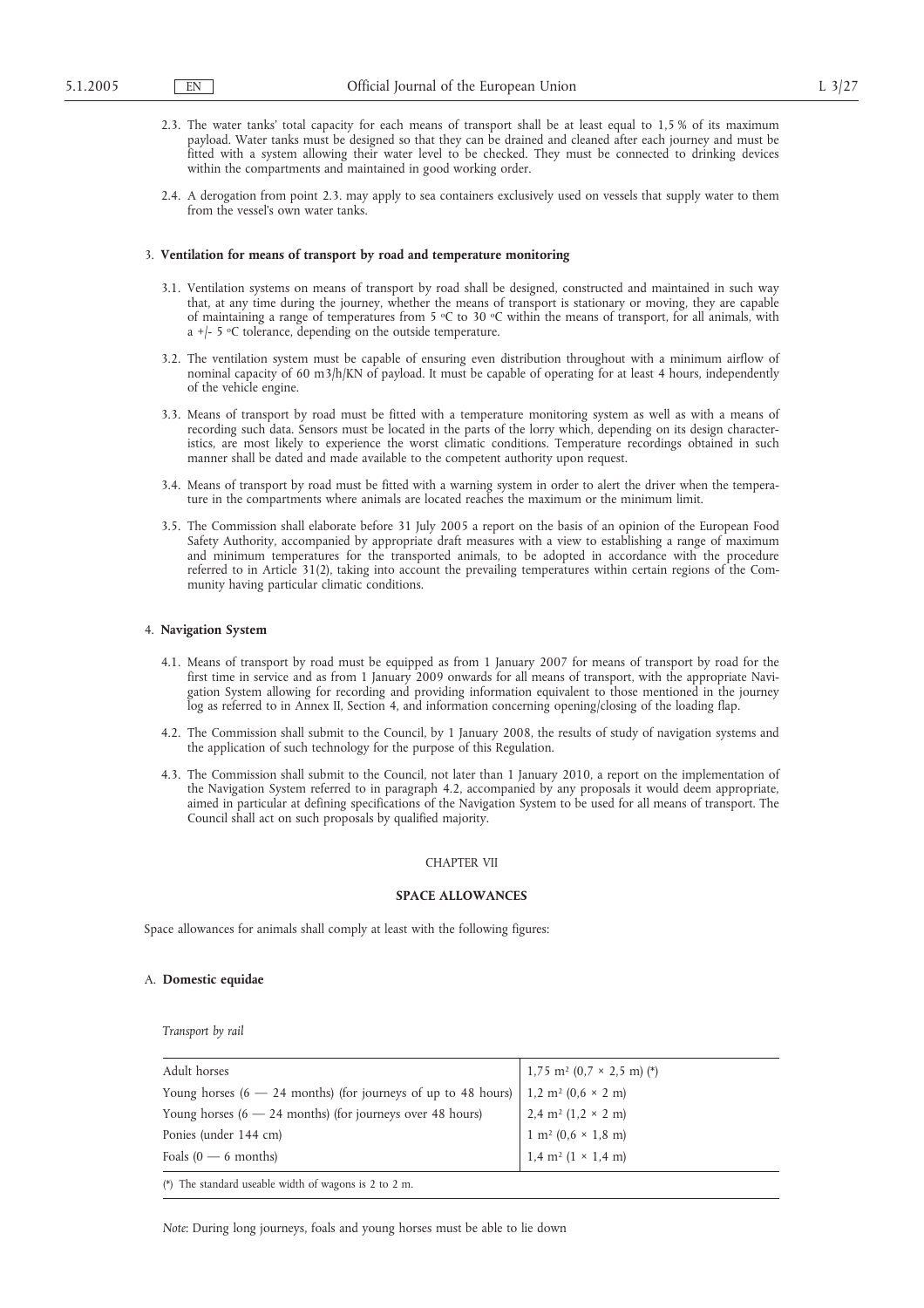2.3. The water tanks' total capacity for each means of transport shall be at least equal to 1,5 % of its maximum payload. Water tanks must be designed so that they can be drained and cleaned after each journey and must be fitted with a system allowing their water level to be checked. They must be connected to drinking devices within the compartments and maintained in good working order.

2.4. A derogation from point 2.3. may apply to sea containers exclusively used on vessels that supply water to them from the vessel's own water tanks.

3. **Ventilation for means of transport by road and temperature monitoring**

3.1. Ventilation systems on means of transport by road shall be designed, constructed and maintained in such way that, at any time during the journey, whether the means of transport is stationary or moving, they are capable of maintaining a range of temperatures from 5 °C to 30 °C within the means of transport, for all animals, with a +/- 5 °C tolerance, depending on the outside temperature.

3.2. The ventilation system must be capable of ensuring even distribution throughout with a minimum airflow of nominal capacity of 60 m3/h/KN of payload. It must be capable of operating for at least 4 hours, independently of the vehicle engine.

3.3. Means of transport by road must be fitted with a temperature monitoring system as well as with a means of recording such data. Sensors must be located in the parts of the lorry which, depending on its design characteristics, are most likely to experience the worst climatic conditions. Temperature recordings obtained in such manner shall be dated and made available to the competent authority upon request.

3.4. Means of transport by road must be fitted with a warning system in order to alert the driver when the temperature in the compartments where animals are located reaches the maximum or the minimum limit.

3.5. The Commission shall elaborate before 31 July 2005 a report on the basis of an opinion of the European Food Safety Authority, accompanied by appropriate draft measures with a view to establishing a range of maximum and minimum temperatures for the transported animals, to be adopted in accordance with the procedure referred to in Article 31(2), taking into account the prevailing temperatures within certain regions of the Community having particular climatic conditions.

4. **Navigation System**

4.1. Means of transport by road must be equipped as from 1 January 2007 for means of transport by road for the first time in service and as from 1 January 2009 onwards for all means of transport, with the appropriate Navigation System allowing for recording and providing information equivalent to those mentioned in the journey log as referred to in Annex II, Section 4, and information concerning opening/closing of the loading flap.

4.2. The Commission shall submit to the Council, by 1 January 2008, the results of study of navigation systems and the application of such technology for the purpose of this Regulation.

4.3. The Commission shall submit to the Council, not later than 1 January 2010, a report on the implementation of the Navigation System referred to in paragraph 4.2, accompanied by any proposals it would deem appropriate, aimed in particular at defining specifications of the Navigation System to be used for all means of transport. The Council shall act on such proposals by qualified majority.

CHAPTER VII

## SPACE ALLOWANCES

Space allowances for animals shall comply at least with the following figures:

A. **Domestic equidae**

*Transport by rail*

| | |
|---|---|
| Adult horses | 1,75 m² (0,7 × 2,5 m) (*) |
| Young horses (6 — 24 months) (for journeys of up to 48 hours) | 1,2 m² (0,6 × 2 m) |
| Young horses (6 — 24 months) (for journeys over 48 hours) | 2,4 m² (1,2 × 2 m) |
| Ponies (under 144 cm) | 1 m² (0,6 × 1,8 m) |
| Foals (0 — 6 months) | 1,4 m² (1 × 1,4 m) |

(*) The standard useable width of wagons is 2 to 2 m.

*Note*: During long journeys, foals and young horses must be able to lie down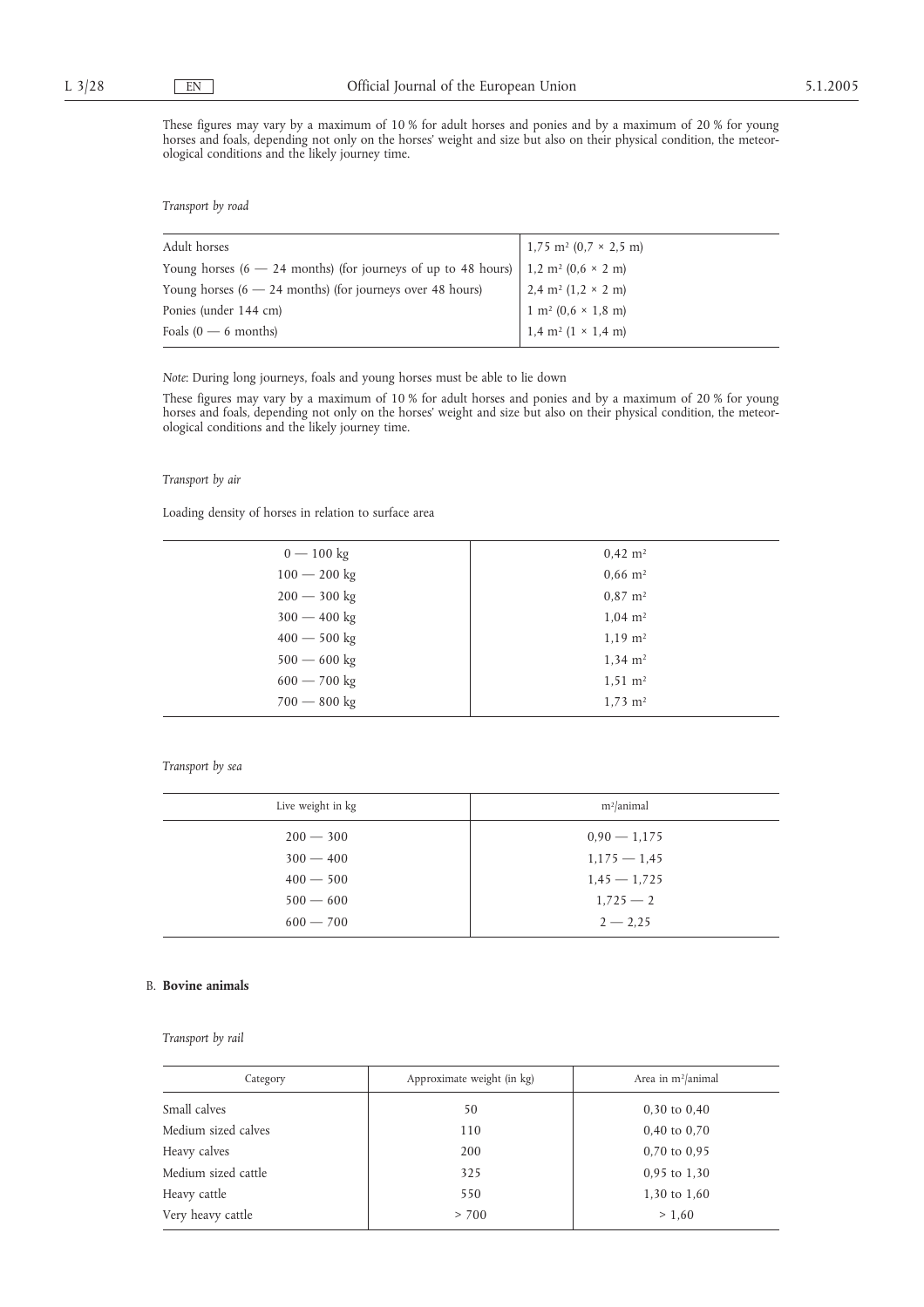These figures may vary by a maximum of 10 % for adult horses and ponies and by a maximum of 20 % for young horses and foals, depending not only on the horses' weight and size but also on their physical condition, the meteorological conditions and the likely journey time.

*Transport by road*

| | |
|---|---|
| Adult horses | 1,75 m² (0,7 × 2,5 m) |
| Young horses (6 — 24 months) (for journeys of up to 48 hours) | 1,2 m² (0,6 × 2 m) |
| Young horses (6 — 24 months) (for journeys over 48 hours) | 2,4 m² (1,2 × 2 m) |
| Ponies (under 144 cm) | 1 m² (0,6 × 1,8 m) |
| Foals (0 — 6 months) | 1,4 m² (1 × 1,4 m) |

*Note*: During long journeys, foals and young horses must be able to lie down

These figures may vary by a maximum of 10 % for adult horses and ponies and by a maximum of 20 % for young horses and foals, depending not only on the horses' weight and size but also on their physical condition, the meteorological conditions and the likely journey time.

*Transport by air*

Loading density of horses in relation to surface area

| | |
|---|---|
| 0 — 100 kg | 0,42 m² |
| 100 — 200 kg | 0,66 m² |
| 200 — 300 kg | 0,87 m² |
| 300 — 400 kg | 1,04 m² |
| 400 — 500 kg | 1,19 m² |
| 500 — 600 kg | 1,34 m² |
| 600 — 700 kg | 1,51 m² |
| 700 — 800 kg | 1,73 m² |

*Transport by sea*

| Live weight in kg | m²/animal |
|---|---|
| 200 — 300 | 0,90 — 1,175 |
| 300 — 400 | 1,175 — 1,45 |
| 400 — 500 | 1,45 — 1,725 |
| 500 — 600 | 1,725 — 2 |
| 600 — 700 | 2 — 2,25 |

B. **Bovine animals**

*Transport by rail*

| Category | Approximate weight (in kg) | Area in m²/animal |
|---|---|---|
| Small calves | 50 | 0,30 to 0,40 |
| Medium sized calves | 110 | 0,40 to 0,70 |
| Heavy calves | 200 | 0,70 to 0,95 |
| Medium sized cattle | 325 | 0,95 to 1,30 |
| Heavy cattle | 550 | 1,30 to 1,60 |
| Very heavy cattle | > 700 | > 1,60 |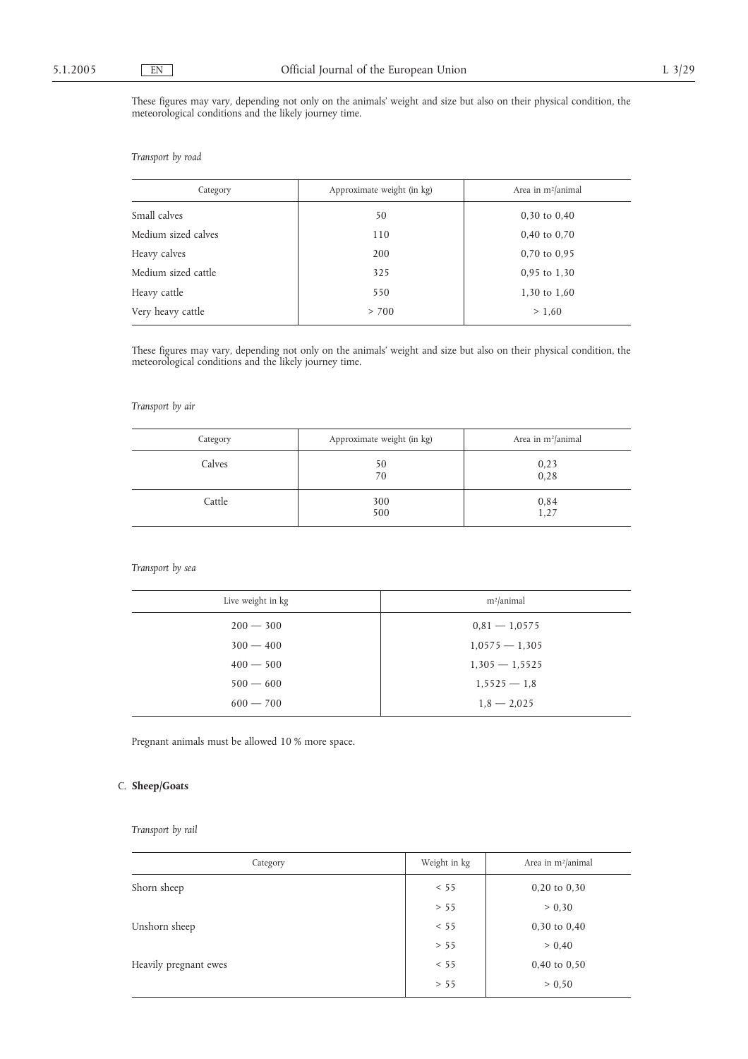These figures may vary, depending not only on the animals' weight and size but also on their physical condition, the meteorological conditions and the likely journey time.

*Transport by road*

| Category | Approximate weight (in kg) | Area in m²/animal |
|---|---|---|
| Small calves | 50 | 0,30 to 0,40 |
| Medium sized calves | 110 | 0,40 to 0,70 |
| Heavy calves | 200 | 0,70 to 0,95 |
| Medium sized cattle | 325 | 0,95 to 1,30 |
| Heavy cattle | 550 | 1,30 to 1,60 |
| Very heavy cattle | > 700 | > 1,60 |

These figures may vary, depending not only on the animals' weight and size but also on their physical condition, the meteorological conditions and the likely journey time.

*Transport by air*

| Category | Approximate weight (in kg) | Area in m²/animal |
|---|---|---|
| Calves | 50<br>70 | 0,23<br>0,28 |
| Cattle | 300<br>500 | 0,84<br>1,27 |

*Transport by sea*

| Live weight in kg | m²/animal |
|---|---|
| 200 — 300 | 0,81 — 1,0575 |
| 300 — 400 | 1,0575 — 1,305 |
| 400 — 500 | 1,305 — 1,5525 |
| 500 — 600 | 1,5525 — 1,8 |
| 600 — 700 | 1,8 — 2,025 |

Pregnant animals must be allowed 10 % more space.

C. **Sheep/Goats**

*Transport by rail*

| Category | Weight in kg | Area in m²/animal |
|---|---|---|
| Shorn sheep | < 55 | 0,20 to 0,30 |
| | > 55 | > 0,30 |
| Unshorn sheep | < 55 | 0,30 to 0,40 |
| | > 55 | > 0,40 |
| Heavily pregnant ewes | < 55 | 0,40 to 0,50 |
| | > 55 | > 0,50 |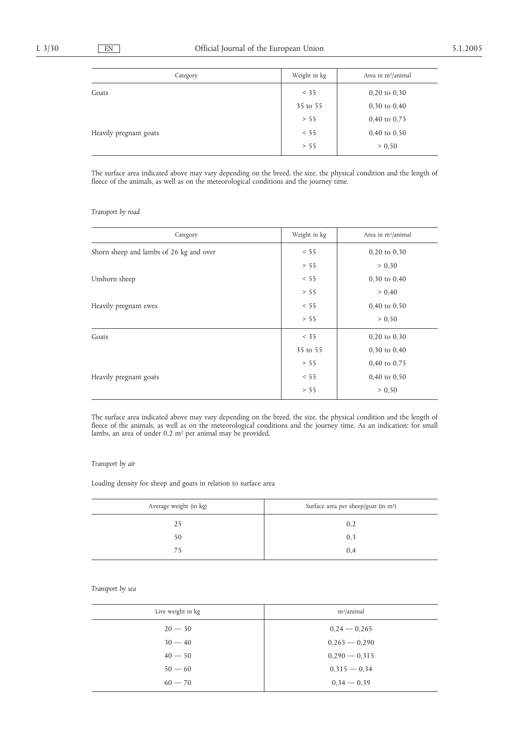| Category | Weight in kg | Area in m²/animal |
|---|---|---|
| Goats | < 35 | 0,20 to 0,30 |
| | 35 to 55 | 0,30 to 0,40 |
| | > 55 | 0,40 to 0,75 |
| Heavily pregnant goats | < 55 | 0,40 to 0,50 |
| | > 55 | > 0,50 |

The surface area indicated above may vary depending on the breed, the size, the physical condition and the length of fleece of the animals, as well as on the meteorological conditions and the journey time.

*Transport by road*

| Category | Weight in kg | Area in m²/animal |
|---|---|---|
| Shorn sheep and lambs of 26 kg and over | < 55 | 0,20 to 0,30 |
| | > 55 | > 0,30 |
| Unshorn sheep | < 55 | 0,30 to 0,40 |
| | > 55 | > 0,40 |
| Heavily pregnant ewes | < 55 | 0,40 to 0,50 |
| | > 55 | > 0,50 |
| Goats | < 35 | 0,20 to 0,30 |
| | 35 to 55 | 0,30 to 0,40 |
| | > 55 | 0,40 to 0,75 |
| Heavily pregnant goats | < 55 | 0,40 to 0,50 |
| | > 55 | > 0,50 |

The surface area indicated above may vary depending on the breed, the size, the physical condition and the length of fleece of the animals, as well as on the meteorological conditions and the journey time. As an indication: for small lambs, an area of under 0,2 m² per animal may be provided.

*Transport by air*

Loading density for sheep and goats in relation to surface area

| Average weight (in kg) | Surface area per sheep/goat (in m²) |
|---|---|
| 25 | 0,2 |
| 50 | 0,3 |
| 75 | 0,4 |

*Transport by sea*

| Live weight in kg | m²/animal |
|---|---|
| 20 — 30 | 0,24 — 0,265 |
| 30 — 40 | 0,265 — 0,290 |
| 40 — 50 | 0,290 — 0,315 |
| 50 — 60 | 0,315 — 0,34 |
| 60 — 70 | 0,34 — 0,39 |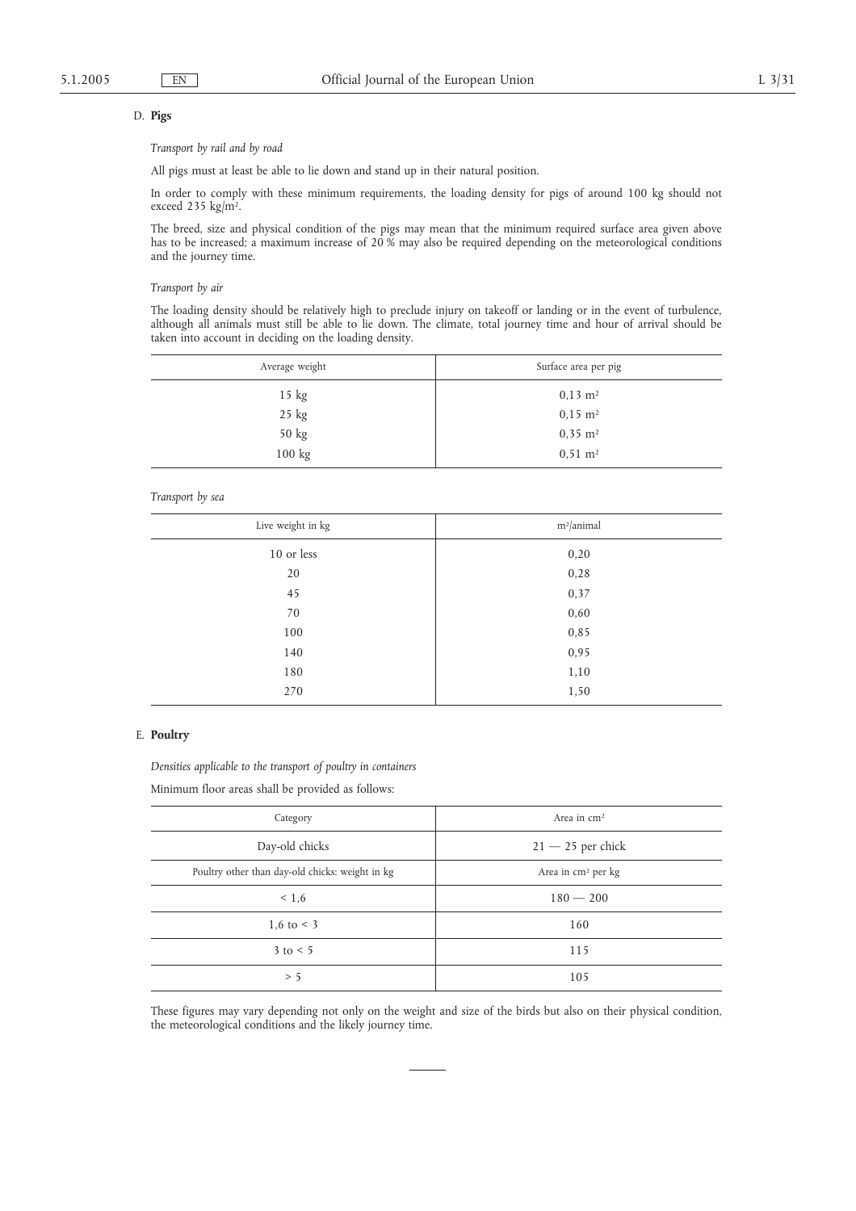D. **Pigs**

*Transport by rail and by road*

All pigs must at least be able to lie down and stand up in their natural position.

In order to comply with these minimum requirements, the loading density for pigs of around 100 kg should not exceed 235 kg/m².

The breed, size and physical condition of the pigs may mean that the minimum required surface area given above has to be increased; a maximum increase of 20 % may also be required depending on the meteorological conditions and the journey time.

*Transport by air*

The loading density should be relatively high to preclude injury on takeoff or landing or in the event of turbulence, although all animals must still be able to lie down. The climate, total journey time and hour of arrival should be taken into account in deciding on the loading density.

| Average weight | Surface area per pig |
|---|---|
| 15 kg | 0,13 m² |
| 25 kg | 0,15 m² |
| 50 kg | 0,35 m² |
| 100 kg | 0,51 m² |

*Transport by sea*

| Live weight in kg | m²/animal |
|---|---|
| 10 or less | 0,20 |
| 20 | 0,28 |
| 45 | 0,37 |
| 70 | 0,60 |
| 100 | 0,85 |
| 140 | 0,95 |
| 180 | 1,10 |
| 270 | 1,50 |

E. **Poultry**

*Densities applicable to the transport of poultry in containers*

Minimum floor areas shall be provided as follows:

| Category | Area in cm² |
|---|---|
| Day-old chicks | 21 — 25 per chick |
| Poultry other than day-old chicks: weight in kg | Area in cm² per kg |
| < 1,6 | 180 — 200 |
| 1,6 to < 3 | 160 |
| 3 to < 5 | 115 |
| > 5 | 105 |

These figures may vary depending not only on the weight and size of the birds but also on their physical condition, the meteorological conditions and the likely journey time.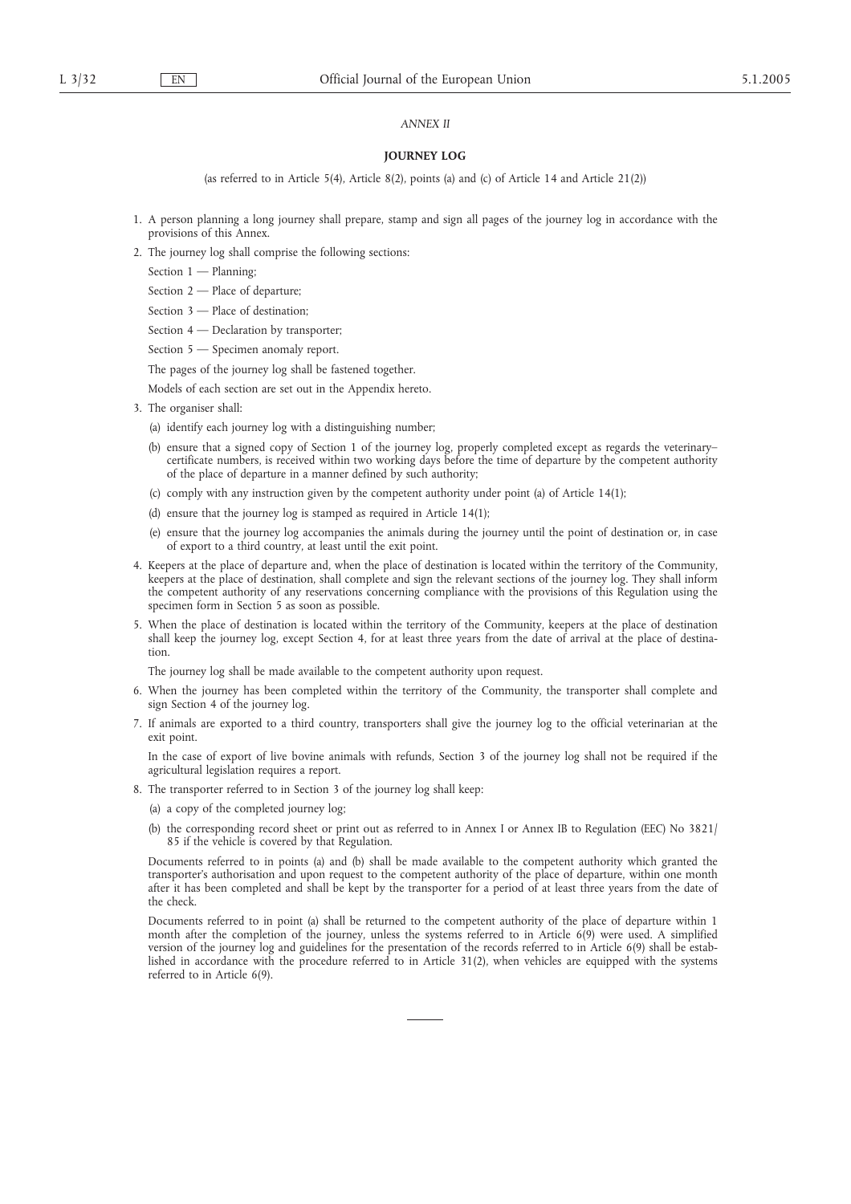*ANNEX II*

**JOURNEY LOG**

(as referred to in Article 5(4), Article 8(2), points (a) and (c) of Article 14 and Article 21(2))

1. A person planning a long journey shall prepare, stamp and sign all pages of the journey log in accordance with the provisions of this Annex.

2. The journey log shall comprise the following sections:

   Section 1 — Planning;

   Section 2 — Place of departure;

   Section 3 — Place of destination;

   Section 4 — Declaration by transporter;

   Section 5 — Specimen anomaly report.

   The pages of the journey log shall be fastened together.

   Models of each section are set out in the Appendix hereto.

3. The organiser shall:

   (a) identify each journey log with a distinguishing number;

   (b) ensure that a signed copy of Section 1 of the journey log, properly completed except as regards the veterinary–certificate numbers, is received within two working days before the time of departure by the competent authority of the place of departure in a manner defined by such authority;

   (c) comply with any instruction given by the competent authority under point (a) of Article 14(1);

   (d) ensure that the journey log is stamped as required in Article 14(1);

   (e) ensure that the journey log accompanies the animals during the journey until the point of destination or, in case of export to a third country, at least until the exit point.

4. Keepers at the place of departure and, when the place of destination is located within the territory of the Community, keepers at the place of destination, shall complete and sign the relevant sections of the journey log. They shall inform the competent authority of any reservations concerning compliance with the provisions of this Regulation using the specimen form in Section 5 as soon as possible.

5. When the place of destination is located within the territory of the Community, keepers at the place of destination shall keep the journey log, except Section 4, for at least three years from the date of arrival at the place of destination.

   The journey log shall be made available to the competent authority upon request.

6. When the journey has been completed within the territory of the Community, the transporter shall complete and sign Section 4 of the journey log.

7. If animals are exported to a third country, transporters shall give the journey log to the official veterinarian at the exit point.

   In the case of export of live bovine animals with refunds, Section 3 of the journey log shall not be required if the agricultural legislation requires a report.

8. The transporter referred to in Section 3 of the journey log shall keep:

   (a) a copy of the completed journey log;

   (b) the corresponding record sheet or print out as referred to in Annex I or Annex IB to Regulation (EEC) No 3821/85 if the vehicle is covered by that Regulation.

   Documents referred to in points (a) and (b) shall be made available to the competent authority which granted the transporter's authorisation and upon request to the competent authority of the place of departure, within one month after it has been completed and shall be kept by the transporter for a period of at least three years from the date of the check.

   Documents referred to in point (a) shall be returned to the competent authority of the place of departure within 1 month after the completion of the journey, unless the systems referred to in Article 6(9) were used. A simplified version of the journey log and guidelines for the presentation of the records referred to in Article 6(9) shall be established in accordance with the procedure referred to in Article 31(2), when vehicles are equipped with the systems referred to in Article 6(9).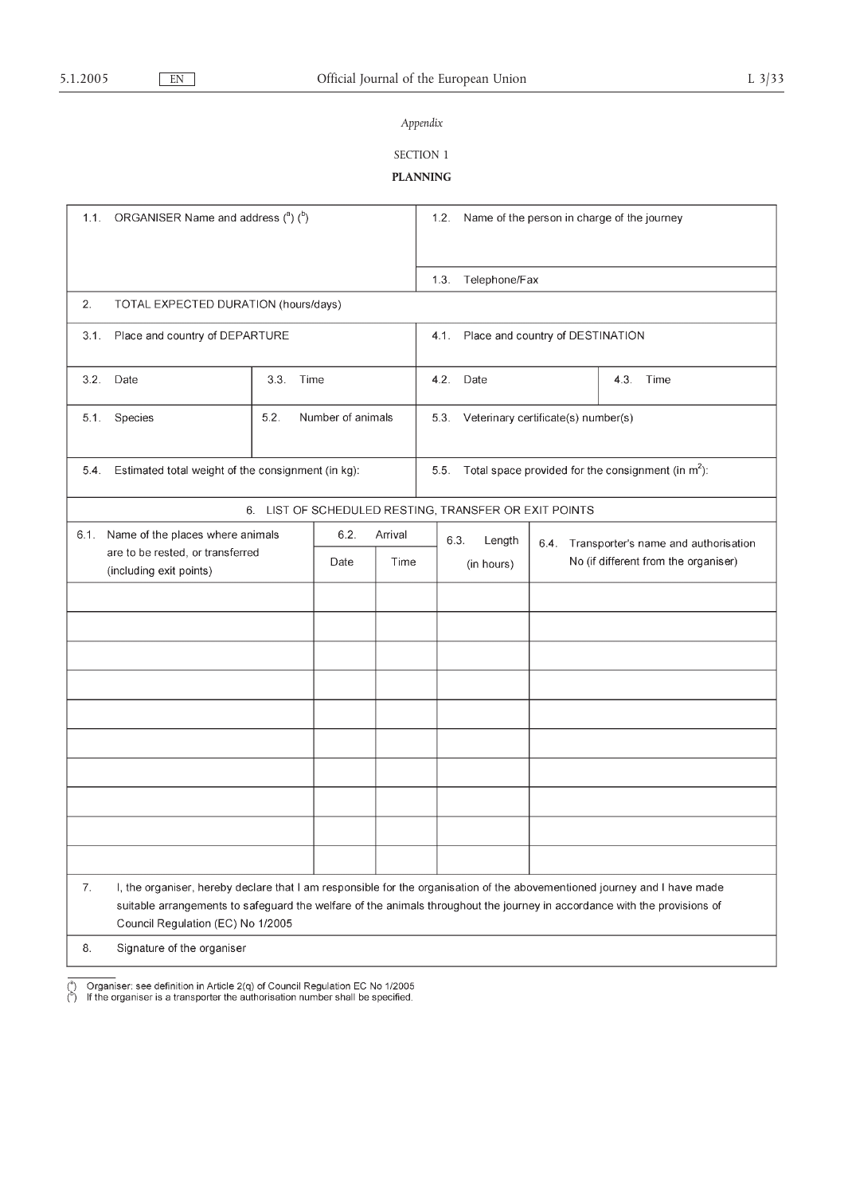*Appendix*

SECTION 1

**PLANNING**

| 1.1. ORGANISER Name and address ([a]) ([b]) | | | 1.2. Name of the person in charge of the journey | |
|---|---|---|---|---|
| | | | 1.3. Telephone/Fax | |
| 2. TOTAL EXPECTED DURATION (hours/days) | | | | |
| 3.1. Place and country of DEPARTURE | | | 4.1. Place and country of DESTINATION | |
| 3.2. Date | 3.3. Time | | 4.2. Date | 4.3. Time |
| 5.1. Species | 5.2. Number of animals | | 5.3. Veterinary certificate(s) number(s) | |
| 5.4. Estimated total weight of the consignment (in kg): | | | 5.5. Total space provided for the consignment (in $m^2$): | |

| 6. LIST OF SCHEDULED RESTING, TRANSFER OR EXIT POINTS | | | | |
|---|---|---|---|---|
| 6.1. Name of the places where animals are to be rested, or transferred (including exit points) | 6.2. Arrival | | 6.3. Length (in hours) | 6.4. Transporter's name and authorisation No (if different from the organiser) |
| | Date | Time | | |
| | | | | |
| | | | | |
| | | | | |
| | | | | |
| | | | | |
| | | | | |
| | | | | |
| | | | | |
| | | | | |
| | | | | |

7. I, the organiser, hereby declare that I am responsible for the organisation of the abovementioned journey and I have made suitable arrangements to safeguard the welfare of the animals throughout the journey in accordance with the provisions of Council Regulation (EC) No 1/2005

8. Signature of the organiser

---

([a]) Organiser: see definition in Article 2(q) of Council Regulation EC No 1/2005

([b]) If the organiser is a transporter the authorisation number shall be specified.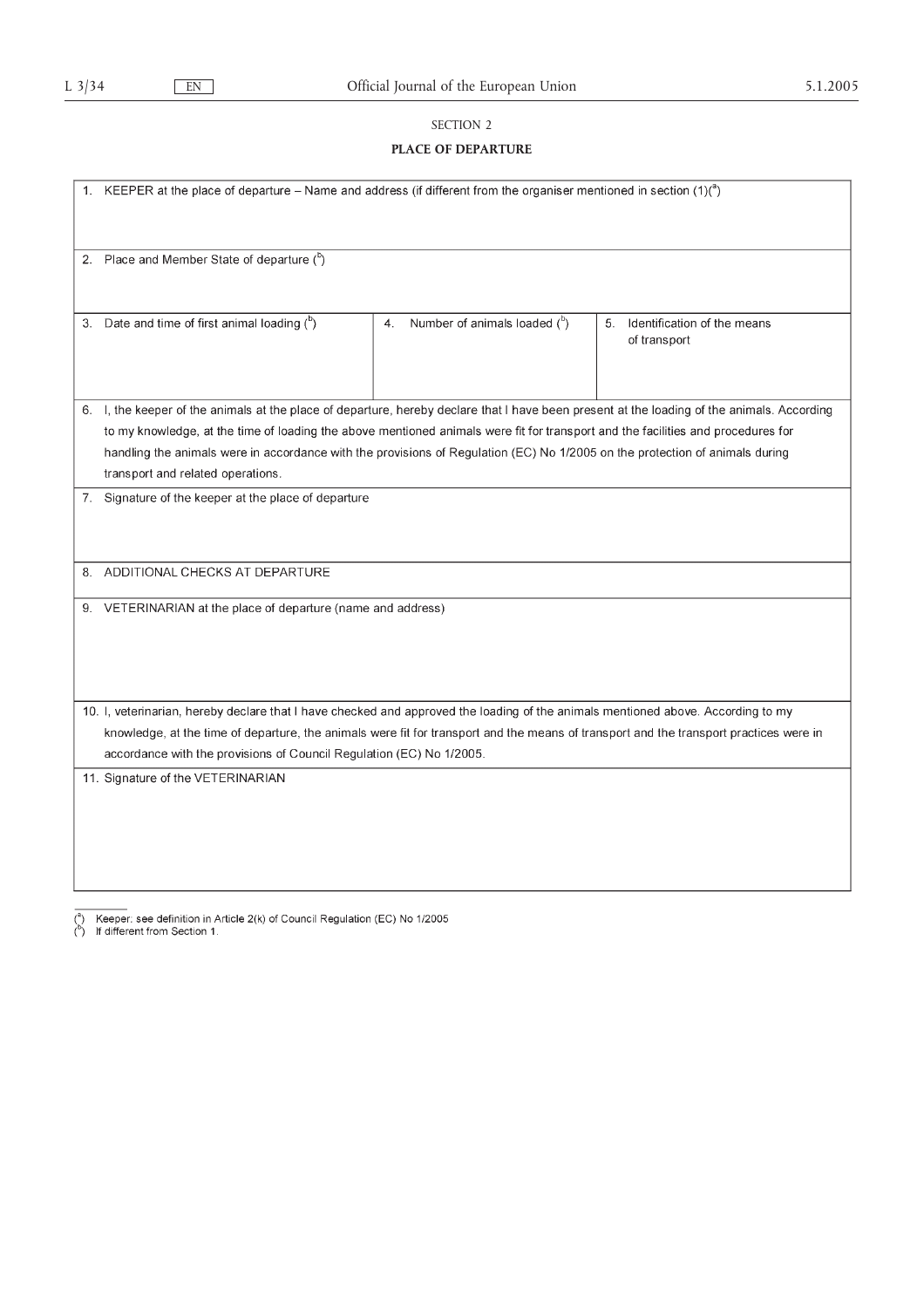SECTION 2

**PLACE OF DEPARTURE**

| | | |
|---|---|---|
| 1. KEEPER at the place of departure – Name and address (if different from the organiser mentioned in section (1)([a]) | | |
| 2. Place and Member State of departure ([b]) | | |
| 3. Date and time of first animal loading ([b]) | 4. Number of animals loaded ([b]) | 5. Identification of the means of transport |
| 6. I, the keeper of the animals at the place of departure, hereby declare that I have been present at the loading of the animals. According to my knowledge, at the time of loading the above mentioned animals were fit for transport and the facilities and procedures for handling the animals were in accordance with the provisions of Regulation (EC) No 1/2005 on the protection of animals during transport and related operations. | | |
| 7. Signature of the keeper at the place of departure | | |
| 8. ADDITIONAL CHECKS AT DEPARTURE | | |
| 9. VETERINARIAN at the place of departure (name and address) | | |
| 10. I, veterinarian, hereby declare that I have checked and approved the loading of the animals mentioned above. According to my knowledge, at the time of departure, the animals were fit for transport and the means of transport and the transport practices were in accordance with the provisions of Council Regulation (EC) No 1/2005. | | |
| 11. Signature of the VETERINARIAN | | |

([a]) Keeper: see definition in Article 2(k) of Council Regulation (EC) No 1/2005

([b]) If different from Section 1.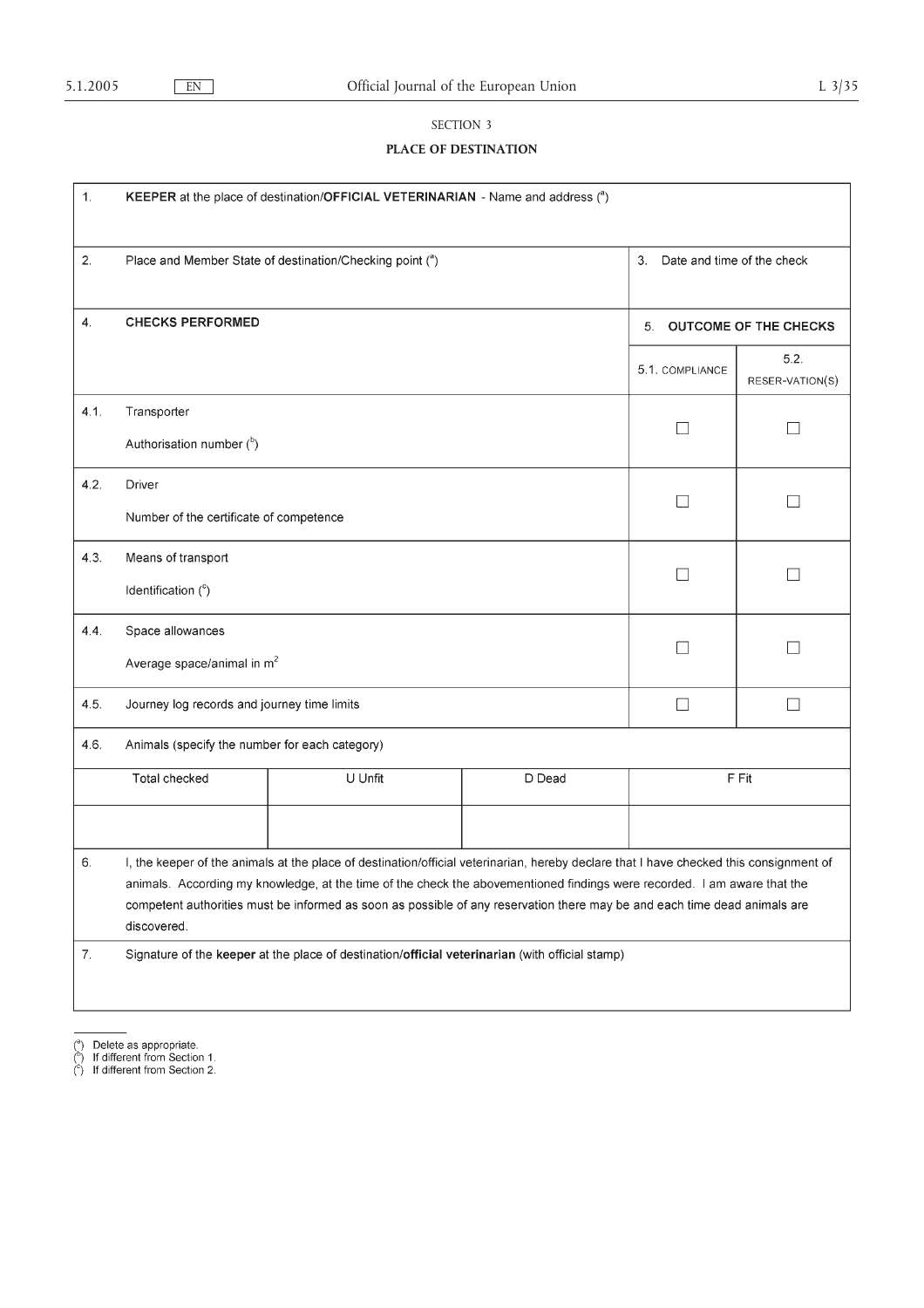SECTION 3

## PLACE OF DESTINATION

| | | | | | |
|---|---|---|---|---|---|
| 1. | **KEEPER** at the place of destination/**OFFICIAL VETERINARIAN** - Name and address ([a]) | | | | |
| 2. | Place and Member State of destination/Checking point ([a]) | | | 3. Date and time of the check | |
| 4. | **CHECKS PERFORMED** | | | 5. **OUTCOME OF THE CHECKS** | |
| | | | | 5.1. COMPLIANCE | 5.2. RESER-VATION(S) |
| 4.1. | Transporter<br>Authorisation number ([b]) | | | ☐ | ☐ |
| 4.2. | Driver<br>Number of the certificate of competence | | | ☐ | ☐ |
| 4.3. | Means of transport<br>Identification ([c]) | | | ☐ | ☐ |
| 4.4. | Space allowances<br>Average space/animal in $m^2$ | | | ☐ | ☐ |
| 4.5. | Journey log records and journey time limits | | | ☐ | ☐ |
| 4.6. | Animals (specify the number for each category) | | | | |
| | Total checked | U Unfit | D Dead | F Fit | |
| | | | | | |
| 6. | I, the keeper of the animals at the place of destination/official veterinarian, hereby declare that I have checked this consignment of animals. According my knowledge, at the time of the check the abovementioned findings were recorded. I am aware that the competent authorities must be informed as soon as possible of any reservation there may be and each time dead animals are discovered. | | | | |
| 7. | Signature of the **keeper** at the place of destination/**official veterinarian** (with official stamp) | | | | |

([a]) Delete as appropriate.
([b]) If different from Section 1.
([c]) If different from Section 2.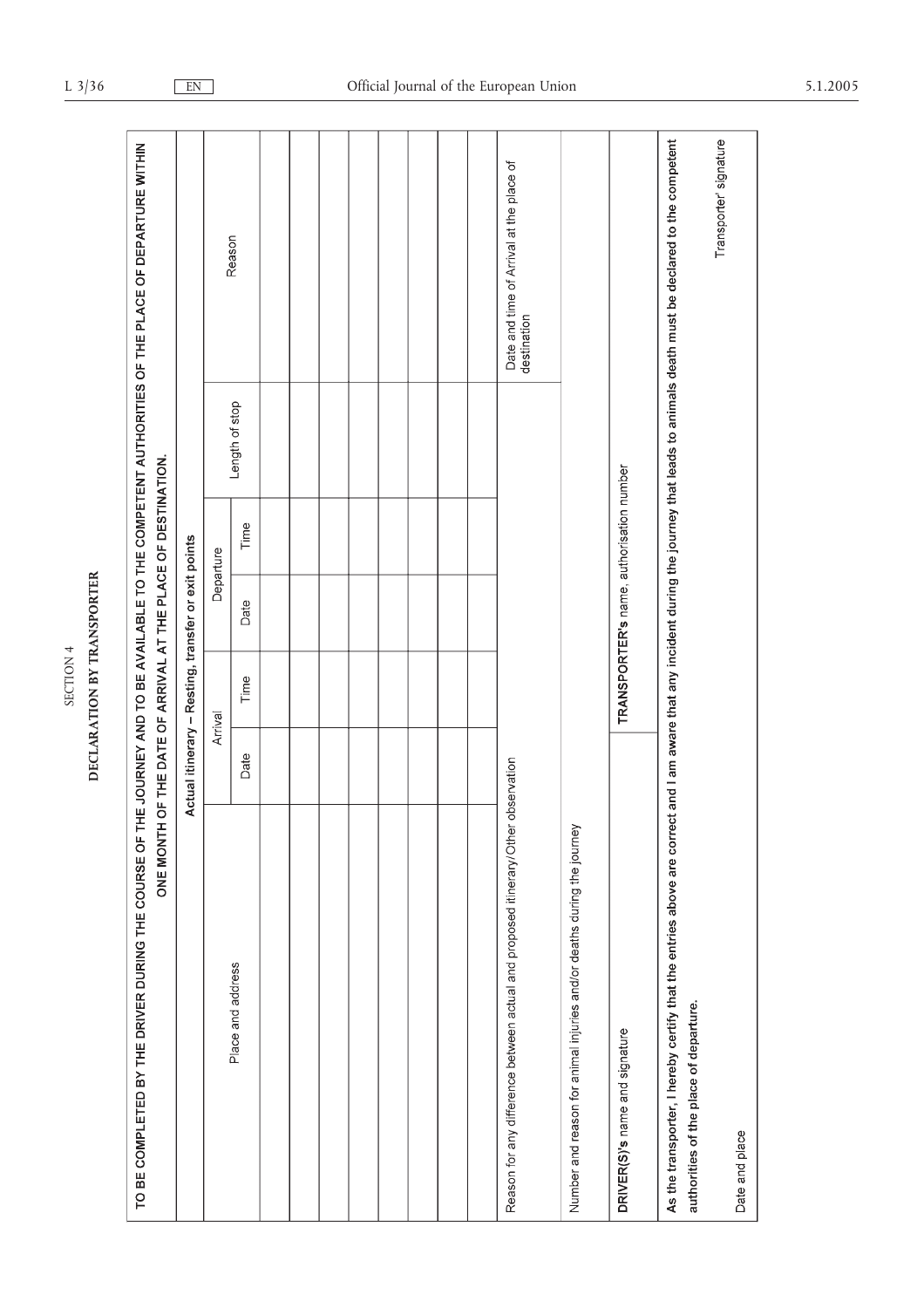SECTION 4

**DECLARATION BY TRANSPORTER**

**TO BE COMPLETED BY THE DRIVER DURING THE COURSE OF THE JOURNEY AND TO BE AVAILABLE TO THE COMPETENT AUTHORITIES OF THE PLACE OF DEPARTURE WITHIN ONE MONTH OF THE DATE OF ARRIVAL AT THE PLACE OF DESTINATION.**

**Actual itinerary – Resting, transfer or exit points**

| Place and address | Arrival | | Departure | | Length of stop | Reason |
|---|---|---|---|---|---|---|
| | Date | Time | Date | Time | | |
| | | | | | | |
| | | | | | | |
| | | | | | | |
| | | | | | | |
| | | | | | | |
| | | | | | | |
| | | | | | | |
| | | | | | | |

| Reason for any difference between actual and proposed itinerary/Other observation | Date and time of Arrival at the place of destination |
|---|---|
| | |

Number and reason for animal injuries and/or deaths during the journey

| **DRIVER(S)'s** name and signature | **TRANSPORTER's** name, authorisation number |
|---|---|
| | |

**As the transporter, I hereby certify that the entries above are correct and I am aware that any incident during the journey that leads to animals death must be declared to the competent authorities of the place of departure.**

Transporter' signature

Date and place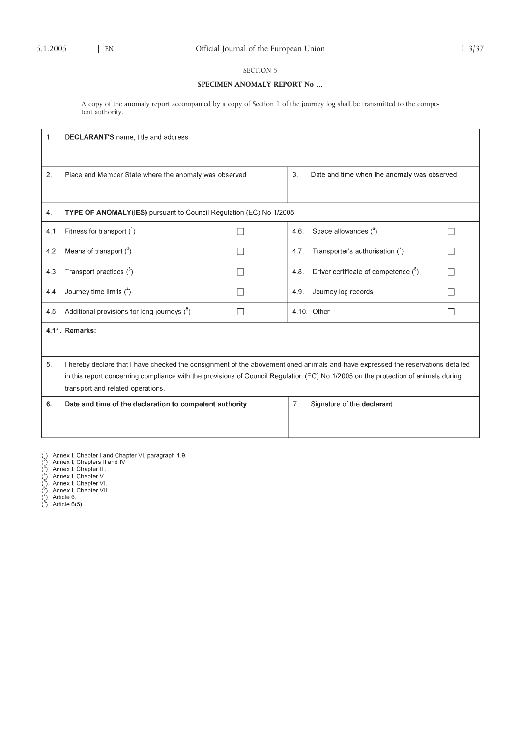SECTION 5

**SPECIMEN ANOMALY REPORT No …**

A copy of the anomaly report accompanied by a copy of Section 1 of the journey log shall be transmitted to the competent authority.

| 1. **DECLARANT'S** name, title and address | | | |
|---|---|---|---|
| 2. Place and Member State where the anomaly was observed | | 3. Date and time when the anomaly was observed | |
| 4. **TYPE OF ANOMALY(IES)** pursuant to Council Regulation (EC) No 1/2005 | | | |
| 4.1. Fitness for transport [1] | ☐ | 4.6. Space allowances [6] | ☐ |
| 4.2. Means of transport [2] | ☐ | 4.7. Transporter's authorisation [7] | ☐ |
| 4.3. Transport practices [3] | ☐ | 4.8. Driver certificate of competence [8] | ☐ |
| 4.4. Journey time limits [4] | ☐ | 4.9. Journey log records | ☐ |
| 4.5. Additional provisions for long journeys [5] | ☐ | 4.10. Other | ☐ |
| **4.11. Remarks:** | | | |
| 5. I hereby declare that I have checked the consignment of the abovementioned animals and have expressed the reservations detailed in this report concerning compliance with the provisions of Council Regulation (EC) No 1/2005 on the protection of animals during transport and related operations. | | | |
| **6. Date and time of the declaration to competent authority** | | 7. Signature of the **declarant** | |

[1] Annex I, Chapter I and Chapter VI, paragraph 1.9.
[2] Annex I, Chapters II and IV.
[3] Annex I, Chapter III.
[4] Annex I, Chapter V.
[5] Annex I, Chapter VI.
[6] Annex I, Chapter VII.
[7] Article 6.
[8] Article 6(5).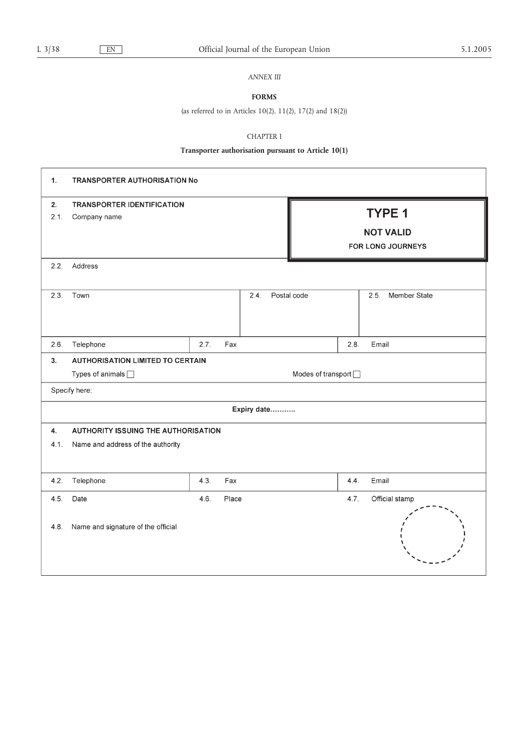*ANNEX III*

**FORMS**

(as referred to in Articles 10(2), 11(2), 17(2) and 18(2))

CHAPTER I

**Transporter authorisation pursuant to Article 10(1)**

| | | | |
|---|---|---|---|
| 1. TRANSPORTER AUTHORISATION No | | | |
| 2. TRANSPORTER IDENTIFICATION<br>2.1. Company name | | **TYPE 1**<br>**NOT VALID**<br>**FOR LONG JOURNEYS** | |
| 2.2. Address | | | |
| 2.3. Town | | 2.4. Postal code | 2.5. Member State |
| 2.6. Telephone | 2.7. Fax | | 2.8. Email |
| 3. AUTHORISATION LIMITED TO CERTAIN<br>Types of animals ☐ | | Modes of transport ☐ | |
| Specify here: | | | |
| **Expiry date...........** | | | |
| 4. AUTHORITY ISSUING THE AUTHORISATION<br>4.1. Name and address of the authority | | | |
| 4.2. Telephone | 4.3. Fax | | 4.4. Email |
| 4.5. Date<br>4.8. Name and signature of the official | 4.6. Place | | 4.7. Official stamp |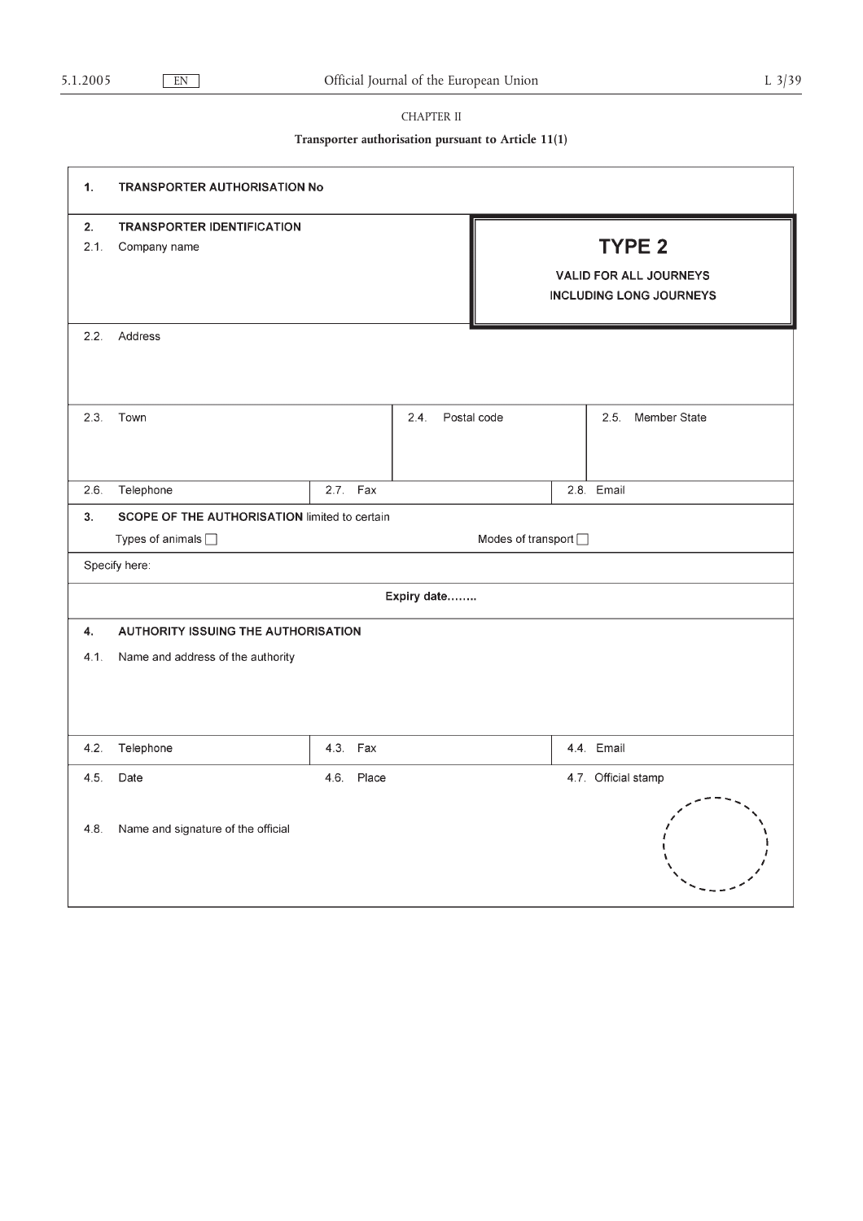CHAPTER II

**Transporter authorisation pursuant to Article 11(1)**

| | | | | |
|---|---|---|---|---|
| **1. TRANSPORTER AUTHORISATION No** | | | | |
| **2. TRANSPORTER IDENTIFICATION**<br>2.1. Company name | | | **TYPE 2**<br>**VALID FOR ALL JOURNEYS INCLUDING LONG JOURNEYS** | |
| 2.2. Address | | | | |
| 2.3. Town | | 2.4. Postal code | | 2.5. Member State |
| 2.6. Telephone | 2.7. Fax | | 2.8. Email | |
| **3. SCOPE OF THE AUTHORISATION** limited to certain<br>Types of animals ☐ | | | Modes of transport ☐ | |
| Specify here: | | | | |
| **Expiry date……..** | | | | |
| **4. AUTHORITY ISSUING THE AUTHORISATION**<br>4.1. Name and address of the authority | | | | |
| 4.2. Telephone | 4.3. Fax | | 4.4. Email | |
| 4.5. Date<br><br>4.8. Name and signature of the official | 4.6. Place | | 4.7. Official stamp | |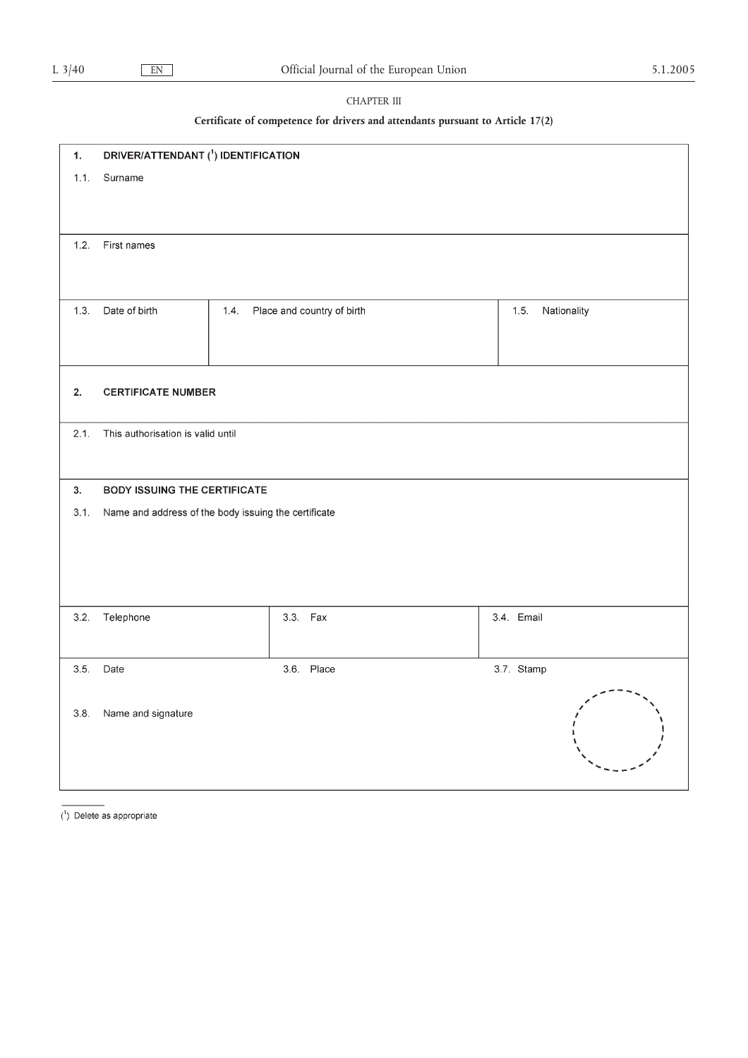CHAPTER III

**Certificate of competence for drivers and attendants pursuant to Article 17(2)**

| | | |
|---|---|---|
| **1. DRIVER/ATTENDANT ([1]) IDENTIFICATION** | | |
| 1.1. Surname | | |
| 1.2. First names | | |
| 1.3. Date of birth | 1.4. Place and country of birth | 1.5. Nationality |
| **2. CERTIFICATE NUMBER** | | |
| 2.1. This authorisation is valid until | | |
| **3. BODY ISSUING THE CERTIFICATE** | | |
| 3.1. Name and address of the body issuing the certificate | | |
| 3.2. Telephone | 3.3. Fax | 3.4. Email |
| 3.5. Date | 3.6. Place | 3.7. Stamp |
| 3.8. Name and signature | | |

([1]) Delete as appropriate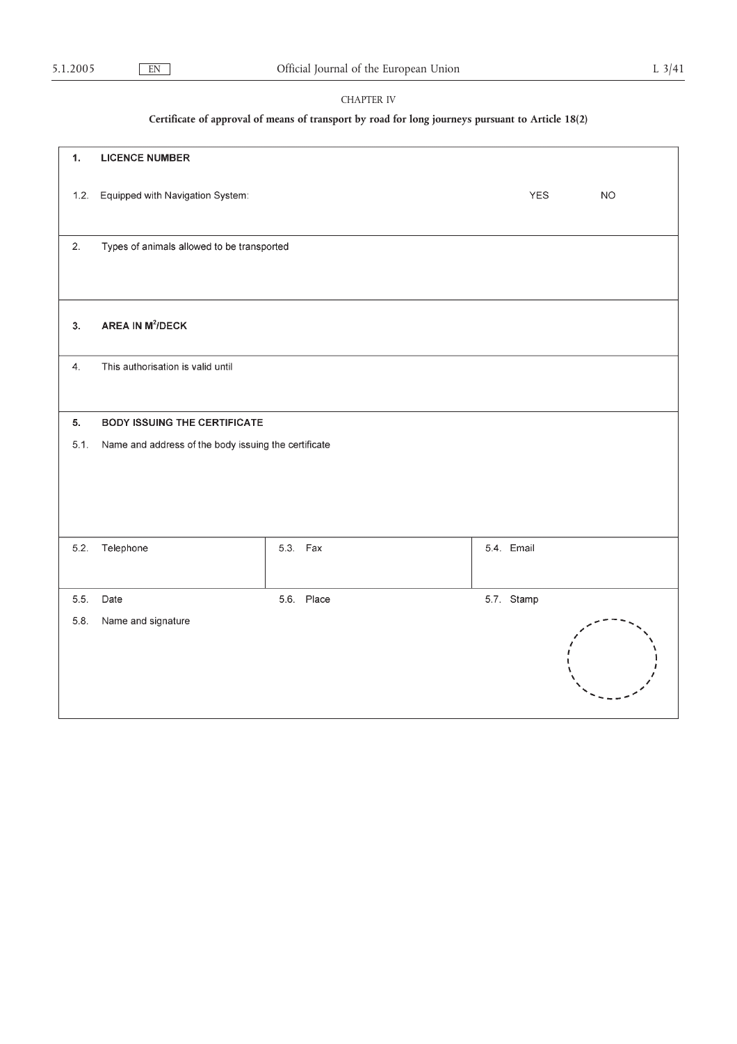CHAPTER IV

**Certificate of approval of means of transport by road for long journeys pursuant to Article 18(2)**

| | | |
|---|---|---|
| **1. LICENCE NUMBER** | | |
| 1.2. Equipped with Navigation System: | | YES NO |
| 2. Types of animals allowed to be transported | | |
| **3. AREA IN $M^2$/DECK** | | |
| 4. This authorisation is valid until | | |
| **5. BODY ISSUING THE CERTIFICATE** | | |
| 5.1. Name and address of the body issuing the certificate | | |
| 5.2. Telephone | 5.3. Fax | 5.4. Email |
| 5.5. Date | 5.6. Place | 5.7. Stamp |
| 5.8. Name and signature | | |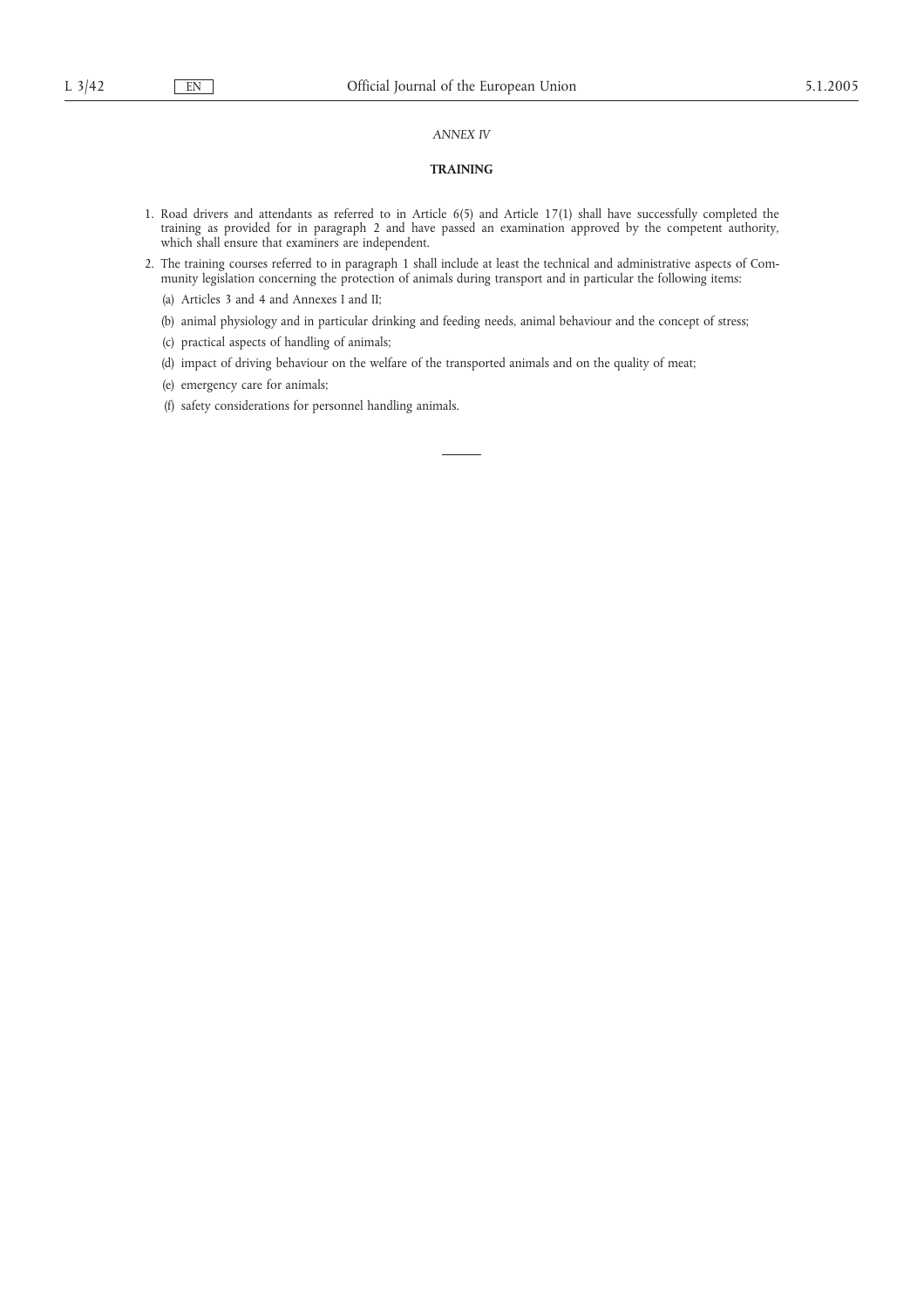*ANNEX IV*

**TRAINING**

1. Road drivers and attendants as referred to in Article 6(5) and Article 17(1) shall have successfully completed the training as provided for in paragraph 2 and have passed an examination approved by the competent authority, which shall ensure that examiners are independent.

2. The training courses referred to in paragraph 1 shall include at least the technical and administrative aspects of Community legislation concerning the protection of animals during transport and in particular the following items:

   (a) Articles 3 and 4 and Annexes I and II;

   (b) animal physiology and in particular drinking and feeding needs, animal behaviour and the concept of stress;

   (c) practical aspects of handling of animals;

   (d) impact of driving behaviour on the welfare of the transported animals and on the quality of meat;

   (e) emergency care for animals;

   (f) safety considerations for personnel handling animals.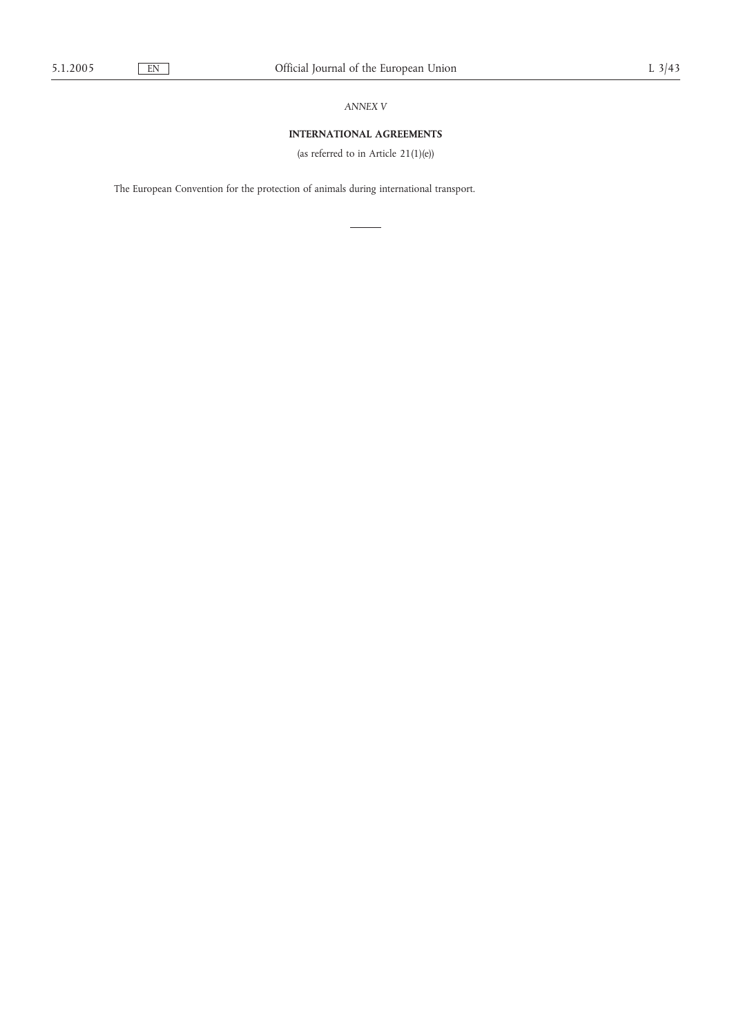*ANNEX V*

## INTERNATIONAL AGREEMENTS

(as referred to in Article 21(1)(e))

The European Convention for the protection of animals during international transport.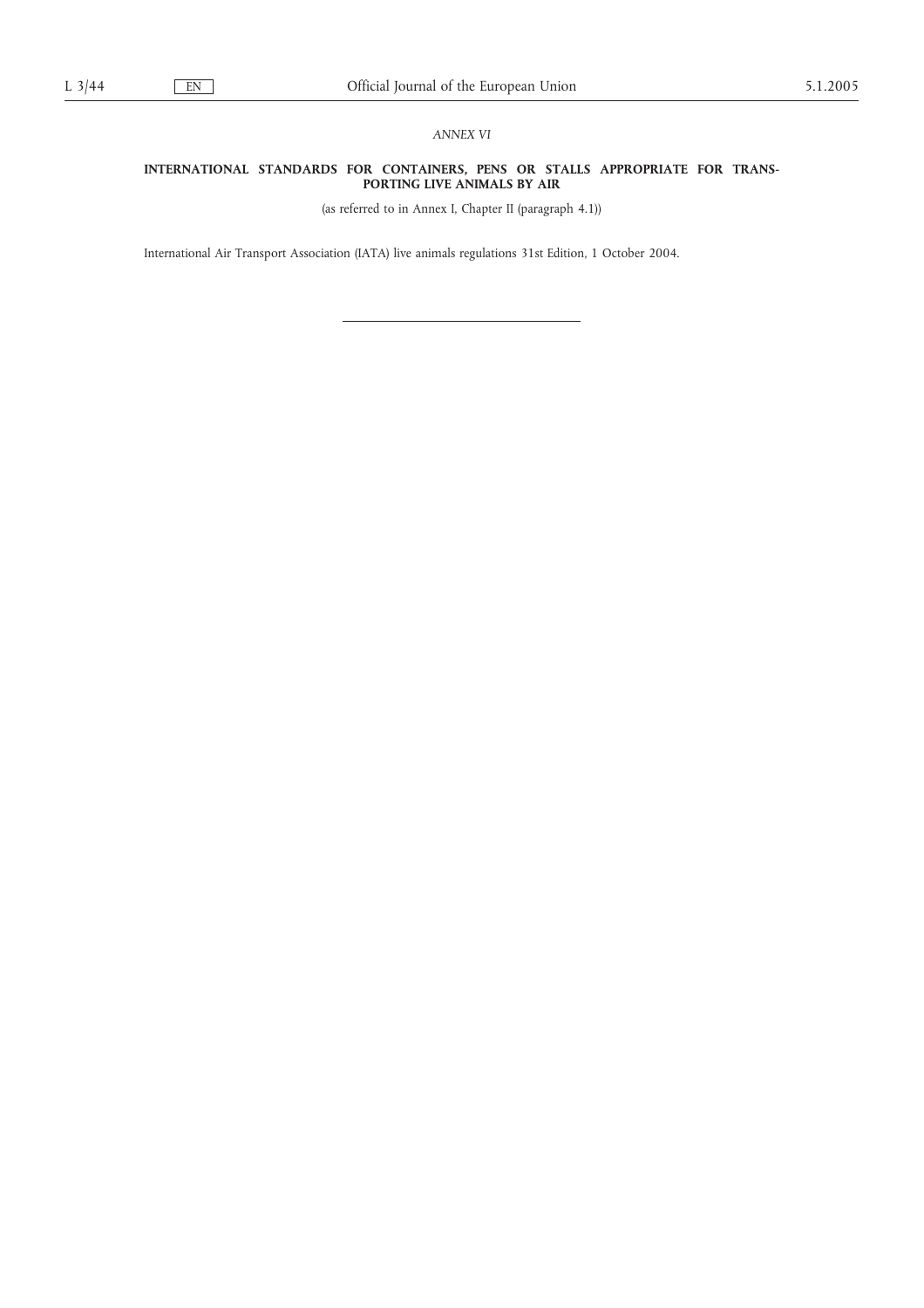*ANNEX VI*

## INTERNATIONAL STANDARDS FOR CONTAINERS, PENS OR STALLS APPROPRIATE FOR TRANSPORTING LIVE ANIMALS BY AIR

(as referred to in Annex I, Chapter II (paragraph 4.1))

International Air Transport Association (IATA) live animals regulations 31st Edition, 1 October 2004.